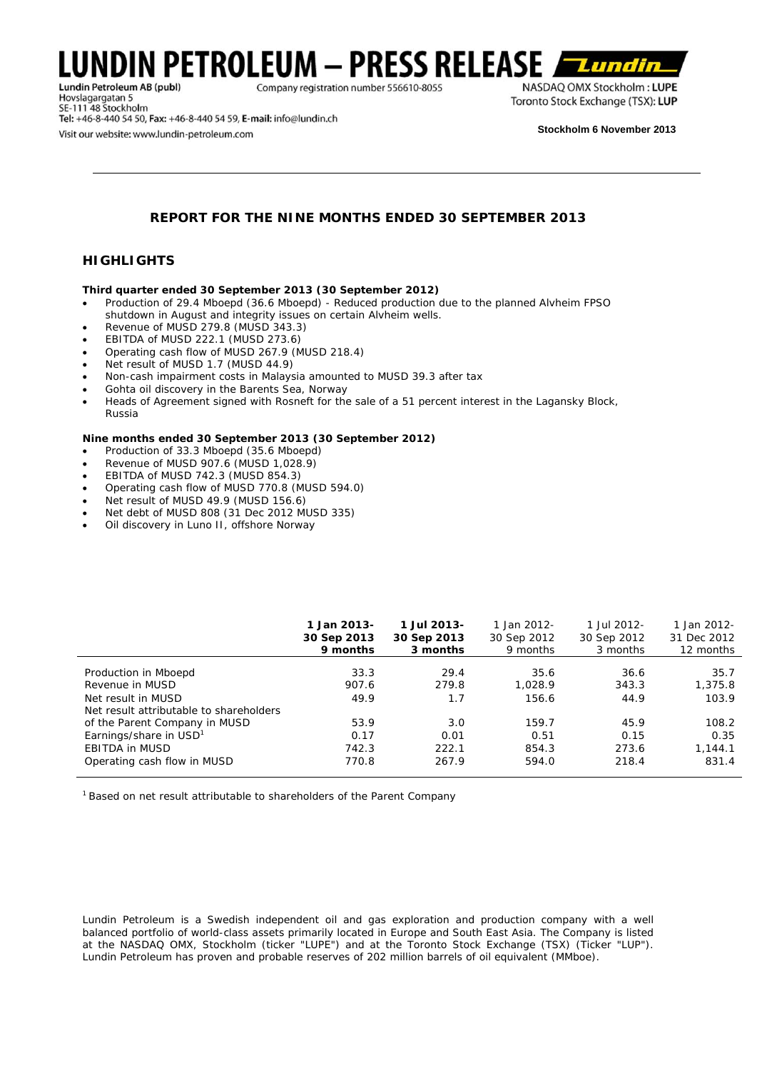# LUNDIN PETROLEUM – PRESS RELEASE

Lundin Petroleum AB (publ)
Company registration number 556610-8055
Hovslagargatan 5
SE-111 48 Stockholm
Tel: +46-8-440 54 50, Fax: +46-8-440 54 59, E-mail: info@lundin.ch
Visit our website: www.lundin-petroleum.com

NASDAQ OMX Stockholm : LUPE
Toronto Stock Exchange (TSX): LUP

**Stockholm 6 November 2013**

## REPORT FOR THE NINE MONTHS ENDED 30 SEPTEMBER 2013

## HIGHLIGHTS

**Third quarter ended 30 September 2013 (30 September 2012)**

- Production of 29.4 Mboepd (36.6 Mboepd) - Reduced production due to the planned Alvheim FPSO shutdown in August and integrity issues on certain Alvheim wells.
- Revenue of MUSD 279.8 (MUSD 343.3)
- EBITDA of MUSD 222.1 (MUSD 273.6)
- Operating cash flow of MUSD 267.9 (MUSD 218.4)
- Net result of MUSD 1.7 (MUSD 44.9)
- Non-cash impairment costs in Malaysia amounted to MUSD 39.3 after tax
- Gohta oil discovery in the Barents Sea, Norway
- Heads of Agreement signed with Rosneft for the sale of a 51 percent interest in the Lagansky Block, Russia

**Nine months ended 30 September 2013 (30 September 2012)**

- Production of 33.3 Mboepd (35.6 Mboepd)
- Revenue of MUSD 907.6 (MUSD 1,028.9)
- EBITDA of MUSD 742.3 (MUSD 854.3)
- Operating cash flow of MUSD 770.8 (MUSD 594.0)
- Net result of MUSD 49.9 (MUSD 156.6)
- Net debt of MUSD 808 (31 Dec 2012 MUSD 335)
- Oil discovery in Luno II, offshore Norway

| | **1 Jan 2013-30 Sep 2013 9 months** | **1 Jul 2013-30 Sep 2013 3 months** | 1 Jan 2012-30 Sep 2012 9 months | 1 Jul 2012-30 Sep 2012 3 months | 1 Jan 2012-31 Dec 2012 12 months |
|---|---|---|---|---|---|
| Production in Mboepd | 33.3 | 29.4 | 35.6 | 36.6 | 35.7 |
| Revenue in MUSD | 907.6 | 279.8 | 1,028.9 | 343.3 | 1,375.8 |
| Net result in MUSD | 49.9 | 1.7 | 156.6 | 44.9 | 103.9 |
| Net result attributable to shareholders of the Parent Company in MUSD | 53.9 | 3.0 | 159.7 | 45.9 | 108.2 |
| Earnings/share in USD[1] | 0.17 | 0.01 | 0.51 | 0.15 | 0.35 |
| EBITDA in MUSD | 742.3 | 222.1 | 854.3 | 273.6 | 1,144.1 |
| Operating cash flow in MUSD | 770.8 | 267.9 | 594.0 | 218.4 | 831.4 |

[1] Based on net result attributable to shareholders of the Parent Company

Lundin Petroleum is a Swedish independent oil and gas exploration and production company with a well balanced portfolio of world-class assets primarily located in Europe and South East Asia. The Company is listed at the NASDAQ OMX, Stockholm (ticker "LUPE") and at the Toronto Stock Exchange (TSX) (Ticker "LUP"). Lundin Petroleum has proven and probable reserves of 202 million barrels of oil equivalent (MMboe).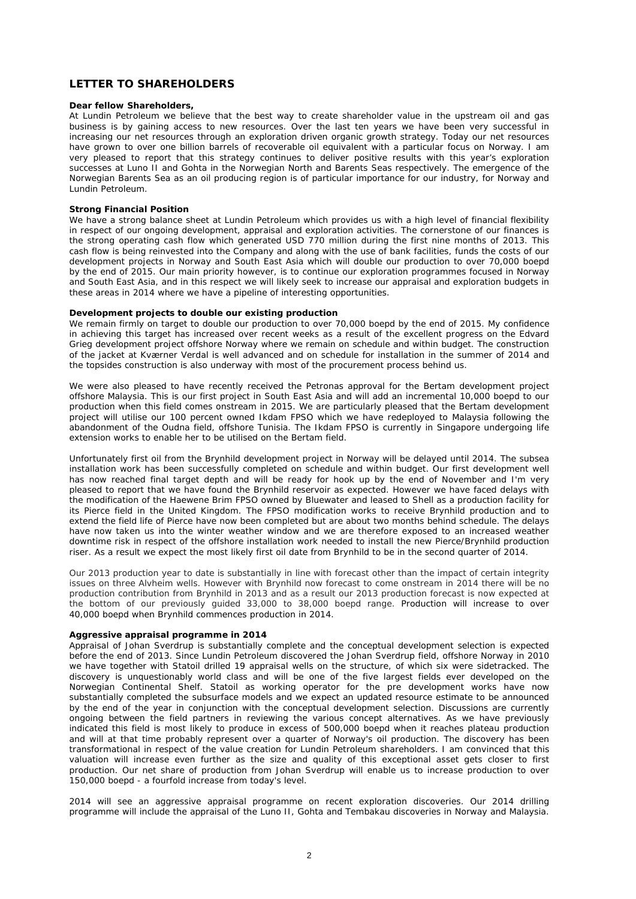## LETTER TO SHAREHOLDERS

**Dear fellow Shareholders,**

At Lundin Petroleum we believe that the best way to create shareholder value in the upstream oil and gas business is by gaining access to new resources. Over the last ten years we have been very successful in increasing our net resources through an exploration driven organic growth strategy. Today our net resources have grown to over one billion barrels of recoverable oil equivalent with a particular focus on Norway. I am very pleased to report that this strategy continues to deliver positive results with this year's exploration successes at Luno II and Gohta in the Norwegian North and Barents Seas respectively. The emergence of the Norwegian Barents Sea as an oil producing region is of particular importance for our industry, for Norway and Lundin Petroleum.

**Strong Financial Position**

We have a strong balance sheet at Lundin Petroleum which provides us with a high level of financial flexibility in respect of our ongoing development, appraisal and exploration activities. The cornerstone of our finances is the strong operating cash flow which generated USD 770 million during the first nine months of 2013. This cash flow is being reinvested into the Company and along with the use of bank facilities, funds the costs of our development projects in Norway and South East Asia which will double our production to over 70,000 boepd by the end of 2015. Our main priority however, is to continue our exploration programmes focused in Norway and South East Asia, and in this respect we will likely seek to increase our appraisal and exploration budgets in these areas in 2014 where we have a pipeline of interesting opportunities.

**Development projects to double our existing production**

We remain firmly on target to double our production to over 70,000 boepd by the end of 2015. My confidence in achieving this target has increased over recent weeks as a result of the excellent progress on the Edvard Grieg development project offshore Norway where we remain on schedule and within budget. The construction of the jacket at Kværner Verdal is well advanced and on schedule for installation in the summer of 2014 and the topsides construction is also underway with most of the procurement process behind us.

We were also pleased to have recently received the Petronas approval for the Bertam development project offshore Malaysia. This is our first project in South East Asia and will add an incremental 10,000 boepd to our production when this field comes onstream in 2015. We are particularly pleased that the Bertam development project will utilise our 100 percent owned Ikdam FPSO which we have redeployed to Malaysia following the abandonment of the Oudna field, offshore Tunisia. The Ikdam FPSO is currently in Singapore undergoing life extension works to enable her to be utilised on the Bertam field.

Unfortunately first oil from the Brynhild development project in Norway will be delayed until 2014. The subsea installation work has been successfully completed on schedule and within budget. Our first development well has now reached final target depth and will be ready for hook up by the end of November and I'm very pleased to report that we have found the Brynhild reservoir as expected. However we have faced delays with the modification of the Haewene Brim FPSO owned by Bluewater and leased to Shell as a production facility for its Pierce field in the United Kingdom. The FPSO modification works to receive Brynhild production and to extend the field life of Pierce have now been completed but are about two months behind schedule. The delays have now taken us into the winter weather window and we are therefore exposed to an increased weather downtime risk in respect of the offshore installation work needed to install the new Pierce/Brynhild production riser. As a result we expect the most likely first oil date from Brynhild to be in the second quarter of 2014.

Our 2013 production year to date is substantially in line with forecast other than the impact of certain integrity issues on three Alvheim wells. However with Brynhild now forecast to come onstream in 2014 there will be no production contribution from Brynhild in 2013 and as a result our 2013 production forecast is now expected at the bottom of our previously guided 33,000 to 38,000 boepd range. Production will increase to over 40,000 boepd when Brynhild commences production in 2014.

**Aggressive appraisal programme in 2014**

Appraisal of Johan Sverdrup is substantially complete and the conceptual development selection is expected before the end of 2013. Since Lundin Petroleum discovered the Johan Sverdrup field, offshore Norway in 2010 we have together with Statoil drilled 19 appraisal wells on the structure, of which six were sidetracked. The discovery is unquestionably world class and will be one of the five largest fields ever developed on the Norwegian Continental Shelf. Statoil as working operator for the pre development works have now substantially completed the subsurface models and we expect an updated resource estimate to be announced by the end of the year in conjunction with the conceptual development selection. Discussions are currently ongoing between the field partners in reviewing the various concept alternatives. As we have previously indicated this field is most likely to produce in excess of 500,000 boepd when it reaches plateau production and will at that time probably represent over a quarter of Norway's oil production. The discovery has been transformational in respect of the value creation for Lundin Petroleum shareholders. I am convinced that this valuation will increase even further as the size and quality of this exceptional asset gets closer to first production. Our net share of production from Johan Sverdrup will enable us to increase production to over 150,000 boepd - a fourfold increase from today's level.

2014 will see an aggressive appraisal programme on recent exploration discoveries. Our 2014 drilling programme will include the appraisal of the Luno II, Gohta and Tembakau discoveries in Norway and Malaysia.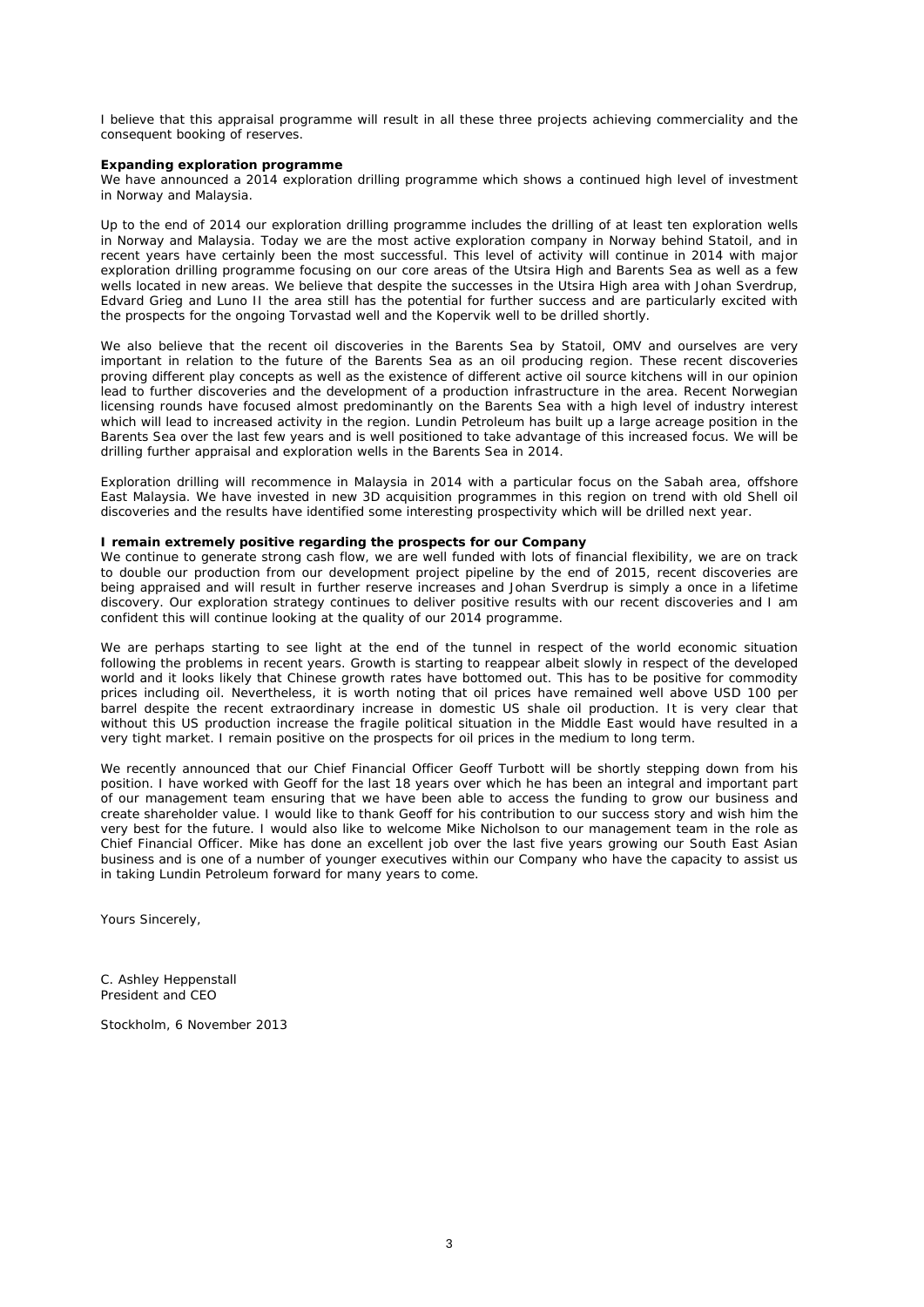I believe that this appraisal programme will result in all these three projects achieving commerciality and the consequent booking of reserves.

**Expanding exploration programme**

We have announced a 2014 exploration drilling programme which shows a continued high level of investment in Norway and Malaysia.

Up to the end of 2014 our exploration drilling programme includes the drilling of at least ten exploration wells in Norway and Malaysia. Today we are the most active exploration company in Norway behind Statoil, and in recent years have certainly been the most successful. This level of activity will continue in 2014 with major exploration drilling programme focusing on our core areas of the Utsira High and Barents Sea as well as a few wells located in new areas. We believe that despite the successes in the Utsira High area with Johan Sverdrup, Edvard Grieg and Luno II the area still has the potential for further success and are particularly excited with the prospects for the ongoing Torvastad well and the Kopervik well to be drilled shortly.

We also believe that the recent oil discoveries in the Barents Sea by Statoil, OMV and ourselves are very important in relation to the future of the Barents Sea as an oil producing region. These recent discoveries proving different play concepts as well as the existence of different active oil source kitchens will in our opinion lead to further discoveries and the development of a production infrastructure in the area. Recent Norwegian licensing rounds have focused almost predominantly on the Barents Sea with a high level of industry interest which will lead to increased activity in the region. Lundin Petroleum has built up a large acreage position in the Barents Sea over the last few years and is well positioned to take advantage of this increased focus. We will be drilling further appraisal and exploration wells in the Barents Sea in 2014.

Exploration drilling will recommence in Malaysia in 2014 with a particular focus on the Sabah area, offshore East Malaysia. We have invested in new 3D acquisition programmes in this region on trend with old Shell oil discoveries and the results have identified some interesting prospectivity which will be drilled next year.

**I remain extremely positive regarding the prospects for our Company**

We continue to generate strong cash flow, we are well funded with lots of financial flexibility, we are on track to double our production from our development project pipeline by the end of 2015, recent discoveries are being appraised and will result in further reserve increases and Johan Sverdrup is simply a once in a lifetime discovery. Our exploration strategy continues to deliver positive results with our recent discoveries and I am confident this will continue looking at the quality of our 2014 programme.

We are perhaps starting to see light at the end of the tunnel in respect of the world economic situation following the problems in recent years. Growth is starting to reappear albeit slowly in respect of the developed world and it looks likely that Chinese growth rates have bottomed out. This has to be positive for commodity prices including oil. Nevertheless, it is worth noting that oil prices have remained well above USD 100 per barrel despite the recent extraordinary increase in domestic US shale oil production. It is very clear that without this US production increase the fragile political situation in the Middle East would have resulted in a very tight market. I remain positive on the prospects for oil prices in the medium to long term.

We recently announced that our Chief Financial Officer Geoff Turbott will be shortly stepping down from his position. I have worked with Geoff for the last 18 years over which he has been an integral and important part of our management team ensuring that we have been able to access the funding to grow our business and create shareholder value. I would like to thank Geoff for his contribution to our success story and wish him the very best for the future. I would also like to welcome Mike Nicholson to our management team in the role as Chief Financial Officer. Mike has done an excellent job over the last five years growing our South East Asian business and is one of a number of younger executives within our Company who have the capacity to assist us in taking Lundin Petroleum forward for many years to come.

Yours Sincerely,

C. Ashley Heppenstall
President and CEO

Stockholm, 6 November 2013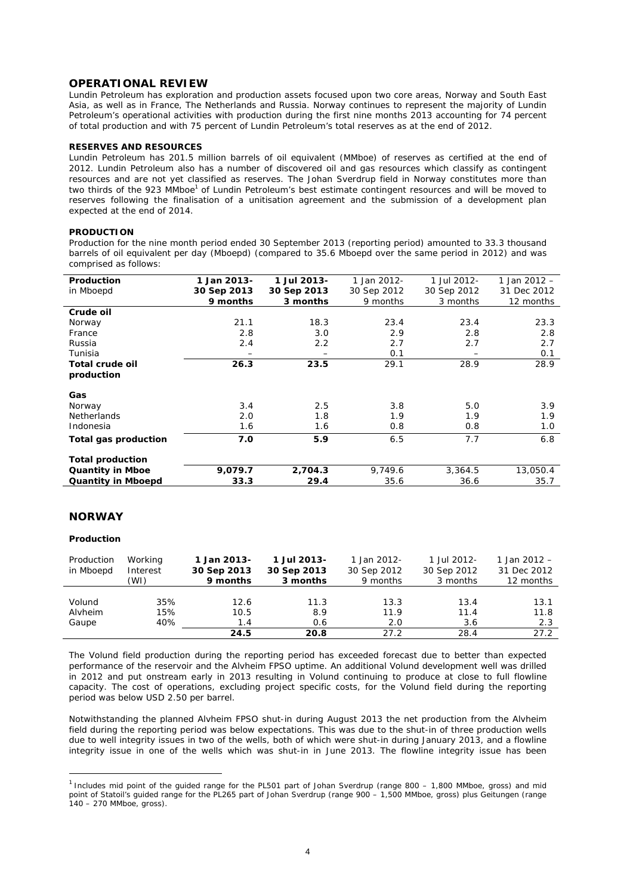## OPERATIONAL REVIEW

Lundin Petroleum has exploration and production assets focused upon two core areas, Norway and South East Asia, as well as in France, The Netherlands and Russia. Norway continues to represent the majority of Lundin Petroleum's operational activities with production during the first nine months 2013 accounting for 74 percent of total production and with 75 percent of Lundin Petroleum's total reserves as at the end of 2012.

### RESERVES AND RESOURCES

Lundin Petroleum has 201.5 million barrels of oil equivalent (MMboe) of reserves as certified at the end of 2012. Lundin Petroleum also has a number of discovered oil and gas resources which classify as contingent resources and are not yet classified as reserves. The Johan Sverdrup field in Norway constitutes more than two thirds of the 923 MMboe[1] of Lundin Petroleum's best estimate contingent resources and will be moved to reserves following the finalisation of a unitisation agreement and the submission of a development plan expected at the end of 2014.

### PRODUCTION

Production for the nine month period ended 30 September 2013 (reporting period) amounted to 33.3 thousand barrels of oil equivalent per day (Mboepd) (compared to 35.6 Mboepd over the same period in 2012) and was comprised as follows:

| Production in Mboepd | **1 Jan 2013- 30 Sep 2013 9 months** | **1 Jul 2013- 30 Sep 2013 3 months** | 1 Jan 2012- 30 Sep 2012 9 months | 1 Jul 2012- 30 Sep 2012 3 months | 1 Jan 2012 – 31 Dec 2012 12 months |
|---|---|---|---|---|---|
| **Crude oil** | | | | | |
| Norway | 21.1 | 18.3 | 23.4 | 23.4 | 23.3 |
| France | 2.8 | 3.0 | 2.9 | 2.8 | 2.8 |
| Russia | 2.4 | 2.2 | 2.7 | 2.7 | 2.7 |
| Tunisia | – | – | 0.1 | – | 0.1 |
| **Total crude oil production** | **26.3** | **23.5** | 29.1 | 28.9 | 28.9 |
| **Gas** | | | | | |
| Norway | 3.4 | 2.5 | 3.8 | 5.0 | 3.9 |
| Netherlands | 2.0 | 1.8 | 1.9 | 1.9 | 1.9 |
| Indonesia | 1.6 | 1.6 | 0.8 | 0.8 | 1.0 |
| **Total gas production** | **7.0** | **5.9** | 6.5 | 7.7 | 6.8 |
| **Total production** | | | | | |
| **Quantity in Mboe** | **9,079.7** | **2,704.3** | 9,749.6 | 3,364.5 | 13,050.4 |
| **Quantity in Mboepd** | **33.3** | **29.4** | 35.6 | 36.6 | 35.7 |

## NORWAY

### Production

| Production in Mboepd | Working Interest (WI) | **1 Jan 2013- 30 Sep 2013 9 months** | **1 Jul 2013- 30 Sep 2013 3 months** | 1 Jan 2012- 30 Sep 2012 9 months | 1 Jul 2012- 30 Sep 2012 3 months | 1 Jan 2012 – 31 Dec 2012 12 months |
|---|---|---|---|---|---|---|
| Volund | 35% | 12.6 | 11.3 | 13.3 | 13.4 | 13.1 |
| Alvheim | 15% | 10.5 | 8.9 | 11.9 | 11.4 | 11.8 |
| Gaupe | 40% | 1.4 | 0.6 | 2.0 | 3.6 | 2.3 |
| | | **24.5** | **20.8** | 27.2 | 28.4 | 27.2 |

The Volund field production during the reporting period has exceeded forecast due to better than expected performance of the reservoir and the Alvheim FPSO uptime. An additional Volund development well was drilled in 2012 and put onstream early in 2013 resulting in Volund continuing to produce at close to full flowline capacity. The cost of operations, excluding project specific costs, for the Volund field during the reporting period was below USD 2.50 per barrel.

Notwithstanding the planned Alvheim FPSO shut-in during August 2013 the net production from the Alvheim field during the reporting period was below expectations. This was due to the shut-in of three production wells due to well integrity issues in two of the wells, both of which were shut-in during January 2013, and a flowline integrity issue in one of the wells which was shut-in in June 2013. The flowline integrity issue has been

[1] Includes mid point of the guided range for the PL501 part of Johan Sverdrup (range 800 – 1,800 MMboe, gross) and mid point of Statoil's guided range for the PL265 part of Johan Sverdrup (range 900 – 1,500 MMboe, gross) plus Geitungen (range 140 – 270 MMboe, gross).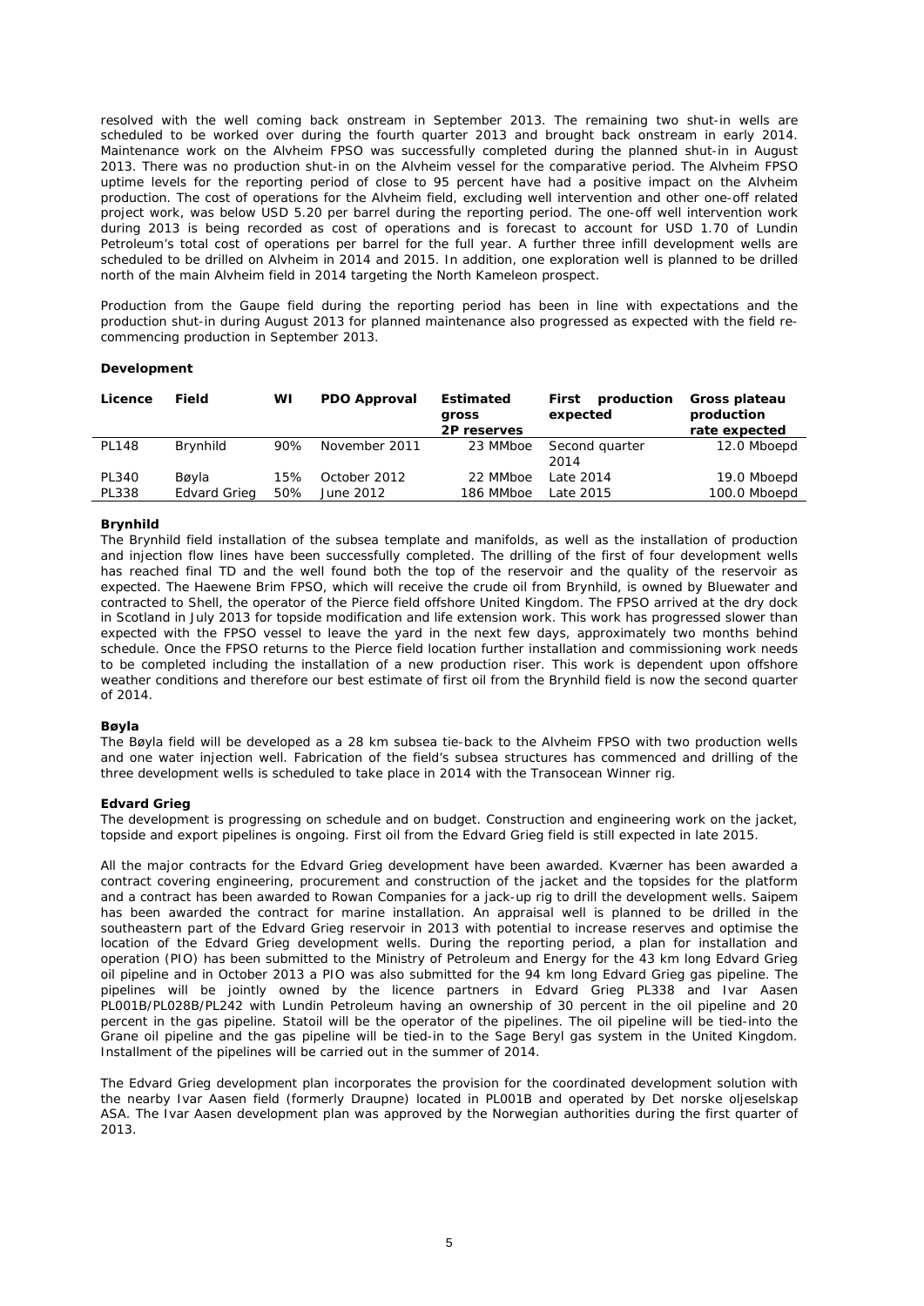resolved with the well coming back onstream in September 2013. The remaining two shut-in wells are scheduled to be worked over during the fourth quarter 2013 and brought back onstream in early 2014. Maintenance work on the Alvheim FPSO was successfully completed during the planned shut-in in August 2013. There was no production shut-in on the Alvheim vessel for the comparative period. The Alvheim FPSO uptime levels for the reporting period of close to 95 percent have had a positive impact on the Alvheim production. The cost of operations for the Alvheim field, excluding well intervention and other one-off related project work, was below USD 5.20 per barrel during the reporting period. The one-off well intervention work during 2013 is being recorded as cost of operations and is forecast to account for USD 1.70 of Lundin Petroleum's total cost of operations per barrel for the full year. A further three infill development wells are scheduled to be drilled on Alvheim in 2014 and 2015. In addition, one exploration well is planned to be drilled north of the main Alvheim field in 2014 targeting the North Kameleon prospect.

Production from the Gaupe field during the reporting period has been in line with expectations and the production shut-in during August 2013 for planned maintenance also progressed as expected with the field re-commencing production in September 2013.

**Development**

| Licence | Field | WI | PDO Approval | Estimated gross 2P reserves | First production expected | Gross plateau production rate expected |
|---|---|---|---|---|---|---|
| PL148 | Brynhild | 90% | November 2011 | 23 MMboe | Second quarter 2014 | 12.0 Mboepd |
| PL340 | Bøyla | 15% | October 2012 | 22 MMboe | Late 2014 | 19.0 Mboepd |
| PL338 | Edvard Grieg | 50% | June 2012 | 186 MMboe | Late 2015 | 100.0 Mboepd |

**Brynhild**

The Brynhild field installation of the subsea template and manifolds, as well as the installation of production and injection flow lines have been successfully completed. The drilling of the first of four development wells has reached final TD and the well found both the top of the reservoir and the quality of the reservoir as expected. The Haewene Brim FPSO, which will receive the crude oil from Brynhild, is owned by Bluewater and contracted to Shell, the operator of the Pierce field offshore United Kingdom. The FPSO arrived at the dry dock in Scotland in July 2013 for topside modification and life extension work. This work has progressed slower than expected with the FPSO vessel to leave the yard in the next few days, approximately two months behind schedule. Once the FPSO returns to the Pierce field location further installation and commissioning work needs to be completed including the installation of a new production riser. This work is dependent upon offshore weather conditions and therefore our best estimate of first oil from the Brynhild field is now the second quarter of 2014.

**Bøyla**

The Bøyla field will be developed as a 28 km subsea tie-back to the Alvheim FPSO with two production wells and one water injection well. Fabrication of the field's subsea structures has commenced and drilling of the three development wells is scheduled to take place in 2014 with the Transocean Winner rig.

**Edvard Grieg**

The development is progressing on schedule and on budget. Construction and engineering work on the jacket, topside and export pipelines is ongoing. First oil from the Edvard Grieg field is still expected in late 2015.

All the major contracts for the Edvard Grieg development have been awarded. Kværner has been awarded a contract covering engineering, procurement and construction of the jacket and the topsides for the platform and a contract has been awarded to Rowan Companies for a jack-up rig to drill the development wells. Saipem has been awarded the contract for marine installation. An appraisal well is planned to be drilled in the southeastern part of the Edvard Grieg reservoir in 2013 with potential to increase reserves and optimise the location of the Edvard Grieg development wells. During the reporting period, a plan for installation and operation (PIO) has been submitted to the Ministry of Petroleum and Energy for the 43 km long Edvard Grieg oil pipeline and in October 2013 a PIO was also submitted for the 94 km long Edvard Grieg gas pipeline. The pipelines will be jointly owned by the licence partners in Edvard Grieg PL338 and Ivar Aasen PL001B/PL028B/PL242 with Lundin Petroleum having an ownership of 30 percent in the oil pipeline and 20 percent in the gas pipeline. Statoil will be the operator of the pipelines. The oil pipeline will be tied-into the Grane oil pipeline and the gas pipeline will be tied-in to the Sage Beryl gas system in the United Kingdom. Installment of the pipelines will be carried out in the summer of 2014.

The Edvard Grieg development plan incorporates the provision for the coordinated development solution with the nearby Ivar Aasen field (formerly Draupne) located in PL001B and operated by Det norske oljeselskap ASA. The Ivar Aasen development plan was approved by the Norwegian authorities during the first quarter of 2013.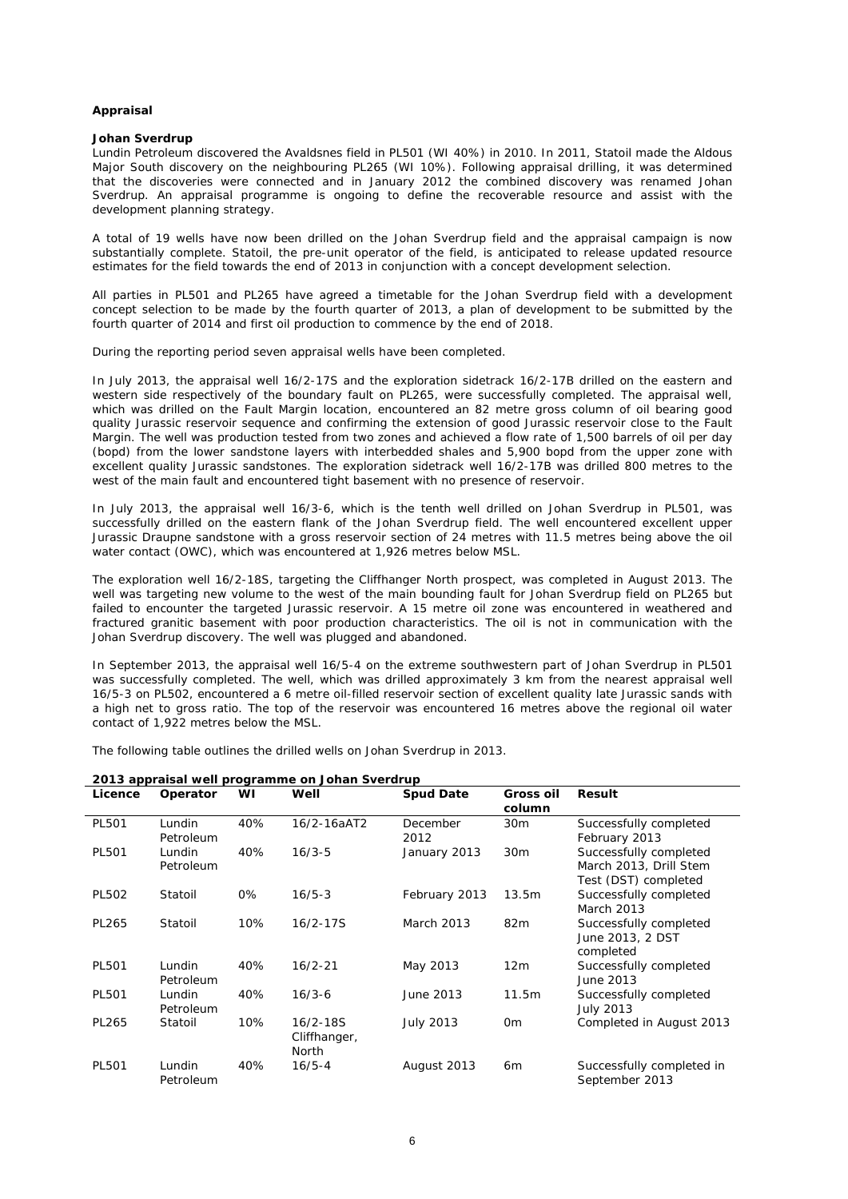**Appraisal**

**Johan Sverdrup**

Lundin Petroleum discovered the Avaldsnes field in PL501 (WI 40%) in 2010. In 2011, Statoil made the Aldous Major South discovery on the neighbouring PL265 (WI 10%). Following appraisal drilling, it was determined that the discoveries were connected and in January 2012 the combined discovery was renamed Johan Sverdrup. An appraisal programme is ongoing to define the recoverable resource and assist with the development planning strategy.

A total of 19 wells have now been drilled on the Johan Sverdrup field and the appraisal campaign is now substantially complete. Statoil, the pre-unit operator of the field, is anticipated to release updated resource estimates for the field towards the end of 2013 in conjunction with a concept development selection.

All parties in PL501 and PL265 have agreed a timetable for the Johan Sverdrup field with a development concept selection to be made by the fourth quarter of 2013, a plan of development to be submitted by the fourth quarter of 2014 and first oil production to commence by the end of 2018.

During the reporting period seven appraisal wells have been completed.

In July 2013, the appraisal well 16/2-17S and the exploration sidetrack 16/2-17B drilled on the eastern and western side respectively of the boundary fault on PL265, were successfully completed. The appraisal well, which was drilled on the Fault Margin location, encountered an 82 metre gross column of oil bearing good quality Jurassic reservoir sequence and confirming the extension of good Jurassic reservoir close to the Fault Margin. The well was production tested from two zones and achieved a flow rate of 1,500 barrels of oil per day (bopd) from the lower sandstone layers with interbedded shales and 5,900 bopd from the upper zone with excellent quality Jurassic sandstones. The exploration sidetrack well 16/2-17B was drilled 800 metres to the west of the main fault and encountered tight basement with no presence of reservoir.

In July 2013, the appraisal well 16/3-6, which is the tenth well drilled on Johan Sverdrup in PL501, was successfully drilled on the eastern flank of the Johan Sverdrup field. The well encountered excellent upper Jurassic Draupne sandstone with a gross reservoir section of 24 metres with 11.5 metres being above the oil water contact (OWC), which was encountered at 1,926 metres below MSL.

The exploration well 16/2-18S, targeting the Cliffhanger North prospect, was completed in August 2013. The well was targeting new volume to the west of the main bounding fault for Johan Sverdrup field on PL265 but failed to encounter the targeted Jurassic reservoir. A 15 metre oil zone was encountered in weathered and fractured granitic basement with poor production characteristics. The oil is not in communication with the Johan Sverdrup discovery. The well was plugged and abandoned.

In September 2013, the appraisal well 16/5-4 on the extreme southwestern part of Johan Sverdrup in PL501 was successfully completed. The well, which was drilled approximately 3 km from the nearest appraisal well 16/5-3 on PL502, encountered a 6 metre oil-filled reservoir section of excellent quality late Jurassic sands with a high net to gross ratio. The top of the reservoir was encountered 16 metres above the regional oil water contact of 1,922 metres below the MSL.

The following table outlines the drilled wells on Johan Sverdrup in 2013.

**2013 appraisal well programme on Johan Sverdrup**

| Licence | Operator | WI | Well | Spud Date | Gross oil column | Result |
|---|---|---|---|---|---|---|
| PL501 | Lundin Petroleum | 40% | 16/2-16aAT2 | December 2012 | 30m | Successfully completed February 2013 |
| PL501 | Lundin Petroleum | 40% | 16/3-5 | January 2013 | 30m | Successfully completed March 2013, Drill Stem Test (DST) completed |
| PL502 | Statoil | 0% | 16/5-3 | February 2013 | 13.5m | Successfully completed March 2013 |
| PL265 | Statoil | 10% | 16/2-17S | March 2013 | 82m | Successfully completed June 2013, 2 DST completed |
| PL501 | Lundin Petroleum | 40% | 16/2-21 | May 2013 | 12m | Successfully completed June 2013 |
| PL501 | Lundin Petroleum | 40% | 16/3-6 | June 2013 | 11.5m | Successfully completed July 2013 |
| PL265 | Statoil | 10% | 16/2-18S Cliffhanger, North | July 2013 | 0m | Completed in August 2013 |
| PL501 | Lundin Petroleum | 40% | 16/5-4 | August 2013 | 6m | Successfully completed in September 2013 |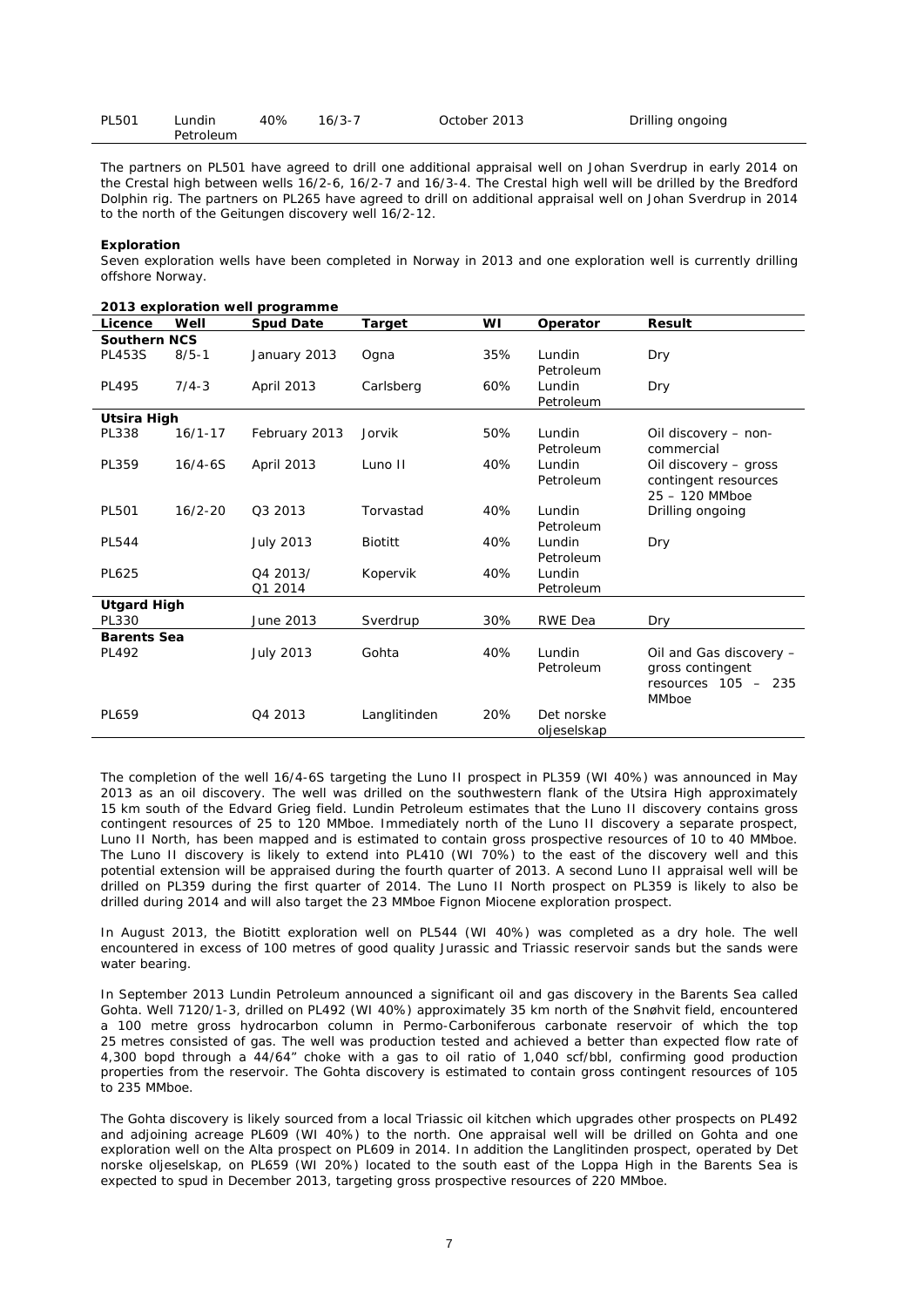| PL501 | Lundin Petroleum | 40% | 16/3-7 | October 2013 | Drilling ongoing |
|---|---|---|---|---|---|

The partners on PL501 have agreed to drill one additional appraisal well on Johan Sverdrup in early 2014 on the Crestal high between wells 16/2-6, 16/2-7 and 16/3-4. The Crestal high well will be drilled by the Bredford Dolphin rig. The partners on PL265 have agreed to drill on additional appraisal well on Johan Sverdrup in 2014 to the north of the Geitungen discovery well 16/2-12.

**Exploration**

Seven exploration wells have been completed in Norway in 2013 and one exploration well is currently drilling offshore Norway.

**2013 exploration well programme**

| Licence | Well | Spud Date | Target | WI | Operator | Result |
|---|---|---|---|---|---|---|
| **Southern NCS** | | | | | | |
| PL453S | 8/5-1 | January 2013 | Ogna | 35% | Lundin Petroleum | Dry |
| PL495 | 7/4-3 | April 2013 | Carlsberg | 60% | Lundin Petroleum | Dry |
| **Utsira High** | | | | | | |
| PL338 | 16/1-17 | February 2013 | Jorvik | 50% | Lundin Petroleum | Oil discovery – non-commercial |
| PL359 | 16/4-6S | April 2013 | Luno II | 40% | Lundin Petroleum | Oil discovery – gross contingent resources 25 – 120 MMboe |
| PL501 | 16/2-20 | Q3 2013 | Torvastad | 40% | Lundin Petroleum | Drilling ongoing |
| PL544 | | July 2013 | Biotitt | 40% | Lundin Petroleum | Dry |
| PL625 | | Q4 2013/ Q1 2014 | Kopervik | 40% | Lundin Petroleum | |
| **Utgard High** | | | | | | |
| PL330 | | June 2013 | Sverdrup | 30% | RWE Dea | Dry |
| **Barents Sea** | | | | | | |
| PL492 | | July 2013 | Gohta | 40% | Lundin Petroleum | Oil and Gas discovery – gross contingent resources 105 – 235 MMboe |
| PL659 | | Q4 2013 | Langlitinden | 20% | Det norske oljeselskap | |

The completion of the well 16/4-6S targeting the Luno II prospect in PL359 (WI 40%) was announced in May 2013 as an oil discovery. The well was drilled on the southwestern flank of the Utsira High approximately 15 km south of the Edvard Grieg field. Lundin Petroleum estimates that the Luno II discovery contains gross contingent resources of 25 to 120 MMboe. Immediately north of the Luno II discovery a separate prospect, Luno II North, has been mapped and is estimated to contain gross prospective resources of 10 to 40 MMboe. The Luno II discovery is likely to extend into PL410 (WI 70%) to the east of the discovery well and this potential extension will be appraised during the fourth quarter of 2013. A second Luno II appraisal well will be drilled on PL359 during the first quarter of 2014. The Luno II North prospect on PL359 is likely to also be drilled during 2014 and will also target the 23 MMboe Fignon Miocene exploration prospect.

In August 2013, the Biotitt exploration well on PL544 (WI 40%) was completed as a dry hole. The well encountered in excess of 100 metres of good quality Jurassic and Triassic reservoir sands but the sands were water bearing.

In September 2013 Lundin Petroleum announced a significant oil and gas discovery in the Barents Sea called Gohta. Well 7120/1-3, drilled on PL492 (WI 40%) approximately 35 km north of the Snøhvit field, encountered a 100 metre gross hydrocarbon column in Permo-Carboniferous carbonate reservoir of which the top 25 metres consisted of gas. The well was production tested and achieved a better than expected flow rate of 4,300 bopd through a 44/64" choke with a gas to oil ratio of 1,040 scf/bbl, confirming good production properties from the reservoir. The Gohta discovery is estimated to contain gross contingent resources of 105 to 235 MMboe.

The Gohta discovery is likely sourced from a local Triassic oil kitchen which upgrades other prospects on PL492 and adjoining acreage PL609 (WI 40%) to the north. One appraisal well will be drilled on Gohta and one exploration well on the Alta prospect on PL609 in 2014. In addition the Langlitinden prospect, operated by Det norske oljeselskap, on PL659 (WI 20%) located to the south east of the Loppa High in the Barents Sea is expected to spud in December 2013, targeting gross prospective resources of 220 MMboe.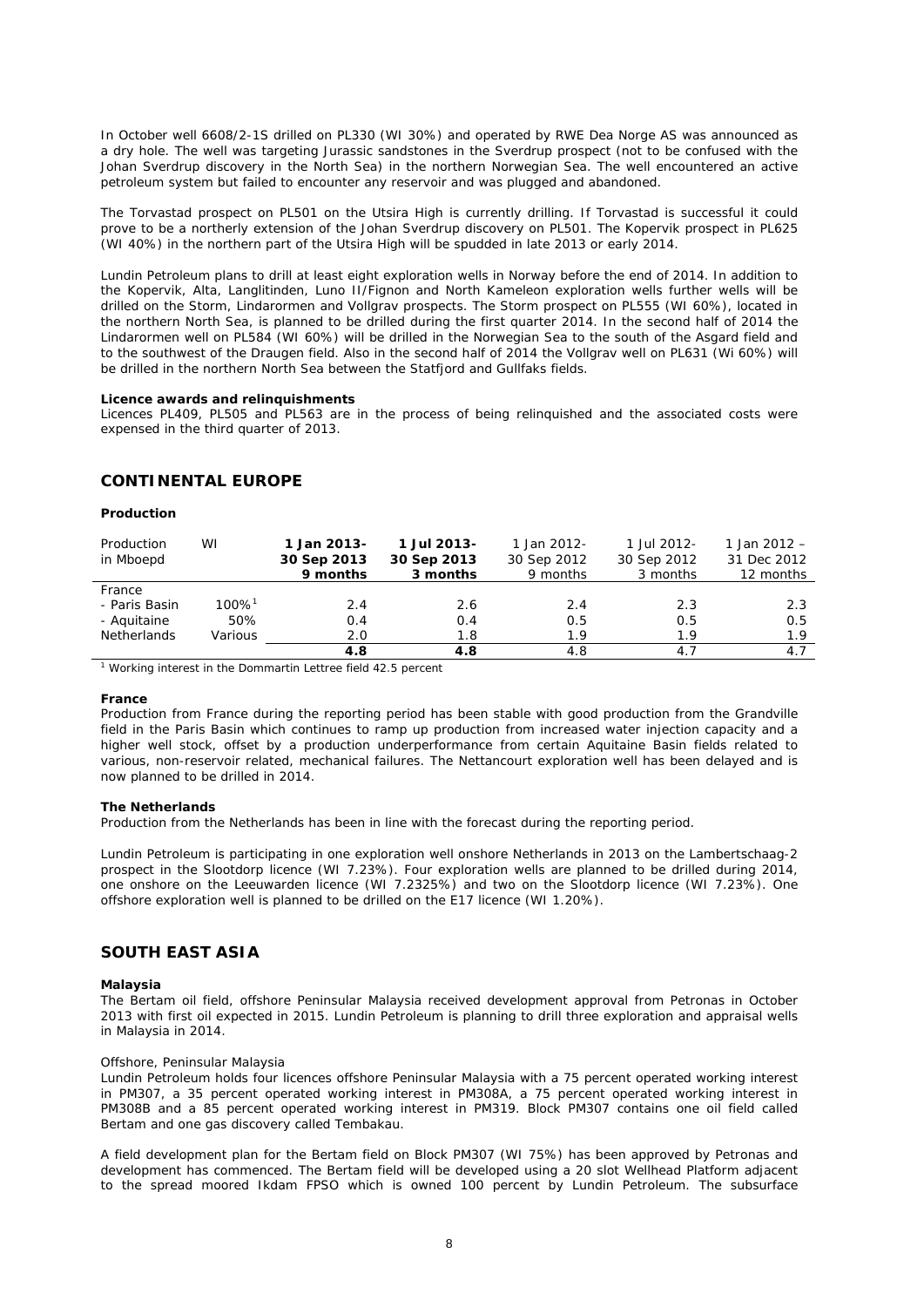In October well 6608/2-1S drilled on PL330 (WI 30%) and operated by RWE Dea Norge AS was announced as a dry hole. The well was targeting Jurassic sandstones in the Sverdrup prospect (not to be confused with the Johan Sverdrup discovery in the North Sea) in the northern Norwegian Sea. The well encountered an active petroleum system but failed to encounter any reservoir and was plugged and abandoned.

The Torvastad prospect on PL501 on the Utsira High is currently drilling. If Torvastad is successful it could prove to be a northerly extension of the Johan Sverdrup discovery on PL501. The Kopervik prospect in PL625 (WI 40%) in the northern part of the Utsira High will be spudded in late 2013 or early 2014.

Lundin Petroleum plans to drill at least eight exploration wells in Norway before the end of 2014. In addition to the Kopervik, Alta, Langlitinden, Luno II/Fignon and North Kameleon exploration wells further wells will be drilled on the Storm, Lindarormen and Vollgrav prospects. The Storm prospect on PL555 (WI 60%), located in the northern North Sea, is planned to be drilled during the first quarter 2014. In the second half of 2014 the Lindarormen well on PL584 (WI 60%) will be drilled in the Norwegian Sea to the south of the Asgard field and to the southwest of the Draugen field. Also in the second half of 2014 the Vollgrav well on PL631 (Wi 60%) will be drilled in the northern North Sea between the Statfjord and Gullfaks fields.

**Licence awards and relinquishments**

Licences PL409, PL505 and PL563 are in the process of being relinquished and the associated costs were expensed in the third quarter of 2013.

## CONTINENTAL EUROPE

**Production**

| Production in Mboepd | WI | **1 Jan 2013- 30 Sep 2013 9 months** | **1 Jul 2013- 30 Sep 2013 3 months** | 1 Jan 2012- 30 Sep 2012 9 months | 1 Jul 2012- 30 Sep 2012 3 months | 1 Jan 2012 – 31 Dec 2012 12 months |
|---|---|---|---|---|---|---|
| France | | | | | | |
| - Paris Basin | 100%[1] | 2.4 | 2.6 | 2.4 | 2.3 | 2.3 |
| - Aquitaine | 50% | 0.4 | 0.4 | 0.5 | 0.5 | 0.5 |
| Netherlands | Various | 2.0 | 1.8 | 1.9 | 1.9 | 1.9 |
| | | **4.8** | **4.8** | 4.8 | 4.7 | 4.7 |

[1] Working interest in the Dommartin Lettree field 42.5 percent

**France**

Production from France during the reporting period has been stable with good production from the Grandville field in the Paris Basin which continues to ramp up production from increased water injection capacity and a higher well stock, offset by a production underperformance from certain Aquitaine Basin fields related to various, non-reservoir related, mechanical failures. The Nettancourt exploration well has been delayed and is now planned to be drilled in 2014.

**The Netherlands**

Production from the Netherlands has been in line with the forecast during the reporting period.

Lundin Petroleum is participating in one exploration well onshore Netherlands in 2013 on the Lambertschaag-2 prospect in the Slootdorp licence (WI 7.23%). Four exploration wells are planned to be drilled during 2014, one onshore on the Leeuwarden licence (WI 7.2325%) and two on the Slootdorp licence (WI 7.23%). One offshore exploration well is planned to be drilled on the E17 licence (WI 1.20%).

## SOUTH EAST ASIA

**Malaysia**

The Bertam oil field, offshore Peninsular Malaysia received development approval from Petronas in October 2013 with first oil expected in 2015. Lundin Petroleum is planning to drill three exploration and appraisal wells in Malaysia in 2014.

*Offshore, Peninsular Malaysia*

Lundin Petroleum holds four licences offshore Peninsular Malaysia with a 75 percent operated working interest in PM307, a 35 percent operated working interest in PM308A, a 75 percent operated working interest in PM308B and a 85 percent operated working interest in PM319. Block PM307 contains one oil field called Bertam and one gas discovery called Tembakau.

A field development plan for the Bertam field on Block PM307 (WI 75%) has been approved by Petronas and development has commenced. The Bertam field will be developed using a 20 slot Wellhead Platform adjacent to the spread moored Ikdam FPSO which is owned 100 percent by Lundin Petroleum. The subsurface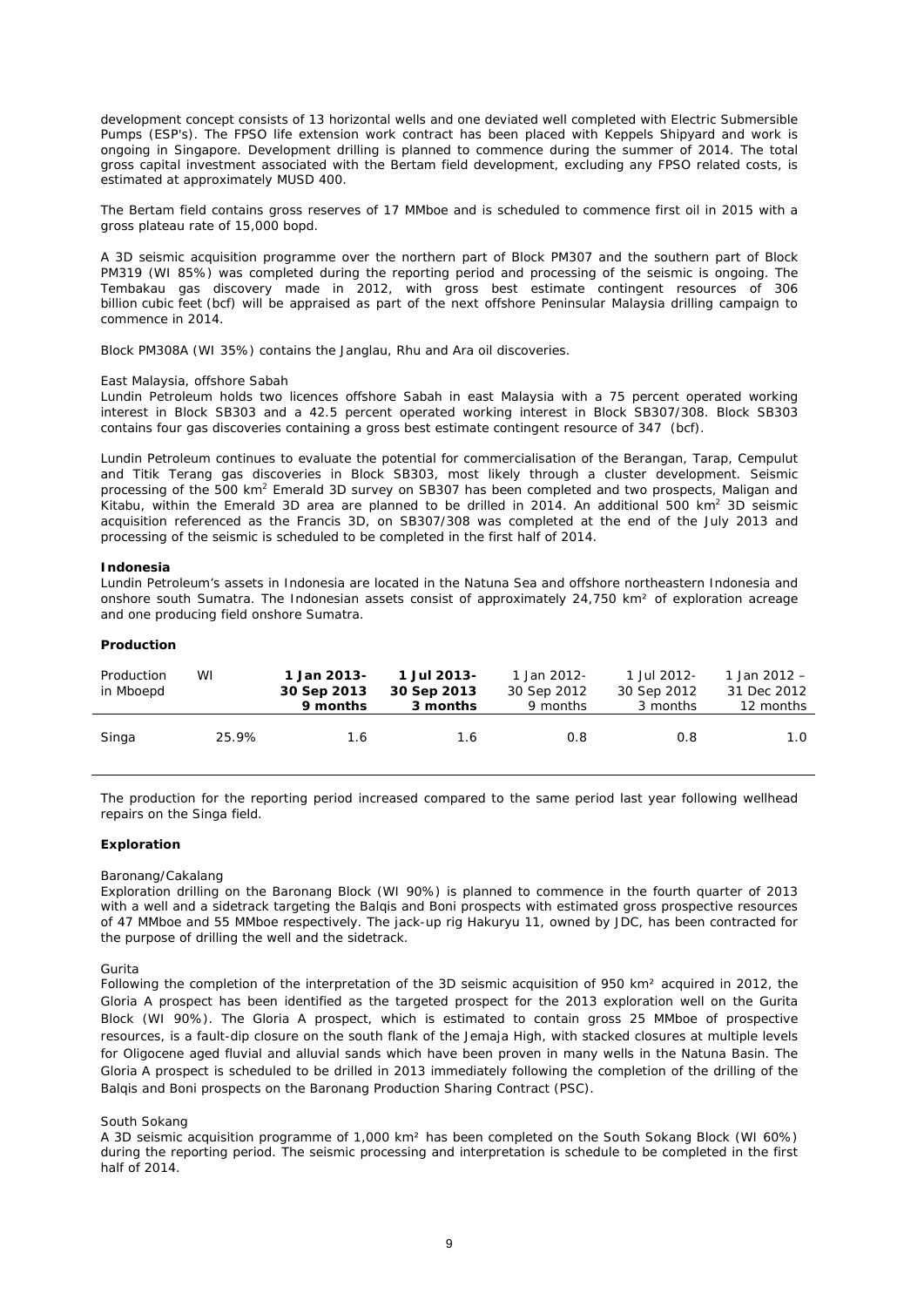development concept consists of 13 horizontal wells and one deviated well completed with Electric Submersible Pumps (ESP's). The FPSO life extension work contract has been placed with Keppels Shipyard and work is ongoing in Singapore. Development drilling is planned to commence during the summer of 2014. The total gross capital investment associated with the Bertam field development, excluding any FPSO related costs, is estimated at approximately MUSD 400.

The Bertam field contains gross reserves of 17 MMboe and is scheduled to commence first oil in 2015 with a gross plateau rate of 15,000 bopd.

A 3D seismic acquisition programme over the northern part of Block PM307 and the southern part of Block PM319 (WI 85%) was completed during the reporting period and processing of the seismic is ongoing. The Tembakau gas discovery made in 2012, with gross best estimate contingent resources of 306 billion cubic feet (bcf) will be appraised as part of the next offshore Peninsular Malaysia drilling campaign to commence in 2014.

Block PM308A (WI 35%) contains the Janglau, Rhu and Ara oil discoveries.

*East Malaysia, offshore Sabah*

Lundin Petroleum holds two licences offshore Sabah in east Malaysia with a 75 percent operated working interest in Block SB303 and a 42.5 percent operated working interest in Block SB307/308. Block SB303 contains four gas discoveries containing a gross best estimate contingent resource of 347 (bcf).

Lundin Petroleum continues to evaluate the potential for commercialisation of the Berangan, Tarap, Cempulut and Titik Terang gas discoveries in Block SB303, most likely through a cluster development. Seismic processing of the 500 km$^2$ Emerald 3D survey on SB307 has been completed and two prospects, Maligan and Kitabu, within the Emerald 3D area are planned to be drilled in 2014. An additional 500 km$^2$ 3D seismic acquisition referenced as the Francis 3D, on SB307/308 was completed at the end of the July 2013 and processing of the seismic is scheduled to be completed in the first half of 2014.

**Indonesia**

Lundin Petroleum's assets in Indonesia are located in the Natuna Sea and offshore northeastern Indonesia and onshore south Sumatra. The Indonesian assets consist of approximately 24,750 km$^2$ of exploration acreage and one producing field onshore Sumatra.

**Production**

| Production in Mboepd | WI | **1 Jan 2013- 30 Sep 2013 9 months** | **1 Jul 2013- 30 Sep 2013 3 months** | 1 Jan 2012- 30 Sep 2012 9 months | 1 Jul 2012- 30 Sep 2012 3 months | 1 Jan 2012 – 31 Dec 2012 12 months |
|---|---|---|---|---|---|---|
| Singa | 25.9% | 1.6 | 1.6 | 0.8 | 0.8 | 1.0 |

The production for the reporting period increased compared to the same period last year following wellhead repairs on the Singa field.

**Exploration**

*Baronang/Cakalang*

Exploration drilling on the Baronang Block (WI 90%) is planned to commence in the fourth quarter of 2013 with a well and a sidetrack targeting the Balqis and Boni prospects with estimated gross prospective resources of 47 MMboe and 55 MMboe respectively. The jack-up rig Hakuryu 11, owned by JDC, has been contracted for the purpose of drilling the well and the sidetrack.

*Gurita*

Following the completion of the interpretation of the 3D seismic acquisition of 950 km$^2$ acquired in 2012, the Gloria A prospect has been identified as the targeted prospect for the 2013 exploration well on the Gurita Block (WI 90%). The Gloria A prospect, which is estimated to contain gross 25 MMboe of prospective resources, is a fault-dip closure on the south flank of the Jemaja High, with stacked closures at multiple levels for Oligocene aged fluvial and alluvial sands which have been proven in many wells in the Natuna Basin. The Gloria A prospect is scheduled to be drilled in 2013 immediately following the completion of the drilling of the Balqis and Boni prospects on the Baronang Production Sharing Contract (PSC).

*South Sokang*

A 3D seismic acquisition programme of 1,000 km$^2$ has been completed on the South Sokang Block (WI 60%) during the reporting period. The seismic processing and interpretation is schedule to be completed in the first half of 2014.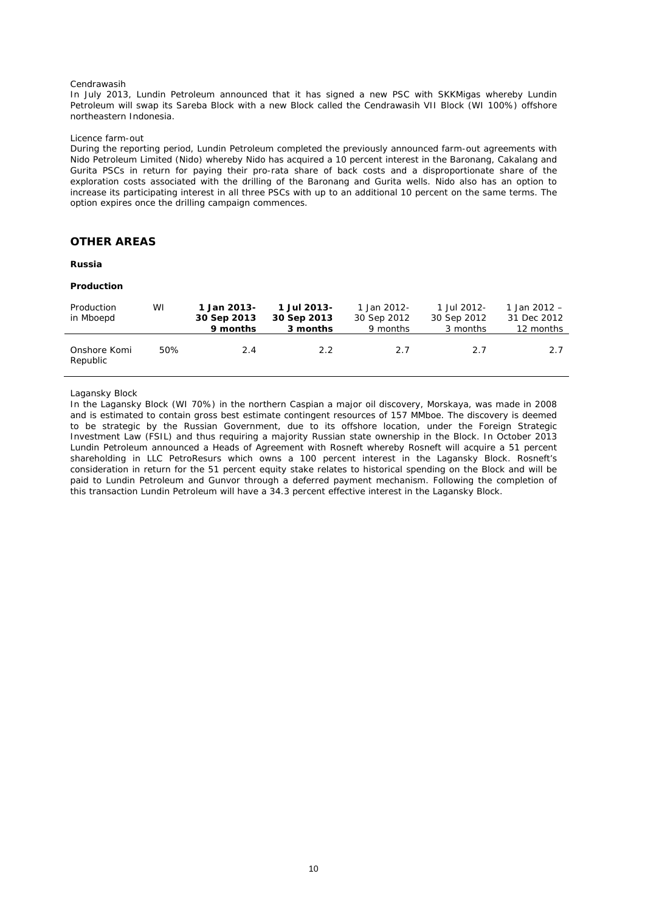Cendrawasih

In July 2013, Lundin Petroleum announced that it has signed a new PSC with SKKMigas whereby Lundin Petroleum will swap its Sareba Block with a new Block called the Cendrawasih VII Block (WI 100%) offshore northeastern Indonesia.

Licence farm-out

During the reporting period, Lundin Petroleum completed the previously announced farm-out agreements with Nido Petroleum Limited (Nido) whereby Nido has acquired a 10 percent interest in the Baronang, Cakalang and Gurita PSCs in return for paying their pro-rata share of back costs and a disproportionate share of the exploration costs associated with the drilling of the Baronang and Gurita wells. Nido also has an option to increase its participating interest in all three PSCs with up to an additional 10 percent on the same terms. The option expires once the drilling campaign commences.

## OTHER AREAS

**Russia**

**Production**

| Production in Mboepd | WI | **1 Jan 2013- 30 Sep 2013 9 months** | **1 Jul 2013- 30 Sep 2013 3 months** | 1 Jan 2012- 30 Sep 2012 9 months | 1 Jul 2012- 30 Sep 2012 3 months | 1 Jan 2012 – 31 Dec 2012 12 months |
|---|---|---|---|---|---|---|
| Onshore Komi Republic | 50% | 2.4 | 2.2 | 2.7 | 2.7 | 2.7 |

Lagansky Block

In the Lagansky Block (WI 70%) in the northern Caspian a major oil discovery, Morskaya, was made in 2008 and is estimated to contain gross best estimate contingent resources of 157 MMboe. The discovery is deemed to be strategic by the Russian Government, due to its offshore location, under the Foreign Strategic Investment Law (FSIL) and thus requiring a majority Russian state ownership in the Block. In October 2013 Lundin Petroleum announced a Heads of Agreement with Rosneft whereby Rosneft will acquire a 51 percent shareholding in LLC PetroResurs which owns a 100 percent interest in the Lagansky Block. Rosneft's consideration in return for the 51 percent equity stake relates to historical spending on the Block and will be paid to Lundin Petroleum and Gunvor through a deferred payment mechanism. Following the completion of this transaction Lundin Petroleum will have a 34.3 percent effective interest in the Lagansky Block.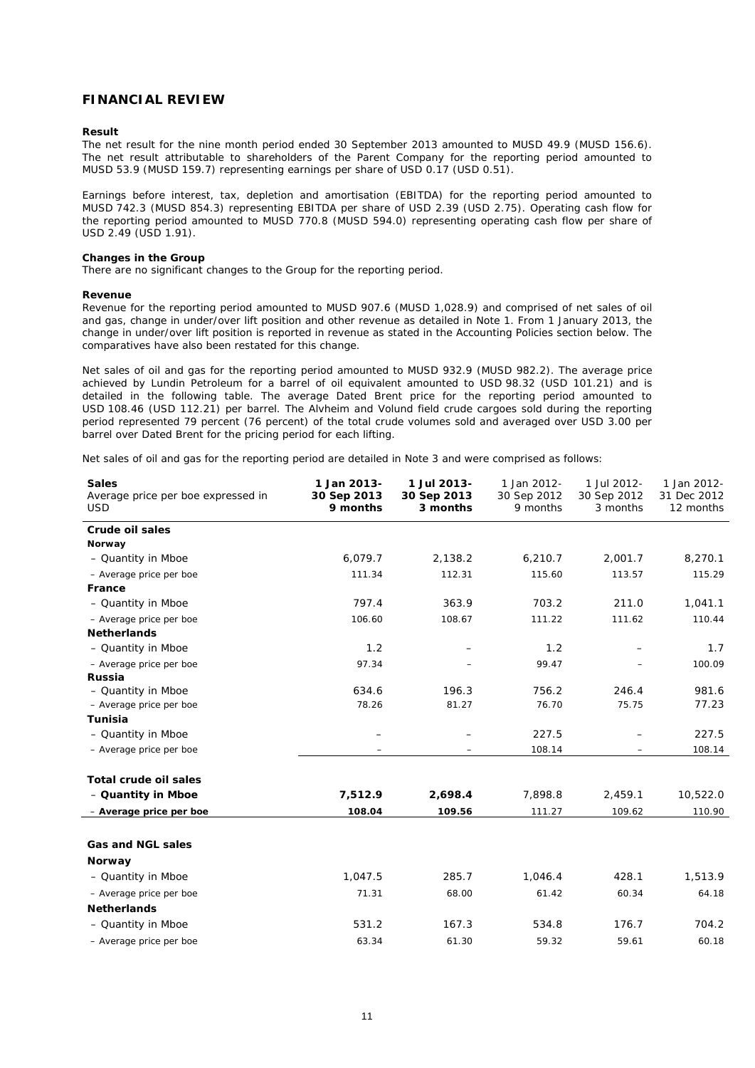## FINANCIAL REVIEW

**Result**

The net result for the nine month period ended 30 September 2013 amounted to MUSD 49.9 (MUSD 156.6). The net result attributable to shareholders of the Parent Company for the reporting period amounted to MUSD 53.9 (MUSD 159.7) representing earnings per share of USD 0.17 (USD 0.51).

Earnings before interest, tax, depletion and amortisation (EBITDA) for the reporting period amounted to MUSD 742.3 (MUSD 854.3) representing EBITDA per share of USD 2.39 (USD 2.75). Operating cash flow for the reporting period amounted to MUSD 770.8 (MUSD 594.0) representing operating cash flow per share of USD 2.49 (USD 1.91).

**Changes in the Group**

There are no significant changes to the Group for the reporting period.

**Revenue**

Revenue for the reporting period amounted to MUSD 907.6 (MUSD 1,028.9) and comprised of net sales of oil and gas, change in under/over lift position and other revenue as detailed in Note 1. From 1 January 2013, the change in under/over lift position is reported in revenue as stated in the Accounting Policies section below. The comparatives have also been restated for this change.

Net sales of oil and gas for the reporting period amounted to MUSD 932.9 (MUSD 982.2). The average price achieved by Lundin Petroleum for a barrel of oil equivalent amounted to USD 98.32 (USD 101.21) and is detailed in the following table. The average Dated Brent price for the reporting period amounted to USD 108.46 (USD 112.21) per barrel. The Alvheim and Volund field crude cargoes sold during the reporting period represented 79 percent (76 percent) of the total crude volumes sold and averaged over USD 3.00 per barrel over Dated Brent for the pricing period for each lifting.

Net sales of oil and gas for the reporting period are detailed in Note 3 and were comprised as follows:

| **Sales** Average price per boe expressed in USD | **1 Jan 2013- 30 Sep 2013 9 months** | **1 Jul 2013- 30 Sep 2013 3 months** | 1 Jan 2012- 30 Sep 2012 9 months | 1 Jul 2012- 30 Sep 2012 3 months | 1 Jan 2012- 31 Dec 2012 12 months |
|---|---|---|---|---|---|
| **Crude oil sales** | | | | | |
| **Norway** | | | | | |
| – Quantity in Mboe | 6,079.7 | 2,138.2 | 6,210.7 | 2,001.7 | 8,270.1 |
| – Average price per boe | 111.34 | 112.31 | 115.60 | 113.57 | 115.29 |
| **France** | | | | | |
| – Quantity in Mboe | 797.4 | 363.9 | 703.2 | 211.0 | 1,041.1 |
| – Average price per boe | 106.60 | 108.67 | 111.22 | 111.62 | 110.44 |
| **Netherlands** | | | | | |
| – Quantity in Mboe | 1.2 | – | 1.2 | – | 1.7 |
| – Average price per boe | 97.34 | – | 99.47 | – | 100.09 |
| **Russia** | | | | | |
| – Quantity in Mboe | 634.6 | 196.3 | 756.2 | 246.4 | 981.6 |
| – Average price per boe | 78.26 | 81.27 | 76.70 | 75.75 | 77.23 |
| **Tunisia** | | | | | |
| – Quantity in Mboe | – | – | 227.5 | – | 227.5 |
| – Average price per boe | – | – | 108.14 | – | 108.14 |
| **Total crude oil sales** | | | | | |
| **– Quantity in Mboe** | **7,512.9** | **2,698.4** | 7,898.8 | 2,459.1 | 10,522.0 |
| **– Average price per boe** | **108.04** | **109.56** | 111.27 | 109.62 | 110.90 |
| **Gas and NGL sales** | | | | | |
| **Norway** | | | | | |
| – Quantity in Mboe | 1,047.5 | 285.7 | 1,046.4 | 428.1 | 1,513.9 |
| – Average price per boe | 71.31 | 68.00 | 61.42 | 60.34 | 64.18 |
| **Netherlands** | | | | | |
| – Quantity in Mboe | 531.2 | 167.3 | 534.8 | 176.7 | 704.2 |
| – Average price per boe | 63.34 | 61.30 | 59.32 | 59.61 | 60.18 |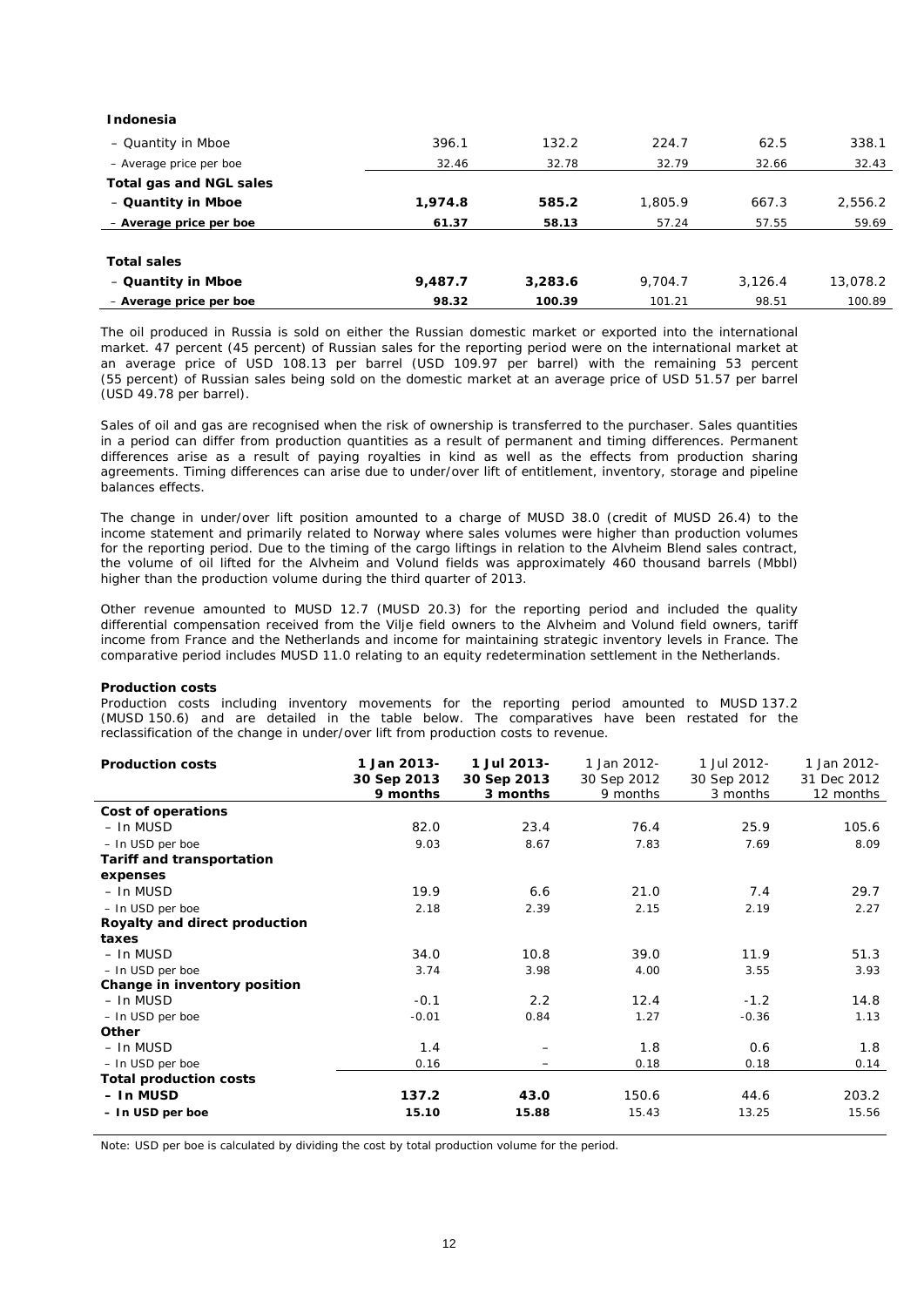| **Indonesia** | | | | | |
|---|---|---|---|---|---|
| – Quantity in Mboe | 396.1 | 132.2 | 224.7 | 62.5 | 338.1 |
| – Average price per boe | 32.46 | 32.78 | 32.79 | 32.66 | 32.43 |
| **Total gas and NGL sales** | | | | | |
| **– Quantity in Mboe** | **1,974.8** | **585.2** | 1,805.9 | 667.3 | 2,556.2 |
| **– Average price per boe** | **61.37** | **58.13** | 57.24 | 57.55 | 59.69 |
| | | | | | |
| **Total sales** | | | | | |
| **– Quantity in Mboe** | **9,487.7** | **3,283.6** | 9,704.7 | 3,126.4 | 13,078.2 |
| **– Average price per boe** | **98.32** | **100.39** | 101.21 | 98.51 | 100.89 |

The oil produced in Russia is sold on either the Russian domestic market or exported into the international market. 47 percent (45 percent) of Russian sales for the reporting period were on the international market at an average price of USD 108.13 per barrel (USD 109.97 per barrel) with the remaining 53 percent (55 percent) of Russian sales being sold on the domestic market at an average price of USD 51.57 per barrel (USD 49.78 per barrel).

Sales of oil and gas are recognised when the risk of ownership is transferred to the purchaser. Sales quantities in a period can differ from production quantities as a result of permanent and timing differences. Permanent differences arise as a result of paying royalties in kind as well as the effects from production sharing agreements. Timing differences can arise due to under/over lift of entitlement, inventory, storage and pipeline balances effects.

The change in under/over lift position amounted to a charge of MUSD 38.0 (credit of MUSD 26.4) to the income statement and primarily related to Norway where sales volumes were higher than production volumes for the reporting period. Due to the timing of the cargo liftings in relation to the Alvheim Blend sales contract, the volume of oil lifted for the Alvheim and Volund fields was approximately 460 thousand barrels (Mbbl) higher than the production volume during the third quarter of 2013.

Other revenue amounted to MUSD 12.7 (MUSD 20.3) for the reporting period and included the quality differential compensation received from the Vilje field owners to the Alvheim and Volund field owners, tariff income from France and the Netherlands and income for maintaining strategic inventory levels in France. The comparative period includes MUSD 11.0 relating to an equity redetermination settlement in the Netherlands.

**Production costs**

Production costs including inventory movements for the reporting period amounted to MUSD 137.2 (MUSD 150.6) and are detailed in the table below. The comparatives have been restated for the reclassification of the change in under/over lift from production costs to revenue.

| **Production costs** | **1 Jan 2013- 30 Sep 2013 9 months** | **1 Jul 2013- 30 Sep 2013 3 months** | 1 Jan 2012- 30 Sep 2012 9 months | 1 Jul 2012- 30 Sep 2012 3 months | 1 Jan 2012- 31 Dec 2012 12 months |
|---|---|---|---|---|---|
| **Cost of operations** | | | | | |
| – In MUSD | 82.0 | 23.4 | 76.4 | 25.9 | 105.6 |
| – In USD per boe | 9.03 | 8.67 | 7.83 | 7.69 | 8.09 |
| **Tariff and transportation expenses** | | | | | |
| – In MUSD | 19.9 | 6.6 | 21.0 | 7.4 | 29.7 |
| – In USD per boe | 2.18 | 2.39 | 2.15 | 2.19 | 2.27 |
| **Royalty and direct production taxes** | | | | | |
| – In MUSD | 34.0 | 10.8 | 39.0 | 11.9 | 51.3 |
| – In USD per boe | 3.74 | 3.98 | 4.00 | 3.55 | 3.93 |
| **Change in inventory position** | | | | | |
| – In MUSD | -0.1 | 2.2 | 12.4 | -1.2 | 14.8 |
| – In USD per boe | -0.01 | 0.84 | 1.27 | -0.36 | 1.13 |
| **Other** | | | | | |
| – In MUSD | 1.4 | – | 1.8 | 0.6 | 1.8 |
| – In USD per boe | 0.16 | – | 0.18 | 0.18 | 0.14 |
| **Total production costs** | | | | | |
| **– In MUSD** | **137.2** | **43.0** | 150.6 | 44.6 | 203.2 |
| **– In USD per boe** | **15.10** | **15.88** | 15.43 | 13.25 | 15.56 |

Note: USD per boe is calculated by dividing the cost by total production volume for the period.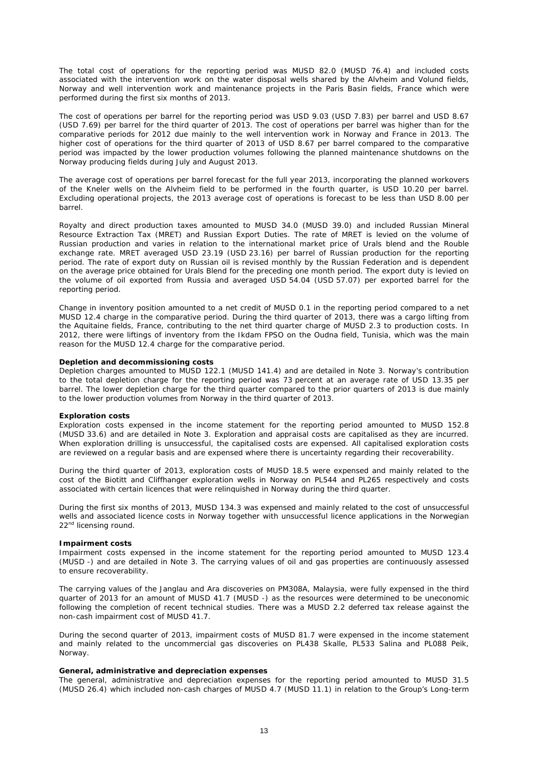The total cost of operations for the reporting period was MUSD 82.0 (MUSD 76.4) and included costs associated with the intervention work on the water disposal wells shared by the Alvheim and Volund fields, Norway and well intervention work and maintenance projects in the Paris Basin fields, France which were performed during the first six months of 2013.

The cost of operations per barrel for the reporting period was USD 9.03 (USD 7.83) per barrel and USD 8.67 (USD 7.69) per barrel for the third quarter of 2013. The cost of operations per barrel was higher than for the comparative periods for 2012 due mainly to the well intervention work in Norway and France in 2013. The higher cost of operations for the third quarter of 2013 of USD 8.67 per barrel compared to the comparative period was impacted by the lower production volumes following the planned maintenance shutdowns on the Norway producing fields during July and August 2013.

The average cost of operations per barrel forecast for the full year 2013, incorporating the planned workovers of the Kneler wells on the Alvheim field to be performed in the fourth quarter, is USD 10.20 per barrel. Excluding operational projects, the 2013 average cost of operations is forecast to be less than USD 8.00 per barrel.

Royalty and direct production taxes amounted to MUSD 34.0 (MUSD 39.0) and included Russian Mineral Resource Extraction Tax (MRET) and Russian Export Duties. The rate of MRET is levied on the volume of Russian production and varies in relation to the international market price of Urals blend and the Rouble exchange rate. MRET averaged USD 23.19 (USD 23.16) per barrel of Russian production for the reporting period. The rate of export duty on Russian oil is revised monthly by the Russian Federation and is dependent on the average price obtained for Urals Blend for the preceding one month period. The export duty is levied on the volume of oil exported from Russia and averaged USD 54.04 (USD 57.07) per exported barrel for the reporting period.

Change in inventory position amounted to a net credit of MUSD 0.1 in the reporting period compared to a net MUSD 12.4 charge in the comparative period. During the third quarter of 2013, there was a cargo lifting from the Aquitaine fields, France, contributing to the net third quarter charge of MUSD 2.3 to production costs. In 2012, there were liftings of inventory from the Ikdam FPSO on the Oudna field, Tunisia, which was the main reason for the MUSD 12.4 charge for the comparative period.

**Depletion and decommissioning costs**

Depletion charges amounted to MUSD 122.1 (MUSD 141.4) and are detailed in Note 3. Norway's contribution to the total depletion charge for the reporting period was 73 percent at an average rate of USD 13.35 per barrel. The lower depletion charge for the third quarter compared to the prior quarters of 2013 is due mainly to the lower production volumes from Norway in the third quarter of 2013.

**Exploration costs**

Exploration costs expensed in the income statement for the reporting period amounted to MUSD 152.8 (MUSD 33.6) and are detailed in Note 3. Exploration and appraisal costs are capitalised as they are incurred. When exploration drilling is unsuccessful, the capitalised costs are expensed. All capitalised exploration costs are reviewed on a regular basis and are expensed where there is uncertainty regarding their recoverability.

During the third quarter of 2013, exploration costs of MUSD 18.5 were expensed and mainly related to the cost of the Biotitt and Cliffhanger exploration wells in Norway on PL544 and PL265 respectively and costs associated with certain licences that were relinquished in Norway during the third quarter.

During the first six months of 2013, MUSD 134.3 was expensed and mainly related to the cost of unsuccessful wells and associated licence costs in Norway together with unsuccessful licence applications in the Norwegian 22nd licensing round.

**Impairment costs**

Impairment costs expensed in the income statement for the reporting period amounted to MUSD 123.4 (MUSD -) and are detailed in Note 3. The carrying values of oil and gas properties are continuously assessed to ensure recoverability.

The carrying values of the Janglau and Ara discoveries on PM308A, Malaysia, were fully expensed in the third quarter of 2013 for an amount of MUSD 41.7 (MUSD -) as the resources were determined to be uneconomic following the completion of recent technical studies. There was a MUSD 2.2 deferred tax release against the non-cash impairment cost of MUSD 41.7.

During the second quarter of 2013, impairment costs of MUSD 81.7 were expensed in the income statement and mainly related to the uncommercial gas discoveries on PL438 Skalle, PL533 Salina and PL088 Peik, Norway.

**General, administrative and depreciation expenses**

The general, administrative and depreciation expenses for the reporting period amounted to MUSD 31.5 (MUSD 26.4) which included non-cash charges of MUSD 4.7 (MUSD 11.1) in relation to the Group's Long-term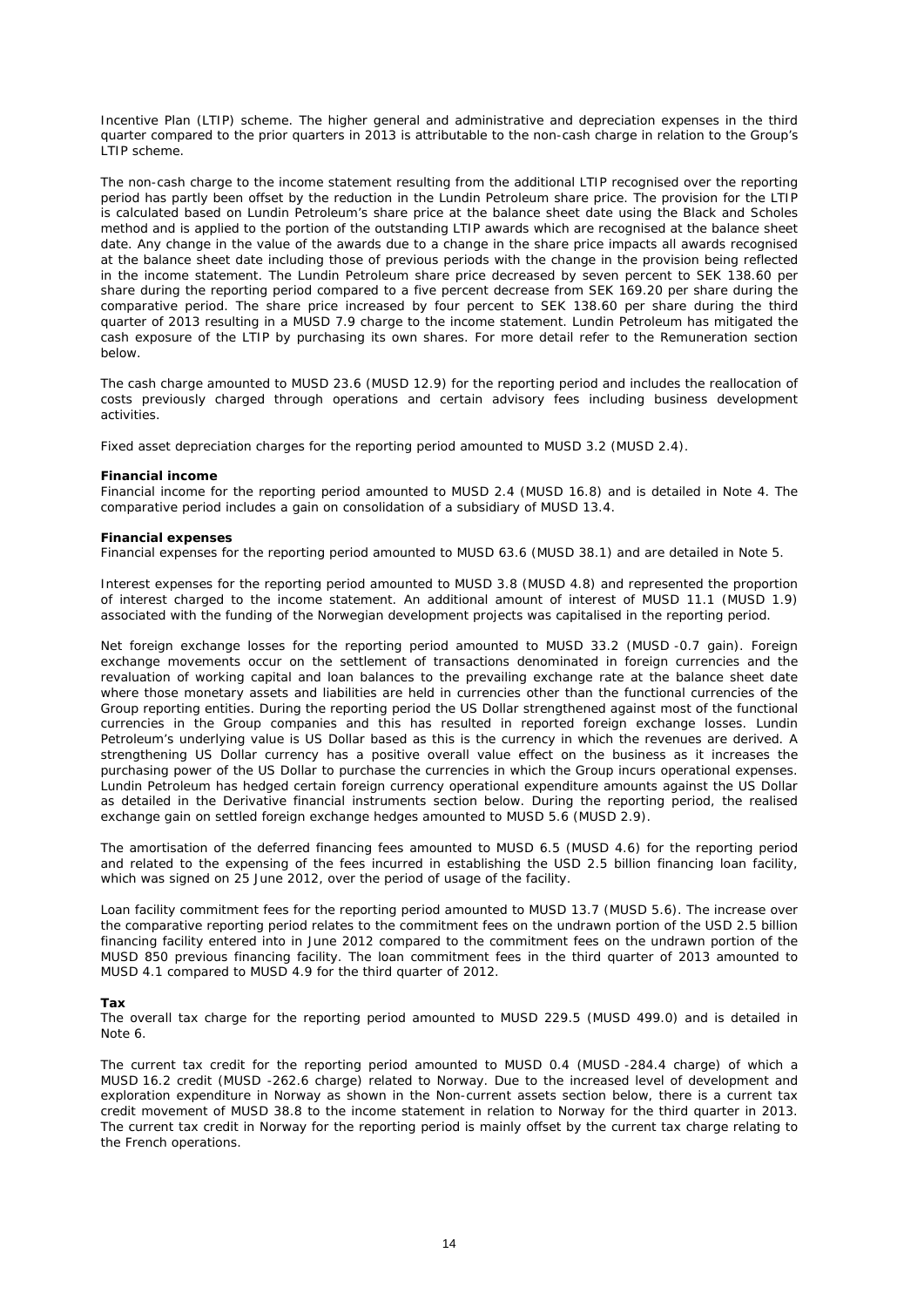Incentive Plan (LTIP) scheme. The higher general and administrative and depreciation expenses in the third quarter compared to the prior quarters in 2013 is attributable to the non-cash charge in relation to the Group's LTIP scheme.

The non-cash charge to the income statement resulting from the additional LTIP recognised over the reporting period has partly been offset by the reduction in the Lundin Petroleum share price. The provision for the LTIP is calculated based on Lundin Petroleum's share price at the balance sheet date using the Black and Scholes method and is applied to the portion of the outstanding LTIP awards which are recognised at the balance sheet date. Any change in the value of the awards due to a change in the share price impacts all awards recognised at the balance sheet date including those of previous periods with the change in the provision being reflected in the income statement. The Lundin Petroleum share price decreased by seven percent to SEK 138.60 per share during the reporting period compared to a five percent decrease from SEK 169.20 per share during the comparative period. The share price increased by four percent to SEK 138.60 per share during the third quarter of 2013 resulting in a MUSD 7.9 charge to the income statement. Lundin Petroleum has mitigated the cash exposure of the LTIP by purchasing its own shares. For more detail refer to the Remuneration section below.

The cash charge amounted to MUSD 23.6 (MUSD 12.9) for the reporting period and includes the reallocation of costs previously charged through operations and certain advisory fees including business development activities.

Fixed asset depreciation charges for the reporting period amounted to MUSD 3.2 (MUSD 2.4).

**Financial income**

Financial income for the reporting period amounted to MUSD 2.4 (MUSD 16.8) and is detailed in Note 4. The comparative period includes a gain on consolidation of a subsidiary of MUSD 13.4.

**Financial expenses**

Financial expenses for the reporting period amounted to MUSD 63.6 (MUSD 38.1) and are detailed in Note 5.

Interest expenses for the reporting period amounted to MUSD 3.8 (MUSD 4.8) and represented the proportion of interest charged to the income statement. An additional amount of interest of MUSD 11.1 (MUSD 1.9) associated with the funding of the Norwegian development projects was capitalised in the reporting period.

Net foreign exchange losses for the reporting period amounted to MUSD 33.2 (MUSD -0.7 gain). Foreign exchange movements occur on the settlement of transactions denominated in foreign currencies and the revaluation of working capital and loan balances to the prevailing exchange rate at the balance sheet date where those monetary assets and liabilities are held in currencies other than the functional currencies of the Group reporting entities. During the reporting period the US Dollar strengthened against most of the functional currencies in the Group companies and this has resulted in reported foreign exchange losses. Lundin Petroleum's underlying value is US Dollar based as this is the currency in which the revenues are derived. A strengthening US Dollar currency has a positive overall value effect on the business as it increases the purchasing power of the US Dollar to purchase the currencies in which the Group incurs operational expenses. Lundin Petroleum has hedged certain foreign currency operational expenditure amounts against the US Dollar as detailed in the Derivative financial instruments section below. During the reporting period, the realised exchange gain on settled foreign exchange hedges amounted to MUSD 5.6 (MUSD 2.9).

The amortisation of the deferred financing fees amounted to MUSD 6.5 (MUSD 4.6) for the reporting period and related to the expensing of the fees incurred in establishing the USD 2.5 billion financing loan facility, which was signed on 25 June 2012, over the period of usage of the facility.

Loan facility commitment fees for the reporting period amounted to MUSD 13.7 (MUSD 5.6). The increase over the comparative reporting period relates to the commitment fees on the undrawn portion of the USD 2.5 billion financing facility entered into in June 2012 compared to the commitment fees on the undrawn portion of the MUSD 850 previous financing facility. The loan commitment fees in the third quarter of 2013 amounted to MUSD 4.1 compared to MUSD 4.9 for the third quarter of 2012.

**Tax**

The overall tax charge for the reporting period amounted to MUSD 229.5 (MUSD 499.0) and is detailed in Note 6.

The current tax credit for the reporting period amounted to MUSD 0.4 (MUSD -284.4 charge) of which a MUSD 16.2 credit (MUSD -262.6 charge) related to Norway. Due to the increased level of development and exploration expenditure in Norway as shown in the Non-current assets section below, there is a current tax credit movement of MUSD 38.8 to the income statement in relation to Norway for the third quarter in 2013. The current tax credit in Norway for the reporting period is mainly offset by the current tax charge relating to the French operations.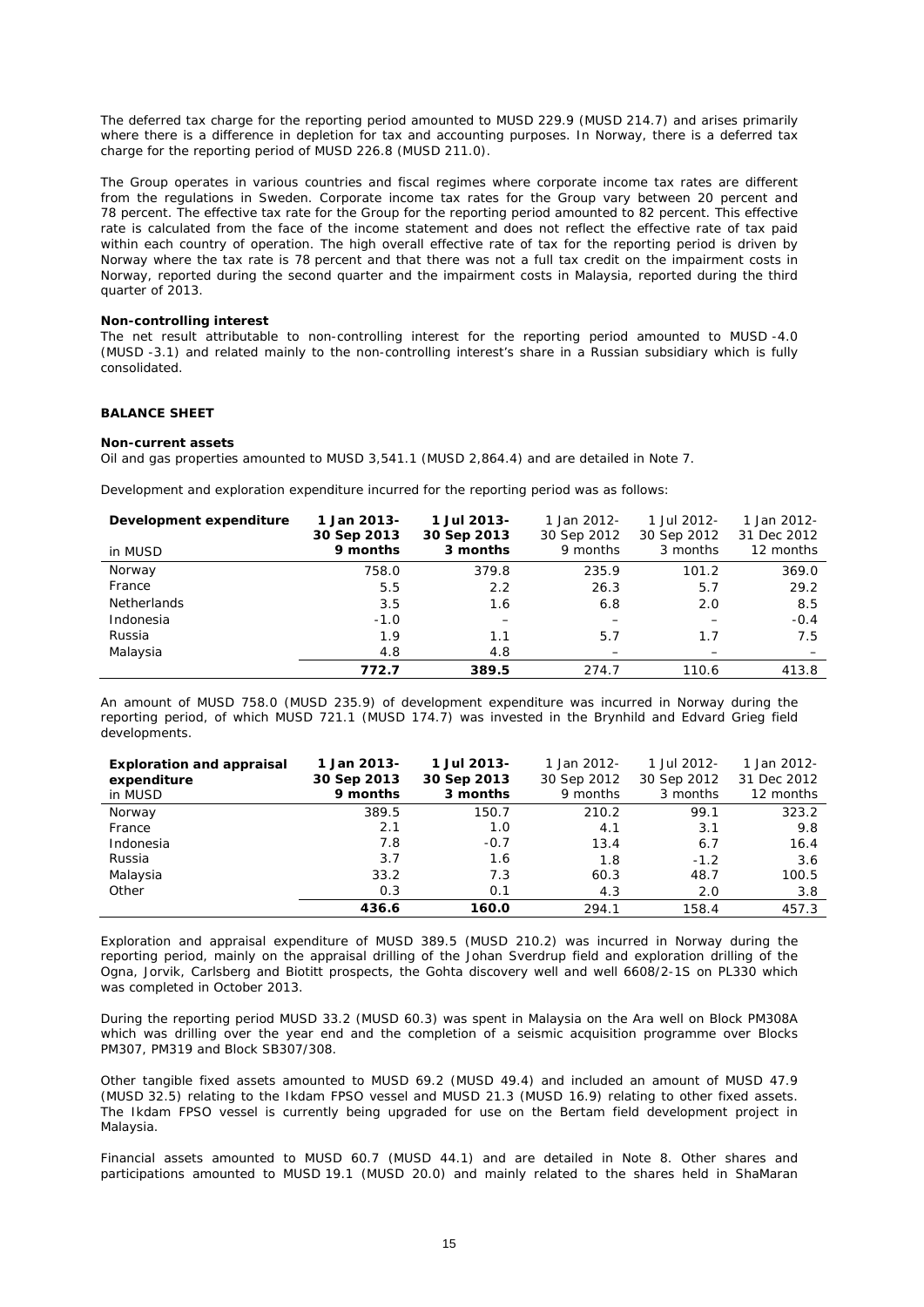The deferred tax charge for the reporting period amounted to MUSD 229.9 (MUSD 214.7) and arises primarily where there is a difference in depletion for tax and accounting purposes. In Norway, there is a deferred tax charge for the reporting period of MUSD 226.8 (MUSD 211.0).

The Group operates in various countries and fiscal regimes where corporate income tax rates are different from the regulations in Sweden. Corporate income tax rates for the Group vary between 20 percent and 78 percent. The effective tax rate for the Group for the reporting period amounted to 82 percent. This effective rate is calculated from the face of the income statement and does not reflect the effective rate of tax paid within each country of operation. The high overall effective rate of tax for the reporting period is driven by Norway where the tax rate is 78 percent and that there was not a full tax credit on the impairment costs in Norway, reported during the second quarter and the impairment costs in Malaysia, reported during the third quarter of 2013.

**Non-controlling interest**

The net result attributable to non-controlling interest for the reporting period amounted to MUSD -4.0 (MUSD -3.1) and related mainly to the non-controlling interest's share in a Russian subsidiary which is fully consolidated.

**BALANCE SHEET**

**Non-current assets**

Oil and gas properties amounted to MUSD 3,541.1 (MUSD 2,864.4) and are detailed in Note 7.

Development and exploration expenditure incurred for the reporting period was as follows:

| **Development expenditure** in MUSD | **1 Jan 2013- 30 Sep 2013 9 months** | **1 Jul 2013- 30 Sep 2013 3 months** | 1 Jan 2012- 30 Sep 2012 9 months | 1 Jul 2012- 30 Sep 2012 3 months | 1 Jan 2012- 31 Dec 2012 12 months |
|---|---|---|---|---|---|
| Norway | 758.0 | 379.8 | 235.9 | 101.2 | 369.0 |
| France | 5.5 | 2.2 | 26.3 | 5.7 | 29.2 |
| Netherlands | 3.5 | 1.6 | 6.8 | 2.0 | 8.5 |
| Indonesia | -1.0 | – | – | – | -0.4 |
| Russia | 1.9 | 1.1 | 5.7 | 1.7 | 7.5 |
| Malaysia | 4.8 | 4.8 | – | – | – |
| | **772.7** | **389.5** | 274.7 | 110.6 | 413.8 |

An amount of MUSD 758.0 (MUSD 235.9) of development expenditure was incurred in Norway during the reporting period, of which MUSD 721.1 (MUSD 174.7) was invested in the Brynhild and Edvard Grieg field developments.

| **Exploration and appraisal expenditure** in MUSD | **1 Jan 2013- 30 Sep 2013 9 months** | **1 Jul 2013- 30 Sep 2013 3 months** | 1 Jan 2012- 30 Sep 2012 9 months | 1 Jul 2012- 30 Sep 2012 3 months | 1 Jan 2012- 31 Dec 2012 12 months |
|---|---|---|---|---|---|
| Norway | 389.5 | 150.7 | 210.2 | 99.1 | 323.2 |
| France | 2.1 | 1.0 | 4.1 | 3.1 | 9.8 |
| Indonesia | 7.8 | -0.7 | 13.4 | 6.7 | 16.4 |
| Russia | 3.7 | 1.6 | 1.8 | -1.2 | 3.6 |
| Malaysia | 33.2 | 7.3 | 60.3 | 48.7 | 100.5 |
| Other | 0.3 | 0.1 | 4.3 | 2.0 | 3.8 |
| | **436.6** | **160.0** | 294.1 | 158.4 | 457.3 |

Exploration and appraisal expenditure of MUSD 389.5 (MUSD 210.2) was incurred in Norway during the reporting period, mainly on the appraisal drilling of the Johan Sverdrup field and exploration drilling of the Ogna, Jorvik, Carlsberg and Biotitt prospects, the Gohta discovery well and well 6608/2-1S on PL330 which was completed in October 2013.

During the reporting period MUSD 33.2 (MUSD 60.3) was spent in Malaysia on the Ara well on Block PM308A which was drilling over the year end and the completion of a seismic acquisition programme over Blocks PM307, PM319 and Block SB307/308.

Other tangible fixed assets amounted to MUSD 69.2 (MUSD 49.4) and included an amount of MUSD 47.9 (MUSD 32.5) relating to the Ikdam FPSO vessel and MUSD 21.3 (MUSD 16.9) relating to other fixed assets. The Ikdam FPSO vessel is currently being upgraded for use on the Bertam field development project in Malaysia.

Financial assets amounted to MUSD 60.7 (MUSD 44.1) and are detailed in Note 8. Other shares and participations amounted to MUSD 19.1 (MUSD 20.0) and mainly related to the shares held in ShaMaran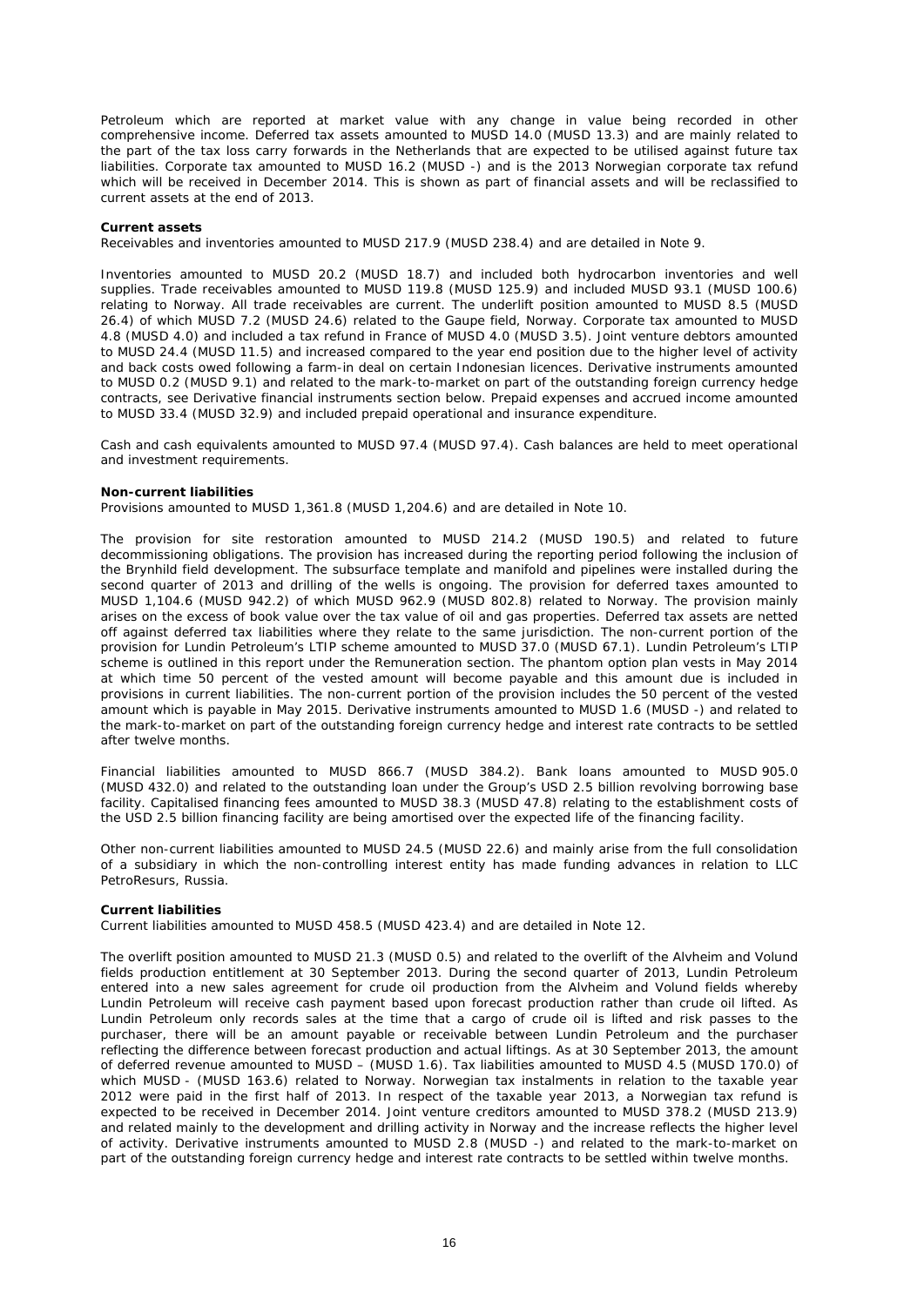Petroleum which are reported at market value with any change in value being recorded in other comprehensive income. Deferred tax assets amounted to MUSD 14.0 (MUSD 13.3) and are mainly related to the part of the tax loss carry forwards in the Netherlands that are expected to be utilised against future tax liabilities. Corporate tax amounted to MUSD 16.2 (MUSD -) and is the 2013 Norwegian corporate tax refund which will be received in December 2014. This is shown as part of financial assets and will be reclassified to current assets at the end of 2013.

**Current assets**

Receivables and inventories amounted to MUSD 217.9 (MUSD 238.4) and are detailed in Note 9.

Inventories amounted to MUSD 20.2 (MUSD 18.7) and included both hydrocarbon inventories and well supplies. Trade receivables amounted to MUSD 119.8 (MUSD 125.9) and included MUSD 93.1 (MUSD 100.6) relating to Norway. All trade receivables are current. The underlift position amounted to MUSD 8.5 (MUSD 26.4) of which MUSD 7.2 (MUSD 24.6) related to the Gaupe field, Norway. Corporate tax amounted to MUSD 4.8 (MUSD 4.0) and included a tax refund in France of MUSD 4.0 (MUSD 3.5). Joint venture debtors amounted to MUSD 24.4 (MUSD 11.5) and increased compared to the year end position due to the higher level of activity and back costs owed following a farm-in deal on certain Indonesian licences. Derivative instruments amounted to MUSD 0.2 (MUSD 9.1) and related to the mark-to-market on part of the outstanding foreign currency hedge contracts, see Derivative financial instruments section below. Prepaid expenses and accrued income amounted to MUSD 33.4 (MUSD 32.9) and included prepaid operational and insurance expenditure.

Cash and cash equivalents amounted to MUSD 97.4 (MUSD 97.4). Cash balances are held to meet operational and investment requirements.

**Non-current liabilities**

Provisions amounted to MUSD 1,361.8 (MUSD 1,204.6) and are detailed in Note 10.

The provision for site restoration amounted to MUSD 214.2 (MUSD 190.5) and related to future decommissioning obligations. The provision has increased during the reporting period following the inclusion of the Brynhild field development. The subsurface template and manifold and pipelines were installed during the second quarter of 2013 and drilling of the wells is ongoing. The provision for deferred taxes amounted to MUSD 1,104.6 (MUSD 942.2) of which MUSD 962.9 (MUSD 802.8) related to Norway. The provision mainly arises on the excess of book value over the tax value of oil and gas properties. Deferred tax assets are netted off against deferred tax liabilities where they relate to the same jurisdiction. The non-current portion of the provision for Lundin Petroleum's LTIP scheme amounted to MUSD 37.0 (MUSD 67.1). Lundin Petroleum's LTIP scheme is outlined in this report under the Remuneration section. The phantom option plan vests in May 2014 at which time 50 percent of the vested amount will become payable and this amount due is included in provisions in current liabilities. The non-current portion of the provision includes the 50 percent of the vested amount which is payable in May 2015. Derivative instruments amounted to MUSD 1.6 (MUSD -) and related to the mark-to-market on part of the outstanding foreign currency hedge and interest rate contracts to be settled after twelve months.

Financial liabilities amounted to MUSD 866.7 (MUSD 384.2). Bank loans amounted to MUSD 905.0 (MUSD 432.0) and related to the outstanding loan under the Group's USD 2.5 billion revolving borrowing base facility. Capitalised financing fees amounted to MUSD 38.3 (MUSD 47.8) relating to the establishment costs of the USD 2.5 billion financing facility are being amortised over the expected life of the financing facility.

Other non-current liabilities amounted to MUSD 24.5 (MUSD 22.6) and mainly arise from the full consolidation of a subsidiary in which the non-controlling interest entity has made funding advances in relation to LLC PetroResurs, Russia.

**Current liabilities**

Current liabilities amounted to MUSD 458.5 (MUSD 423.4) and are detailed in Note 12.

The overlift position amounted to MUSD 21.3 (MUSD 0.5) and related to the overlift of the Alvheim and Volund fields production entitlement at 30 September 2013. During the second quarter of 2013, Lundin Petroleum entered into a new sales agreement for crude oil production from the Alvheim and Volund fields whereby Lundin Petroleum will receive cash payment based upon forecast production rather than crude oil lifted. As Lundin Petroleum only records sales at the time that a cargo of crude oil is lifted and risk passes to the purchaser, there will be an amount payable or receivable between Lundin Petroleum and the purchaser reflecting the difference between forecast production and actual liftings. As at 30 September 2013, the amount of deferred revenue amounted to MUSD – (MUSD 1.6). Tax liabilities amounted to MUSD 4.5 (MUSD 170.0) of which MUSD - (MUSD 163.6) related to Norway. Norwegian tax instalments in relation to the taxable year 2012 were paid in the first half of 2013. In respect of the taxable year 2013, a Norwegian tax refund is expected to be received in December 2014. Joint venture creditors amounted to MUSD 378.2 (MUSD 213.9) and related mainly to the development and drilling activity in Norway and the increase reflects the higher level of activity. Derivative instruments amounted to MUSD 2.8 (MUSD -) and related to the mark-to-market on part of the outstanding foreign currency hedge and interest rate contracts to be settled within twelve months.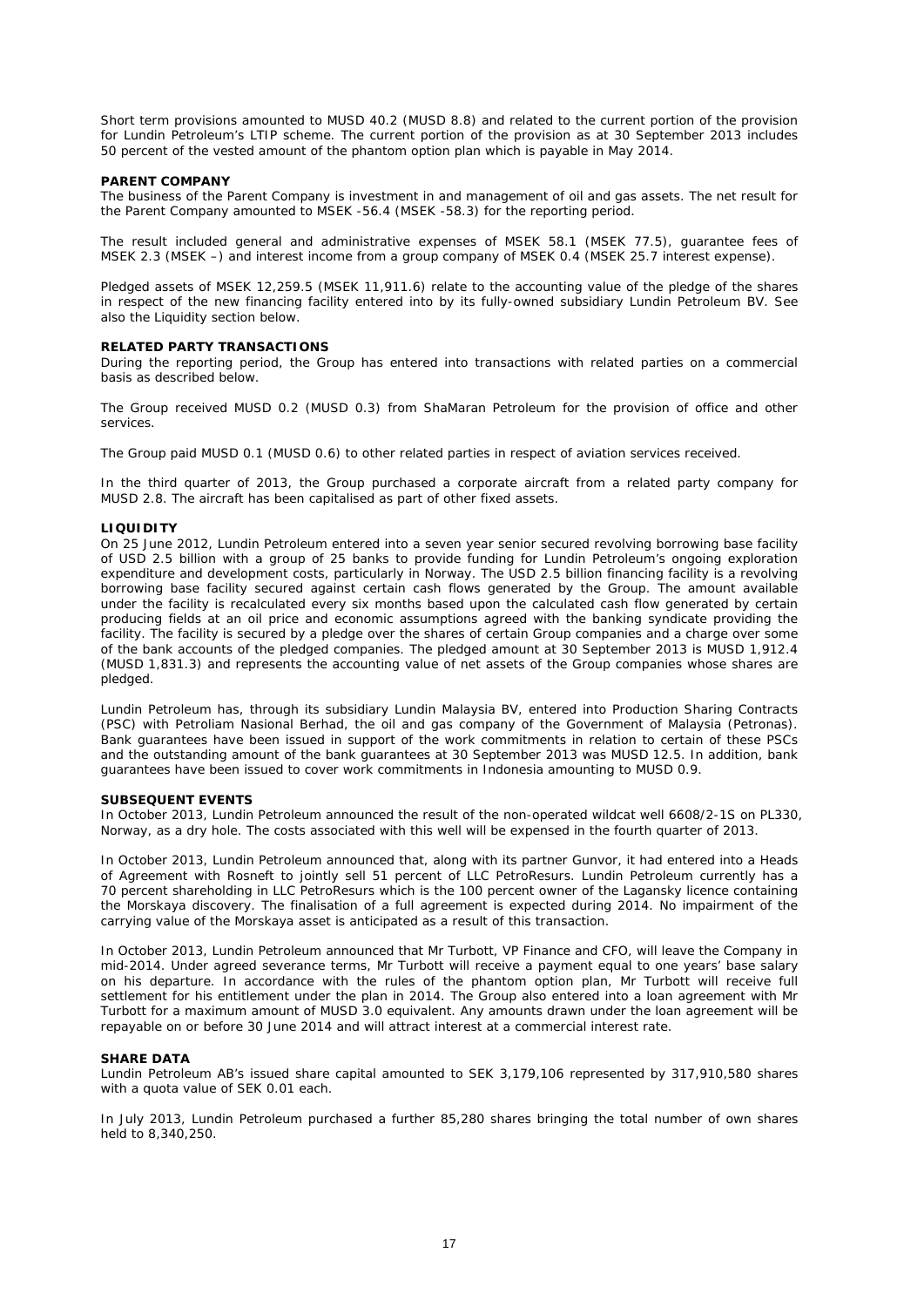Short term provisions amounted to MUSD 40.2 (MUSD 8.8) and related to the current portion of the provision for Lundin Petroleum's LTIP scheme. The current portion of the provision as at 30 September 2013 includes 50 percent of the vested amount of the phantom option plan which is payable in May 2014.

**PARENT COMPANY**

The business of the Parent Company is investment in and management of oil and gas assets. The net result for the Parent Company amounted to MSEK -56.4 (MSEK -58.3) for the reporting period.

The result included general and administrative expenses of MSEK 58.1 (MSEK 77.5), guarantee fees of MSEK 2.3 (MSEK –) and interest income from a group company of MSEK 0.4 (MSEK 25.7 interest expense).

Pledged assets of MSEK 12,259.5 (MSEK 11,911.6) relate to the accounting value of the pledge of the shares in respect of the new financing facility entered into by its fully-owned subsidiary Lundin Petroleum BV. See also the Liquidity section below.

**RELATED PARTY TRANSACTIONS**

During the reporting period, the Group has entered into transactions with related parties on a commercial basis as described below.

The Group received MUSD 0.2 (MUSD 0.3) from ShaMaran Petroleum for the provision of office and other services.

The Group paid MUSD 0.1 (MUSD 0.6) to other related parties in respect of aviation services received.

In the third quarter of 2013, the Group purchased a corporate aircraft from a related party company for MUSD 2.8. The aircraft has been capitalised as part of other fixed assets.

**LIQUIDITY**

On 25 June 2012, Lundin Petroleum entered into a seven year senior secured revolving borrowing base facility of USD 2.5 billion with a group of 25 banks to provide funding for Lundin Petroleum's ongoing exploration expenditure and development costs, particularly in Norway. The USD 2.5 billion financing facility is a revolving borrowing base facility secured against certain cash flows generated by the Group. The amount available under the facility is recalculated every six months based upon the calculated cash flow generated by certain producing fields at an oil price and economic assumptions agreed with the banking syndicate providing the facility. The facility is secured by a pledge over the shares of certain Group companies and a charge over some of the bank accounts of the pledged companies. The pledged amount at 30 September 2013 is MUSD 1,912.4 (MUSD 1,831.3) and represents the accounting value of net assets of the Group companies whose shares are pledged.

Lundin Petroleum has, through its subsidiary Lundin Malaysia BV, entered into Production Sharing Contracts (PSC) with Petroliam Nasional Berhad, the oil and gas company of the Government of Malaysia (Petronas). Bank guarantees have been issued in support of the work commitments in relation to certain of these PSCs and the outstanding amount of the bank guarantees at 30 September 2013 was MUSD 12.5. In addition, bank guarantees have been issued to cover work commitments in Indonesia amounting to MUSD 0.9.

**SUBSEQUENT EVENTS**

In October 2013, Lundin Petroleum announced the result of the non-operated wildcat well 6608/2-1S on PL330, Norway, as a dry hole. The costs associated with this well will be expensed in the fourth quarter of 2013.

In October 2013, Lundin Petroleum announced that, along with its partner Gunvor, it had entered into a Heads of Agreement with Rosneft to jointly sell 51 percent of LLC PetroResurs. Lundin Petroleum currently has a 70 percent shareholding in LLC PetroResurs which is the 100 percent owner of the Lagansky licence containing the Morskaya discovery. The finalisation of a full agreement is expected during 2014. No impairment of the carrying value of the Morskaya asset is anticipated as a result of this transaction.

In October 2013, Lundin Petroleum announced that Mr Turbott, VP Finance and CFO, will leave the Company in mid-2014. Under agreed severance terms, Mr Turbott will receive a payment equal to one years' base salary on his departure. In accordance with the rules of the phantom option plan, Mr Turbott will receive full settlement for his entitlement under the plan in 2014. The Group also entered into a loan agreement with Mr Turbott for a maximum amount of MUSD 3.0 equivalent. Any amounts drawn under the loan agreement will be repayable on or before 30 June 2014 and will attract interest at a commercial interest rate.

**SHARE DATA**

Lundin Petroleum AB's issued share capital amounted to SEK 3,179,106 represented by 317,910,580 shares with a quota value of SEK 0.01 each.

In July 2013, Lundin Petroleum purchased a further 85,280 shares bringing the total number of own shares held to 8,340,250.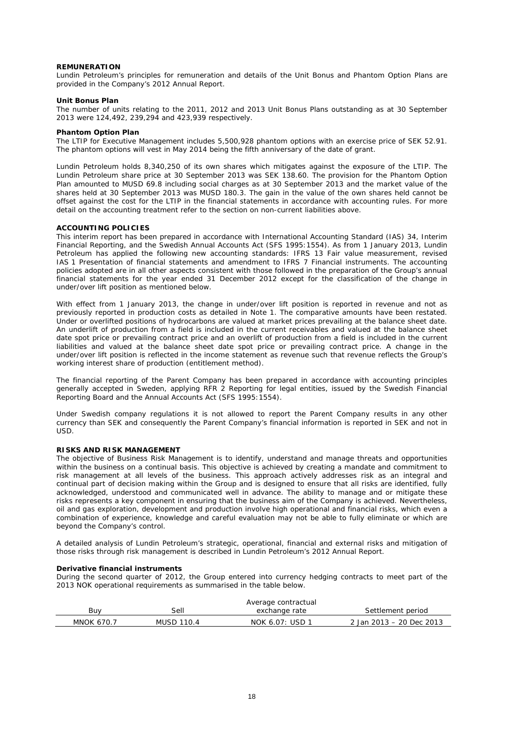## REMUNERATION

Lundin Petroleum's principles for remuneration and details of the Unit Bonus and Phantom Option Plans are provided in the Company's 2012 Annual Report.

### Unit Bonus Plan

The number of units relating to the 2011, 2012 and 2013 Unit Bonus Plans outstanding as at 30 September 2013 were 124,492, 239,294 and 423,939 respectively.

### Phantom Option Plan

The LTIP for Executive Management includes 5,500,928 phantom options with an exercise price of SEK 52.91. The phantom options will vest in May 2014 being the fifth anniversary of the date of grant.

Lundin Petroleum holds 8,340,250 of its own shares which mitigates against the exposure of the LTIP. The Lundin Petroleum share price at 30 September 2013 was SEK 138.60. The provision for the Phantom Option Plan amounted to MUSD 69.8 including social charges as at 30 September 2013 and the market value of the shares held at 30 September 2013 was MUSD 180.3. The gain in the value of the own shares held cannot be offset against the cost for the LTIP in the financial statements in accordance with accounting rules. For more detail on the accounting treatment refer to the section on non-current liabilities above.

## ACCOUNTING POLICIES

This interim report has been prepared in accordance with International Accounting Standard (IAS) 34, Interim Financial Reporting, and the Swedish Annual Accounts Act (SFS 1995:1554). As from 1 January 2013, Lundin Petroleum has applied the following new accounting standards: IFRS 13 Fair value measurement, revised IAS 1 Presentation of financial statements and amendment to IFRS 7 Financial instruments. The accounting policies adopted are in all other aspects consistent with those followed in the preparation of the Group's annual financial statements for the year ended 31 December 2012 except for the classification of the change in under/over lift position as mentioned below.

With effect from 1 January 2013, the change in under/over lift position is reported in revenue and not as previously reported in production costs as detailed in Note 1. The comparative amounts have been restated. Under or overlifted positions of hydrocarbons are valued at market prices prevailing at the balance sheet date. An underlift of production from a field is included in the current receivables and valued at the balance sheet date spot price or prevailing contract price and an overlift of production from a field is included in the current liabilities and valued at the balance sheet date spot price or prevailing contract price. A change in the under/over lift position is reflected in the income statement as revenue such that revenue reflects the Group's working interest share of production (entitlement method).

The financial reporting of the Parent Company has been prepared in accordance with accounting principles generally accepted in Sweden, applying RFR 2 Reporting for legal entities, issued by the Swedish Financial Reporting Board and the Annual Accounts Act (SFS 1995:1554).

Under Swedish company regulations it is not allowed to report the Parent Company results in any other currency than SEK and consequently the Parent Company's financial information is reported in SEK and not in USD.

## RISKS AND RISK MANAGEMENT

The objective of Business Risk Management is to identify, understand and manage threats and opportunities within the business on a continual basis. This objective is achieved by creating a mandate and commitment to risk management at all levels of the business. This approach actively addresses risk as an integral and continual part of decision making within the Group and is designed to ensure that all risks are identified, fully acknowledged, understood and communicated well in advance. The ability to manage and or mitigate these risks represents a key component in ensuring that the business aim of the Company is achieved. Nevertheless, oil and gas exploration, development and production involve high operational and financial risks, which even a combination of experience, knowledge and careful evaluation may not be able to fully eliminate or which are beyond the Company's control.

A detailed analysis of Lundin Petroleum's strategic, operational, financial and external risks and mitigation of those risks through risk management is described in Lundin Petroleum's 2012 Annual Report.

### Derivative financial instruments

During the second quarter of 2012, the Group entered into currency hedging contracts to meet part of the 2013 NOK operational requirements as summarised in the table below.

| Buy | Sell | Average contractual exchange rate | Settlement period |
|---|---|---|---|
| MNOK 670.7 | MUSD 110.4 | NOK 6.07: USD 1 | 2 Jan 2013 – 20 Dec 2013 |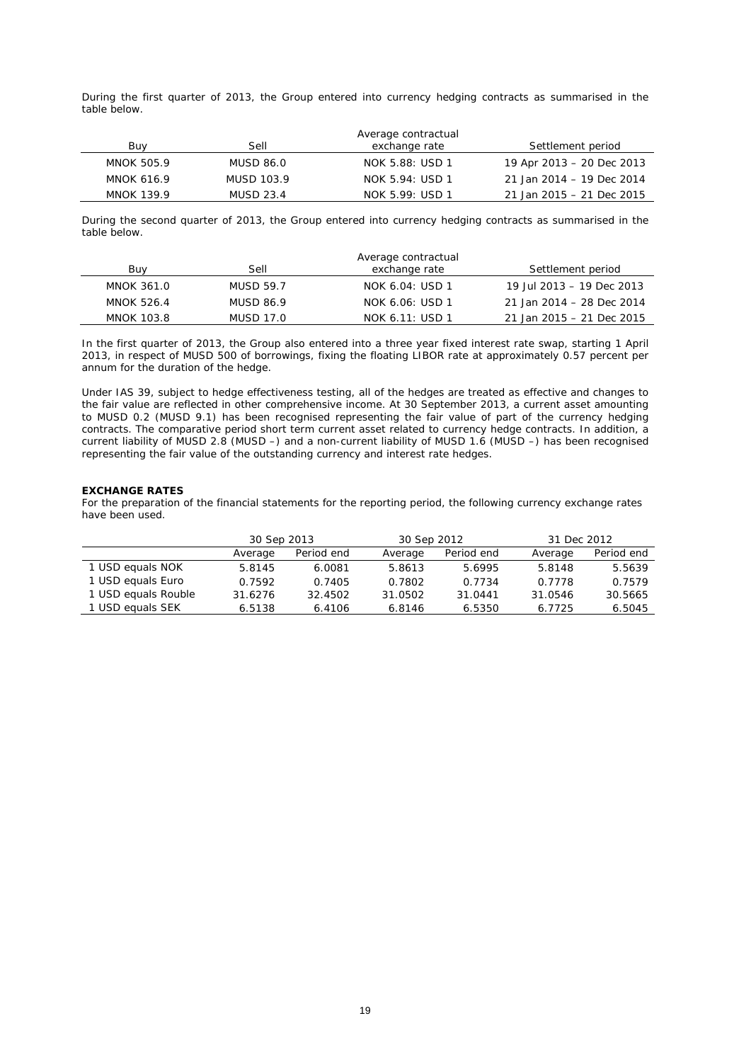During the first quarter of 2013, the Group entered into currency hedging contracts as summarised in the table below.

| Buy | Sell | Average contractual exchange rate | Settlement period |
|---|---|---|---|
| MNOK 505.9 | MUSD 86.0 | NOK 5.88: USD 1 | 19 Apr 2013 – 20 Dec 2013 |
| MNOK 616.9 | MUSD 103.9 | NOK 5.94: USD 1 | 21 Jan 2014 – 19 Dec 2014 |
| MNOK 139.9 | MUSD 23.4 | NOK 5.99: USD 1 | 21 Jan 2015 – 21 Dec 2015 |

During the second quarter of 2013, the Group entered into currency hedging contracts as summarised in the table below.

| Buy | Sell | Average contractual exchange rate | Settlement period |
|---|---|---|---|
| MNOK 361.0 | MUSD 59.7 | NOK 6.04: USD 1 | 19 Jul 2013 – 19 Dec 2013 |
| MNOK 526.4 | MUSD 86.9 | NOK 6.06: USD 1 | 21 Jan 2014 – 28 Dec 2014 |
| MNOK 103.8 | MUSD 17.0 | NOK 6.11: USD 1 | 21 Jan 2015 – 21 Dec 2015 |

In the first quarter of 2013, the Group also entered into a three year fixed interest rate swap, starting 1 April 2013, in respect of MUSD 500 of borrowings, fixing the floating LIBOR rate at approximately 0.57 percent per annum for the duration of the hedge.

Under IAS 39, subject to hedge effectiveness testing, all of the hedges are treated as effective and changes to the fair value are reflected in other comprehensive income. At 30 September 2013, a current asset amounting to MUSD 0.2 (MUSD 9.1) has been recognised representing the fair value of part of the currency hedging contracts. The comparative period short term current asset related to currency hedge contracts. In addition, a current liability of MUSD 2.8 (MUSD –) and a non-current liability of MUSD 1.6 (MUSD –) has been recognised representing the fair value of the outstanding currency and interest rate hedges.

**EXCHANGE RATES**

For the preparation of the financial statements for the reporting period, the following currency exchange rates have been used.

| | 30 Sep 2013 | | 30 Sep 2012 | | 31 Dec 2012 | |
|---|---|---|---|---|---|---|
| | Average | Period end | Average | Period end | Average | Period end |
| 1 USD equals NOK | 5.8145 | 6.0081 | 5.8613 | 5.6995 | 5.8148 | 5.5639 |
| 1 USD equals Euro | 0.7592 | 0.7405 | 0.7802 | 0.7734 | 0.7778 | 0.7579 |
| 1 USD equals Rouble | 31.6276 | 32.4502 | 31.0502 | 31.0441 | 31.0546 | 30.5665 |
| 1 USD equals SEK | 6.5138 | 6.4106 | 6.8146 | 6.5350 | 6.7725 | 6.5045 |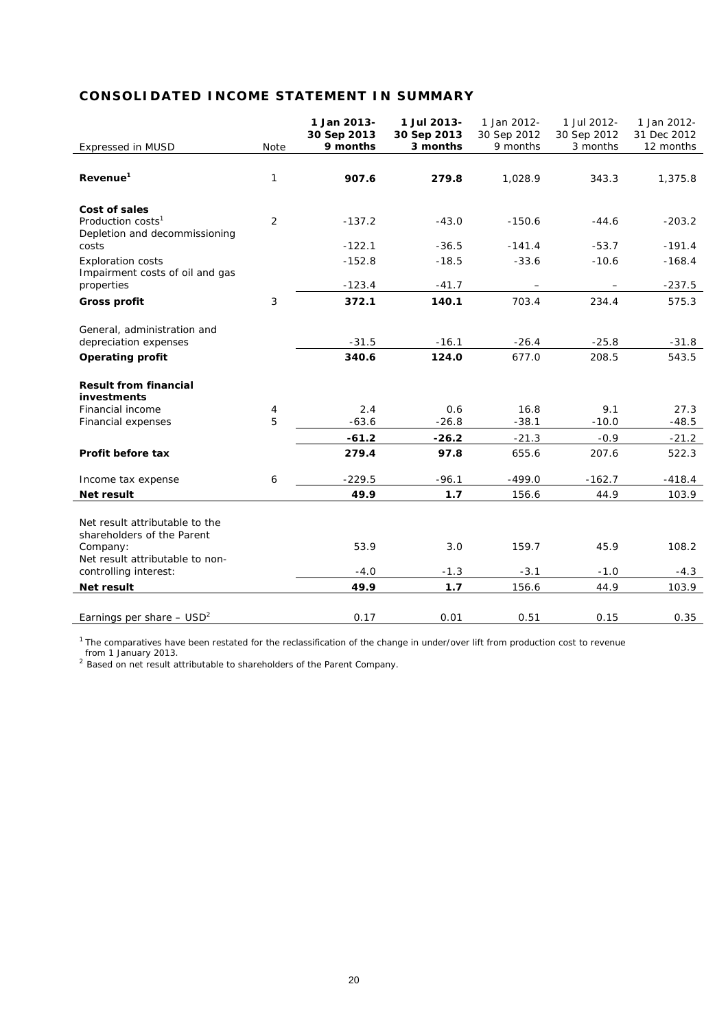## CONSOLIDATED INCOME STATEMENT IN SUMMARY

| Expressed in MUSD | Note | **1 Jan 2013- 30 Sep 2013 9 months** | **1 Jul 2013- 30 Sep 2013 3 months** | 1 Jan 2012- 30 Sep 2012 9 months | 1 Jul 2012- 30 Sep 2012 3 months | 1 Jan 2012- 31 Dec 2012 12 months |
|---|---|---|---|---|---|---|
| **Revenue**[1] | 1 | **907.6** | **279.8** | 1,028.9 | 343.3 | 1,375.8 |
| **Cost of sales** | | | | | | |
| Production costs[1] | 2 | -137.2 | -43.0 | -150.6 | -44.6 | -203.2 |
| Depletion and decommissioning costs | | -122.1 | -36.5 | -141.4 | -53.7 | -191.4 |
| Exploration costs | | -152.8 | -18.5 | -33.6 | -10.6 | -168.4 |
| Impairment costs of oil and gas properties | | -123.4 | -41.7 | – | – | -237.5 |
| **Gross profit** | 3 | **372.1** | **140.1** | 703.4 | 234.4 | 575.3 |
| General, administration and depreciation expenses | | -31.5 | -16.1 | -26.4 | -25.8 | -31.8 |
| **Operating profit** | | **340.6** | **124.0** | 677.0 | 208.5 | 543.5 |
| **Result from financial investments** | | | | | | |
| Financial income | 4 | 2.4 | 0.6 | 16.8 | 9.1 | 27.3 |
| Financial expenses | 5 | -63.6 | -26.8 | -38.1 | -10.0 | -48.5 |
| | | **-61.2** | **-26.2** | -21.3 | -0.9 | -21.2 |
| **Profit before tax** | | **279.4** | **97.8** | 655.6 | 207.6 | 522.3 |
| Income tax expense | 6 | -229.5 | -96.1 | -499.0 | -162.7 | -418.4 |
| **Net result** | | **49.9** | **1.7** | 156.6 | 44.9 | 103.9 |
| Net result attributable to the shareholders of the Parent Company: | | 53.9 | 3.0 | 159.7 | 45.9 | 108.2 |
| Net result attributable to non-controlling interest: | | -4.0 | -1.3 | -3.1 | -1.0 | -4.3 |
| **Net result** | | **49.9** | **1.7** | 156.6 | 44.9 | 103.9 |
| Earnings per share – USD[2] | | 0.17 | 0.01 | 0.51 | 0.15 | 0.35 |

[1] The comparatives have been restated for the reclassification of the change in under/over lift from production cost to revenue from 1 January 2013.
[2] Based on net result attributable to shareholders of the Parent Company.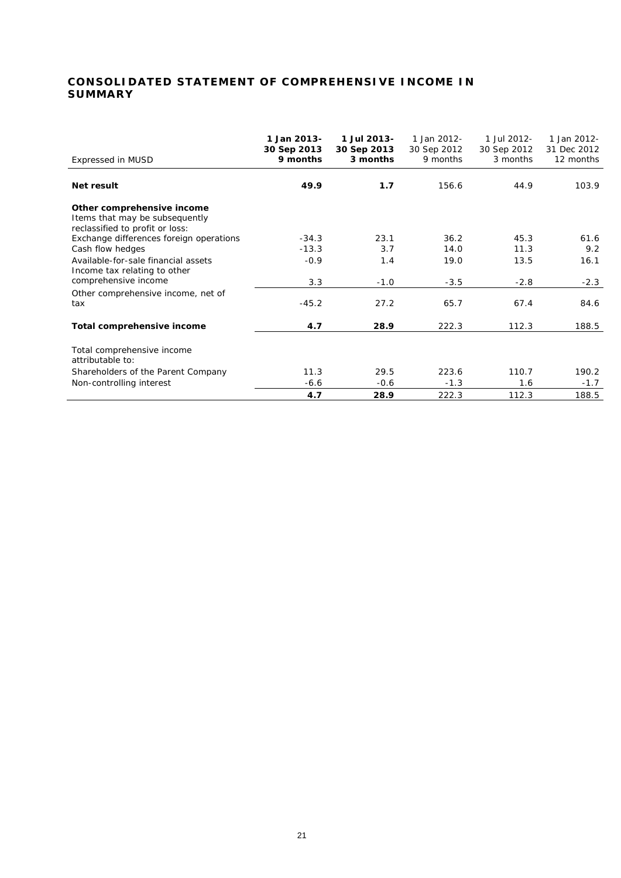## CONSOLIDATED STATEMENT OF COMPREHENSIVE INCOME IN SUMMARY

| Expressed in MUSD | **1 Jan 2013-30 Sep 2013 9 months** | **1 Jul 2013-30 Sep 2013 3 months** | 1 Jan 2012-30 Sep 2012 9 months | 1 Jul 2012-30 Sep 2012 3 months | 1 Jan 2012-31 Dec 2012 12 months |
|---|---|---|---|---|---|
| **Net result** | **49.9** | **1.7** | 156.6 | 44.9 | 103.9 |
| **Other comprehensive income** | | | | | |
| Items that may be subsequently reclassified to profit or loss: | | | | | |
| Exchange differences foreign operations | -34.3 | 23.1 | 36.2 | 45.3 | 61.6 |
| Cash flow hedges | -13.3 | 3.7 | 14.0 | 11.3 | 9.2 |
| Available-for-sale financial assets | -0.9 | 1.4 | 19.0 | 13.5 | 16.1 |
| Income tax relating to other comprehensive income | 3.3 | -1.0 | -3.5 | -2.8 | -2.3 |
| Other comprehensive income, net of tax | -45.2 | 27.2 | 65.7 | 67.4 | 84.6 |
| **Total comprehensive income** | **4.7** | **28.9** | 222.3 | 112.3 | 188.5 |
| Total comprehensive income attributable to: | | | | | |
| Shareholders of the Parent Company | 11.3 | 29.5 | 223.6 | 110.7 | 190.2 |
| Non-controlling interest | -6.6 | -0.6 | -1.3 | 1.6 | -1.7 |
| | **4.7** | **28.9** | 222.3 | 112.3 | 188.5 |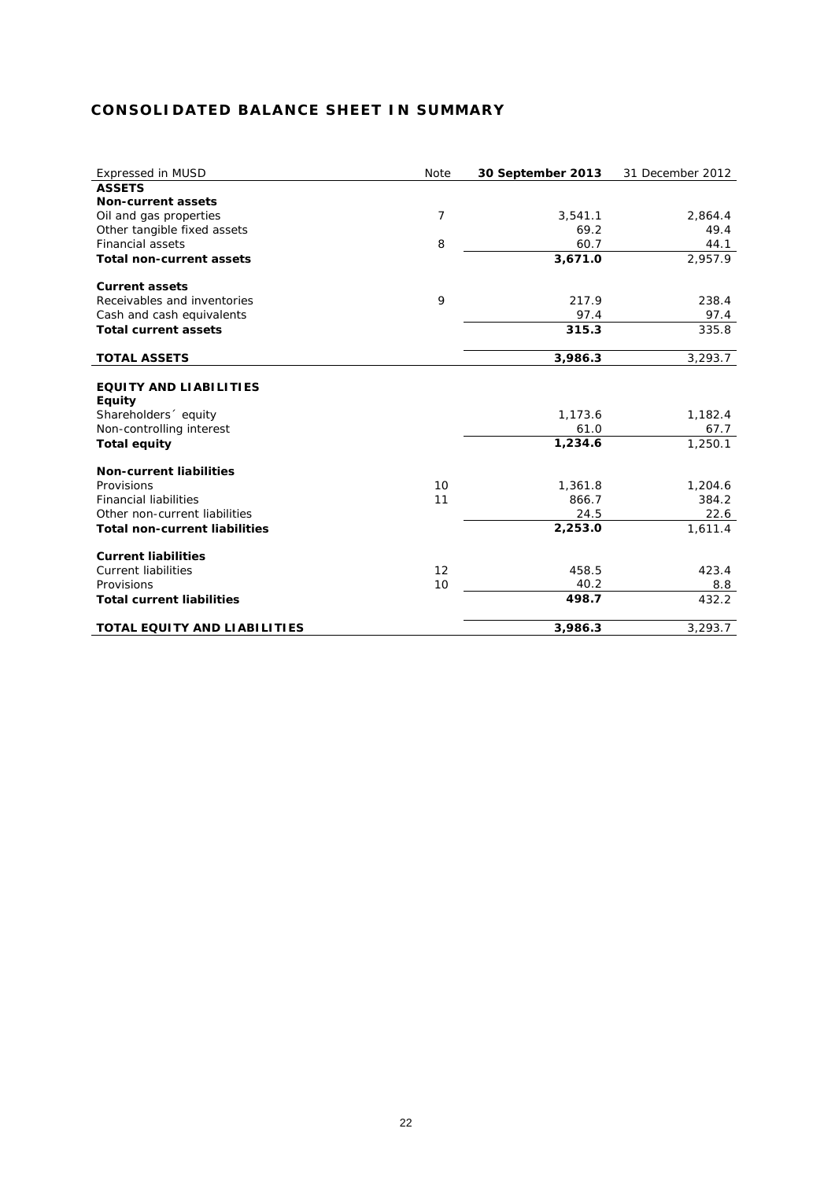## CONSOLIDATED BALANCE SHEET IN SUMMARY

| Expressed in MUSD | Note | 30 September 2013 | 31 December 2012 |
|---|---|---|---|
| **ASSETS** | | | |
| **Non-current assets** | | | |
| Oil and gas properties | 7 | 3,541.1 | 2,864.4 |
| Other tangible fixed assets | | 69.2 | 49.4 |
| Financial assets | 8 | 60.7 | 44.1 |
| **Total non-current assets** | | **3,671.0** | 2,957.9 |
| | | | |
| **Current assets** | | | |
| Receivables and inventories | 9 | 217.9 | 238.4 |
| Cash and cash equivalents | | 97.4 | 97.4 |
| **Total current assets** | | **315.3** | 335.8 |
| | | | |
| **TOTAL ASSETS** | | **3,986.3** | 3,293.7 |
| | | | |
| **EQUITY AND LIABILITIES** | | | |
| **Equity** | | | |
| Shareholders´ equity | | 1,173.6 | 1,182.4 |
| Non-controlling interest | | 61.0 | 67.7 |
| **Total equity** | | **1,234.6** | 1,250.1 |
| | | | |
| **Non-current liabilities** | | | |
| Provisions | 10 | 1,361.8 | 1,204.6 |
| Financial liabilities | 11 | 866.7 | 384.2 |
| Other non-current liabilities | | 24.5 | 22.6 |
| **Total non-current liabilities** | | **2,253.0** | 1,611.4 |
| | | | |
| **Current liabilities** | | | |
| Current liabilities | 12 | 458.5 | 423.4 |
| Provisions | 10 | 40.2 | 8.8 |
| **Total current liabilities** | | **498.7** | 432.2 |
| | | | |
| **TOTAL EQUITY AND LIABILITIES** | | **3,986.3** | 3,293.7 |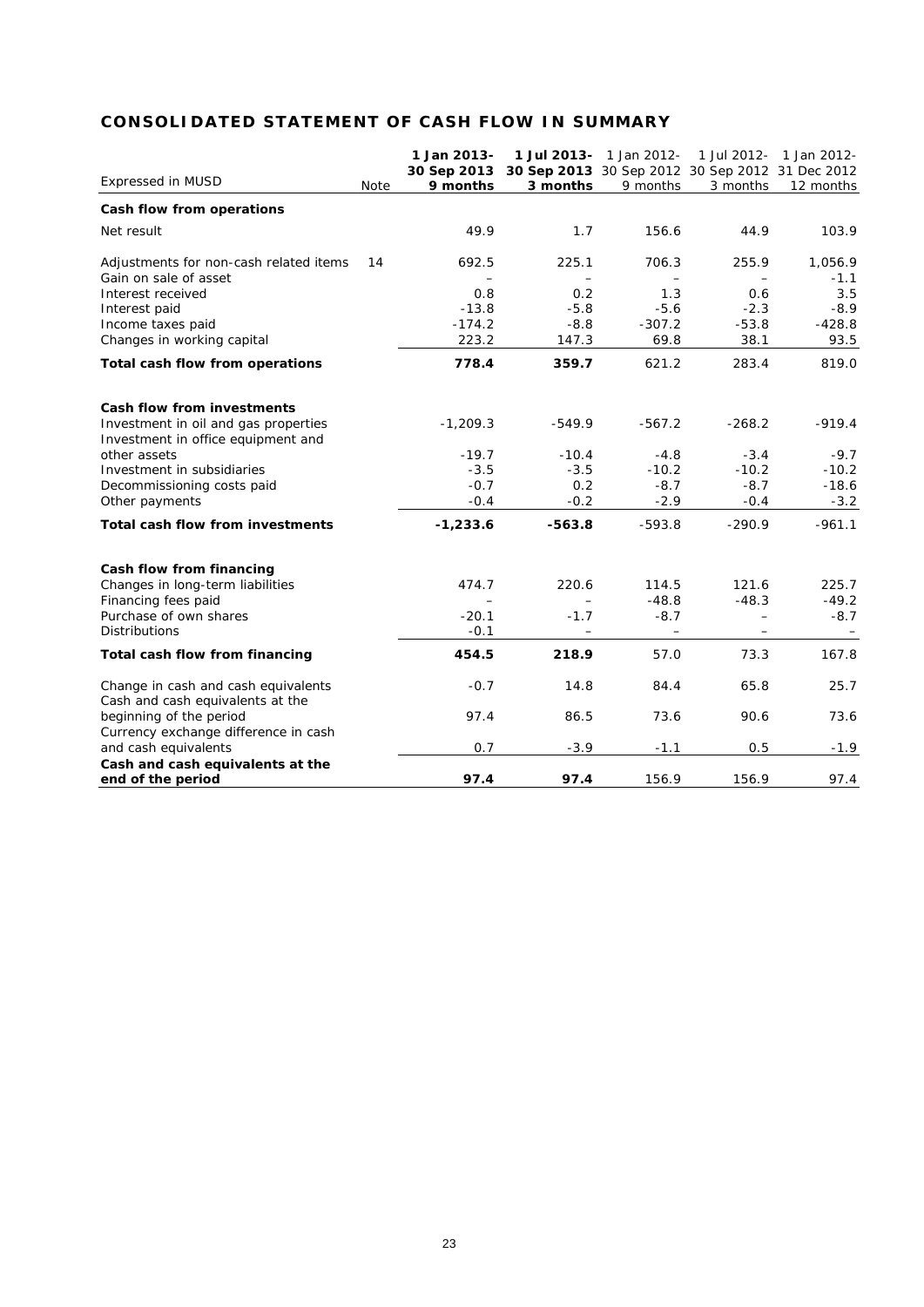## CONSOLIDATED STATEMENT OF CASH FLOW IN SUMMARY

| Expressed in MUSD | Note | 1 Jan 2013- 30 Sep 2013 9 months | 1 Jul 2013- 30 Sep 2013 3 months | 1 Jan 2012- 30 Sep 2012 9 months | 1 Jul 2012- 30 Sep 2012 3 months | 1 Jan 2012- 31 Dec 2012 12 months |
|---|---|---|---|---|---|---|
| **Cash flow from operations** | | | | | | |
| Net result | | 49.9 | 1.7 | 156.6 | 44.9 | 103.9 |
| Adjustments for non-cash related items | 14 | 692.5 | 225.1 | 706.3 | 255.9 | 1,056.9 |
| Gain on sale of asset | | – | – | – | – | -1.1 |
| Interest received | | 0.8 | 0.2 | 1.3 | 0.6 | 3.5 |
| Interest paid | | -13.8 | -5.8 | -5.6 | -2.3 | -8.9 |
| Income taxes paid | | -174.2 | -8.8 | -307.2 | -53.8 | -428.8 |
| Changes in working capital | | 223.2 | 147.3 | 69.8 | 38.1 | 93.5 |
| **Total cash flow from operations** | | **778.4** | **359.7** | 621.2 | 283.4 | 819.0 |
| **Cash flow from investments** | | | | | | |
| Investment in oil and gas properties | | -1,209.3 | -549.9 | -567.2 | -268.2 | -919.4 |
| Investment in office equipment and other assets | | -19.7 | -10.4 | -4.8 | -3.4 | -9.7 |
| Investment in subsidiaries | | -3.5 | -3.5 | -10.2 | -10.2 | -10.2 |
| Decommissioning costs paid | | -0.7 | 0.2 | -8.7 | -8.7 | -18.6 |
| Other payments | | -0.4 | -0.2 | -2.9 | -0.4 | -3.2 |
| **Total cash flow from investments** | | **-1,233.6** | **-563.8** | -593.8 | -290.9 | -961.1 |
| **Cash flow from financing** | | | | | | |
| Changes in long-term liabilities | | 474.7 | 220.6 | 114.5 | 121.6 | 225.7 |
| Financing fees paid | | – | – | -48.8 | -48.3 | -49.2 |
| Purchase of own shares | | -20.1 | -1.7 | -8.7 | – | -8.7 |
| Distributions | | -0.1 | – | – | – | – |
| **Total cash flow from financing** | | **454.5** | **218.9** | 57.0 | 73.3 | 167.8 |
| Change in cash and cash equivalents | | -0.7 | 14.8 | 84.4 | 65.8 | 25.7 |
| Cash and cash equivalents at the beginning of the period | | 97.4 | 86.5 | 73.6 | 90.6 | 73.6 |
| Currency exchange difference in cash and cash equivalents | | 0.7 | -3.9 | -1.1 | 0.5 | -1.9 |
| **Cash and cash equivalents at the end of the period** | | **97.4** | **97.4** | 156.9 | 156.9 | 97.4 |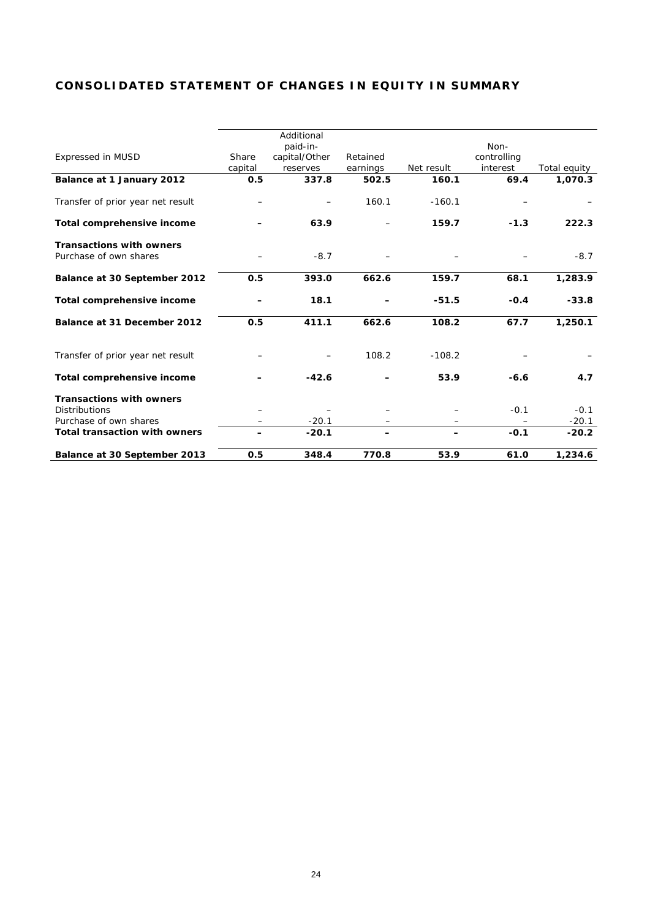## CONSOLIDATED STATEMENT OF CHANGES IN EQUITY IN SUMMARY

| Expressed in MUSD | Share capital | Additional paid-in-capital/Other reserves | Retained earnings | Net result | Non-controlling interest | Total equity |
|---|---|---|---|---|---|---|
| **Balance at 1 January 2012** | **0.5** | **337.8** | **502.5** | **160.1** | **69.4** | **1,070.3** |
| Transfer of prior year net result | – | – | 160.1 | -160.1 | – | – |
| **Total comprehensive income** | **–** | **63.9** | – | **159.7** | **-1.3** | **222.3** |
| **Transactions with owners** | | | | | | |
| Purchase of own shares | – | -8.7 | – | – | – | -8.7 |
| **Balance at 30 September 2012** | **0.5** | **393.0** | **662.6** | **159.7** | **68.1** | **1,283.9** |
| **Total comprehensive income** | **–** | **18.1** | **–** | **-51.5** | **-0.4** | **-33.8** |
| **Balance at 31 December 2012** | **0.5** | **411.1** | **662.6** | **108.2** | **67.7** | **1,250.1** |
| Transfer of prior year net result | – | – | 108.2 | -108.2 | – | – |
| **Total comprehensive income** | **–** | **-42.6** | **–** | **53.9** | **-6.6** | **4.7** |
| **Transactions with owners** | | | | | | |
| Distributions | – | – | – | – | -0.1 | -0.1 |
| Purchase of own shares | – | -20.1 | – | – | – | -20.1 |
| **Total transaction with owners** | **–** | **-20.1** | **–** | **–** | **-0.1** | **-20.2** |
| **Balance at 30 September 2013** | **0.5** | **348.4** | **770.8** | **53.9** | **61.0** | **1,234.6** |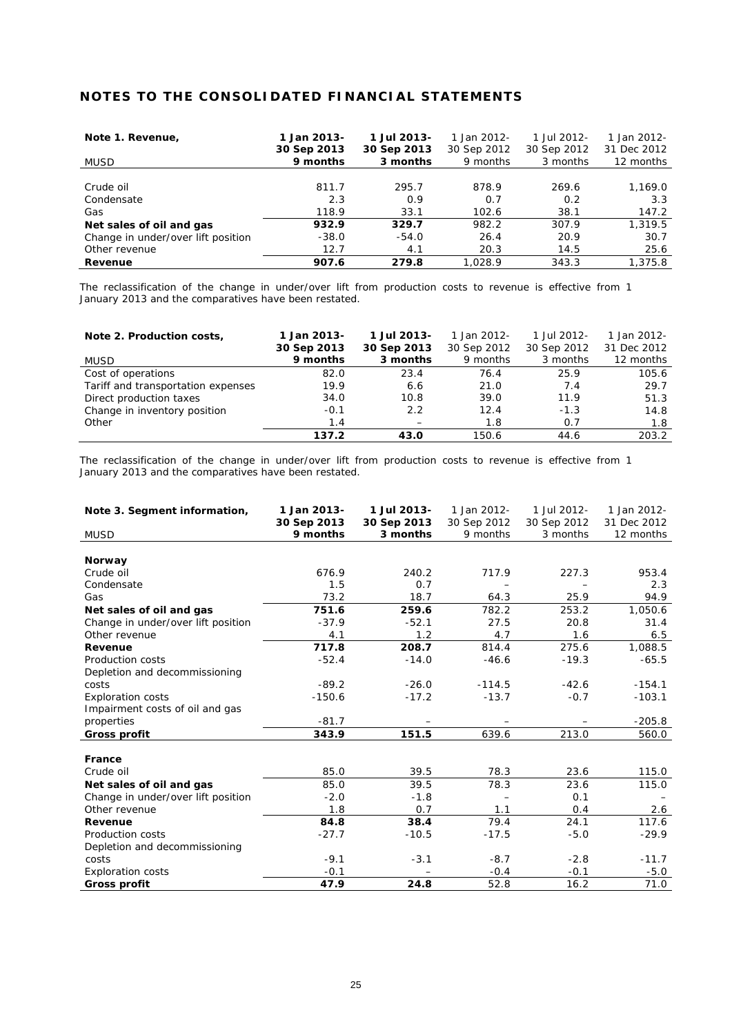## NOTES TO THE CONSOLIDATED FINANCIAL STATEMENTS

| Note 1. Revenue, MUSD | 1 Jan 2013- 30 Sep 2013 9 months | 1 Jul 2013- 30 Sep 2013 3 months | 1 Jan 2012- 30 Sep 2012 9 months | 1 Jul 2012- 30 Sep 2012 3 months | 1 Jan 2012- 31 Dec 2012 12 months |
|---|---|---|---|---|---|
| Crude oil | 811.7 | 295.7 | 878.9 | 269.6 | 1,169.0 |
| Condensate | 2.3 | 0.9 | 0.7 | 0.2 | 3.3 |
| Gas | 118.9 | 33.1 | 102.6 | 38.1 | 147.2 |
| **Net sales of oil and gas** | **932.9** | **329.7** | 982.2 | 307.9 | 1,319.5 |
| Change in under/over lift position | -38.0 | -54.0 | 26.4 | 20.9 | 30.7 |
| Other revenue | 12.7 | 4.1 | 20.3 | 14.5 | 25.6 |
| **Revenue** | **907.6** | **279.8** | 1,028.9 | 343.3 | 1,375.8 |

The reclassification of the change in under/over lift from production costs to revenue is effective from 1 January 2013 and the comparatives have been restated.

| Note 2. Production costs, MUSD | 1 Jan 2013- 30 Sep 2013 9 months | 1 Jul 2013- 30 Sep 2013 3 months | 1 Jan 2012- 30 Sep 2012 9 months | 1 Jul 2012- 30 Sep 2012 3 months | 1 Jan 2012- 31 Dec 2012 12 months |
|---|---|---|---|---|---|
| Cost of operations | 82.0 | 23.4 | 76.4 | 25.9 | 105.6 |
| Tariff and transportation expenses | 19.9 | 6.6 | 21.0 | 7.4 | 29.7 |
| Direct production taxes | 34.0 | 10.8 | 39.0 | 11.9 | 51.3 |
| Change in inventory position | -0.1 | 2.2 | 12.4 | -1.3 | 14.8 |
| Other | 1.4 | – | 1.8 | 0.7 | 1.8 |
| | **137.2** | **43.0** | 150.6 | 44.6 | 203.2 |

The reclassification of the change in under/over lift from production costs to revenue is effective from 1 January 2013 and the comparatives have been restated.

| Note 3. Segment information, MUSD | 1 Jan 2013- 30 Sep 2013 9 months | 1 Jul 2013- 30 Sep 2013 3 months | 1 Jan 2012- 30 Sep 2012 9 months | 1 Jul 2012- 30 Sep 2012 3 months | 1 Jan 2012- 31 Dec 2012 12 months |
|---|---|---|---|---|---|
| **Norway** | | | | | |
| Crude oil | 676.9 | 240.2 | 717.9 | 227.3 | 953.4 |
| Condensate | 1.5 | 0.7 | – | – | 2.3 |
| Gas | 73.2 | 18.7 | 64.3 | 25.9 | 94.9 |
| **Net sales of oil and gas** | **751.6** | **259.6** | 782.2 | 253.2 | 1,050.6 |
| Change in under/over lift position | -37.9 | -52.1 | 27.5 | 20.8 | 31.4 |
| Other revenue | 4.1 | 1.2 | 4.7 | 1.6 | 6.5 |
| **Revenue** | **717.8** | **208.7** | 814.4 | 275.6 | 1,088.5 |
| Production costs | -52.4 | -14.0 | -46.6 | -19.3 | -65.5 |
| Depletion and decommissioning costs | -89.2 | -26.0 | -114.5 | -42.6 | -154.1 |
| Exploration costs | -150.6 | -17.2 | -13.7 | -0.7 | -103.1 |
| Impairment costs of oil and gas properties | -81.7 | – | – | – | -205.8 |
| **Gross profit** | **343.9** | **151.5** | 639.6 | 213.0 | 560.0 |
| **France** | | | | | |
| Crude oil | 85.0 | 39.5 | 78.3 | 23.6 | 115.0 |
| **Net sales of oil and gas** | **85.0** | **39.5** | 78.3 | 23.6 | 115.0 |
| Change in under/over lift position | -2.0 | -1.8 | – | 0.1 | – |
| Other revenue | 1.8 | 0.7 | 1.1 | 0.4 | 2.6 |
| **Revenue** | **84.8** | **38.4** | 79.4 | 24.1 | 117.6 |
| Production costs | -27.7 | -10.5 | -17.5 | -5.0 | -29.9 |
| Depletion and decommissioning costs | -9.1 | -3.1 | -8.7 | -2.8 | -11.7 |
| Exploration costs | -0.1 | – | -0.4 | -0.1 | -5.0 |
| **Gross profit** | **47.9** | **24.8** | 52.8 | 16.2 | 71.0 |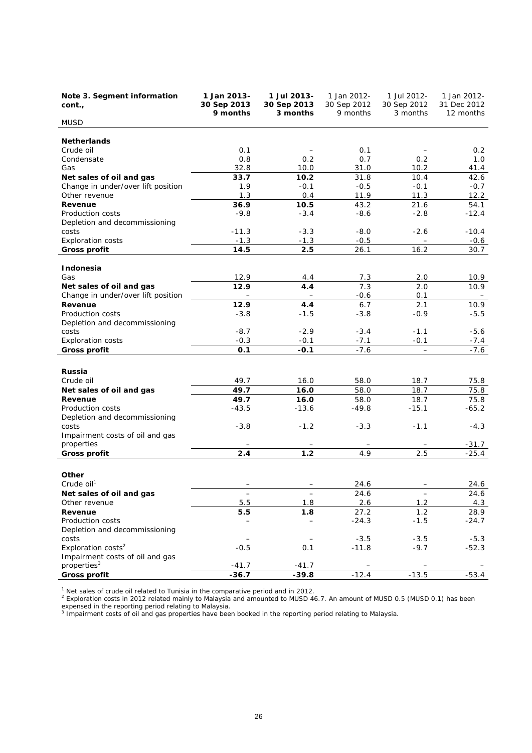| Note 3. Segment information cont., | 1 Jan 2013- 30 Sep 2013 9 months | 1 Jul 2013- 30 Sep 2013 3 months | 1 Jan 2012- 30 Sep 2012 9 months | 1 Jul 2012- 30 Sep 2012 3 months | 1 Jan 2012- 31 Dec 2012 12 months |
|---|---|---|---|---|---|
| MUSD | | | | | |
| **Netherlands** | | | | | |
| Crude oil | 0.1 | – | 0.1 | – | 0.2 |
| Condensate | 0.8 | 0.2 | 0.7 | 0.2 | 1.0 |
| Gas | 32.8 | 10.0 | 31.0 | 10.2 | 41.4 |
| **Net sales of oil and gas** | **33.7** | **10.2** | 31.8 | 10.4 | 42.6 |
| Change in under/over lift position | 1.9 | -0.1 | -0.5 | -0.1 | -0.7 |
| Other revenue | 1.3 | 0.4 | 11.9 | 11.3 | 12.2 |
| **Revenue** | **36.9** | **10.5** | 43.2 | 21.6 | 54.1 |
| Production costs | -9.8 | -3.4 | -8.6 | -2.8 | -12.4 |
| Depletion and decommissioning costs | -11.3 | -3.3 | -8.0 | -2.6 | -10.4 |
| Exploration costs | -1.3 | -1.3 | -0.5 | – | -0.6 |
| **Gross profit** | **14.5** | **2.5** | 26.1 | 16.2 | 30.7 |
| **Indonesia** | | | | | |
| Gas | 12.9 | 4.4 | 7.3 | 2.0 | 10.9 |
| **Net sales of oil and gas** | **12.9** | **4.4** | 7.3 | 2.0 | 10.9 |
| Change in under/over lift position | – | – | -0.6 | 0.1 | – |
| **Revenue** | **12.9** | **4.4** | 6.7 | 2.1 | 10.9 |
| Production costs | -3.8 | -1.5 | -3.8 | -0.9 | -5.5 |
| Depletion and decommissioning costs | -8.7 | -2.9 | -3.4 | -1.1 | -5.6 |
| Exploration costs | -0.3 | -0.1 | -7.1 | -0.1 | -7.4 |
| **Gross profit** | **0.1** | **-0.1** | -7.6 | – | -7.6 |
| **Russia** | | | | | |
| Crude oil | 49.7 | 16.0 | 58.0 | 18.7 | 75.8 |
| **Net sales of oil and gas** | **49.7** | **16.0** | 58.0 | 18.7 | 75.8 |
| **Revenue** | **49.7** | **16.0** | 58.0 | 18.7 | 75.8 |
| Production costs | -43.5 | -13.6 | -49.8 | -15.1 | -65.2 |
| Depletion and decommissioning costs | -3.8 | -1.2 | -3.3 | -1.1 | -4.3 |
| Impairment costs of oil and gas properties | – | – | – | – | -31.7 |
| **Gross profit** | **2.4** | **1.2** | 4.9 | 2.5 | -25.4 |
| **Other** | | | | | |
| Crude oil[1] | – | – | 24.6 | – | 24.6 |
| **Net sales of oil and gas** | – | – | 24.6 | – | 24.6 |
| Other revenue | 5.5 | 1.8 | 2.6 | 1.2 | 4.3 |
| **Revenue** | **5.5** | **1.8** | 27.2 | 1.2 | 28.9 |
| Production costs | – | – | -24.3 | -1.5 | -24.7 |
| Depletion and decommissioning costs | – | – | -3.5 | -3.5 | -5.3 |
| Exploration costs[2] | -0.5 | 0.1 | -11.8 | -9.7 | -52.3 |
| Impairment costs of oil and gas properties[3] | -41.7 | -41.7 | – | – | – |
| **Gross profit** | **-36.7** | **-39.8** | -12.4 | -13.5 | -53.4 |

[1] Net sales of crude oil related to Tunisia in the comparative period and in 2012.
[2] Exploration costs in 2012 related mainly to Malaysia and amounted to MUSD 46.7. An amount of MUSD 0.5 (MUSD 0.1) has been expensed in the reporting period relating to Malaysia.
[3] Impairment costs of oil and gas properties have been booked in the reporting period relating to Malaysia.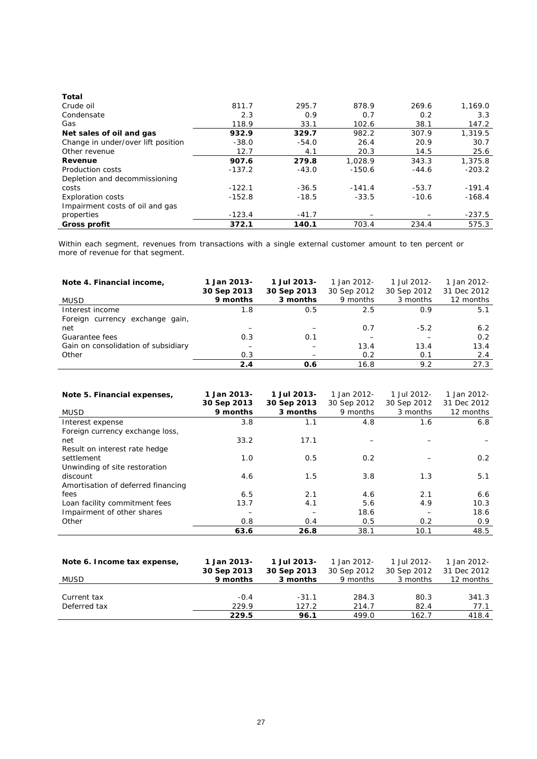| Total | | | | | |
|---|---|---|---|---|---|
| Crude oil | 811.7 | 295.7 | 878.9 | 269.6 | 1,169.0 |
| Condensate | 2.3 | 0.9 | 0.7 | 0.2 | 3.3 |
| Gas | 118.9 | 33.1 | 102.6 | 38.1 | 147.2 |
| **Net sales of oil and gas** | **932.9** | **329.7** | 982.2 | 307.9 | 1,319.5 |
| Change in under/over lift position | -38.0 | -54.0 | 26.4 | 20.9 | 30.7 |
| Other revenue | 12.7 | 4.1 | 20.3 | 14.5 | 25.6 |
| **Revenue** | **907.6** | **279.8** | 1,028.9 | 343.3 | 1,375.8 |
| Production costs | -137.2 | -43.0 | -150.6 | -44.6 | -203.2 |
| Depletion and decommissioning costs | -122.1 | -36.5 | -141.4 | -53.7 | -191.4 |
| Exploration costs | -152.8 | -18.5 | -33.5 | -10.6 | -168.4 |
| Impairment costs of oil and gas properties | -123.4 | -41.7 | – | – | -237.5 |
| **Gross profit** | **372.1** | **140.1** | 703.4 | 234.4 | 575.3 |

Within each segment, revenues from transactions with a single external customer amount to ten percent or more of revenue for that segment.

| **Note 4. Financial income,** MUSD | **1 Jan 2013- 30 Sep 2013 9 months** | **1 Jul 2013- 30 Sep 2013 3 months** | 1 Jan 2012- 30 Sep 2012 9 months | 1 Jul 2012- 30 Sep 2012 3 months | 1 Jan 2012- 31 Dec 2012 12 months |
|---|---|---|---|---|---|
| Interest income | 1.8 | 0.5 | 2.5 | 0.9 | 5.1 |
| Foreign currency exchange gain, net | – | – | 0.7 | -5.2 | 6.2 |
| Guarantee fees | 0.3 | 0.1 | – | – | 0.2 |
| Gain on consolidation of subsidiary | – | – | 13.4 | 13.4 | 13.4 |
| Other | 0.3 | – | 0.2 | 0.1 | 2.4 |
| | **2.4** | **0.6** | 16.8 | 9.2 | 27.3 |

| **Note 5. Financial expenses,** MUSD | **1 Jan 2013- 30 Sep 2013 9 months** | **1 Jul 2013- 30 Sep 2013 3 months** | 1 Jan 2012- 30 Sep 2012 9 months | 1 Jul 2012- 30 Sep 2012 3 months | 1 Jan 2012- 31 Dec 2012 12 months |
|---|---|---|---|---|---|
| Interest expense | 3.8 | 1.1 | 4.8 | 1.6 | 6.8 |
| Foreign currency exchange loss, net | 33.2 | 17.1 | – | – | – |
| Result on interest rate hedge settlement | 1.0 | 0.5 | 0.2 | – | 0.2 |
| Unwinding of site restoration discount | 4.6 | 1.5 | 3.8 | 1.3 | 5.1 |
| Amortisation of deferred financing fees | 6.5 | 2.1 | 4.6 | 2.1 | 6.6 |
| Loan facility commitment fees | 13.7 | 4.1 | 5.6 | 4.9 | 10.3 |
| Impairment of other shares | – | – | 18.6 | – | 18.6 |
| Other | 0.8 | 0.4 | 0.5 | 0.2 | 0.9 |
| | **63.6** | **26.8** | 38.1 | 10.1 | 48.5 |

| **Note 6. Income tax expense,** MUSD | **1 Jan 2013- 30 Sep 2013 9 months** | **1 Jul 2013- 30 Sep 2013 3 months** | 1 Jan 2012- 30 Sep 2012 9 months | 1 Jul 2012- 30 Sep 2012 3 months | 1 Jan 2012- 31 Dec 2012 12 months |
|---|---|---|---|---|---|
| Current tax | -0.4 | -31.1 | 284.3 | 80.3 | 341.3 |
| Deferred tax | 229.9 | 127.2 | 214.7 | 82.4 | 77.1 |
| | **229.5** | **96.1** | 499.0 | 162.7 | 418.4 |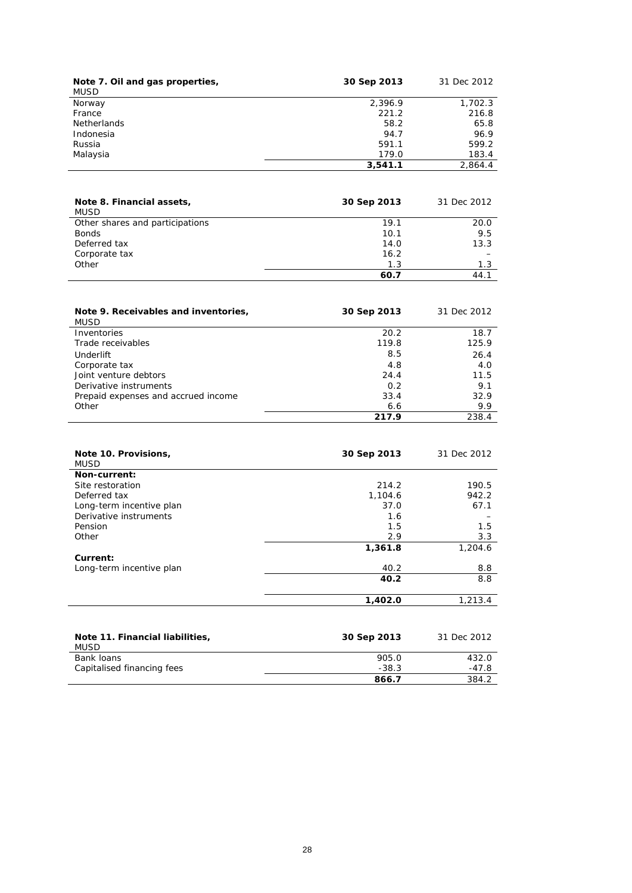| **Note 7. Oil and gas properties,** MUSD | **30 Sep 2013** | 31 Dec 2012 |
|---|---|---|
| Norway | 2,396.9 | 1,702.3 |
| France | 221.2 | 216.8 |
| Netherlands | 58.2 | 65.8 |
| Indonesia | 94.7 | 96.9 |
| Russia | 591.1 | 599.2 |
| Malaysia | 179.0 | 183.4 |
| | **3,541.1** | 2,864.4 |

| **Note 8. Financial assets,** MUSD | **30 Sep 2013** | 31 Dec 2012 |
|---|---|---|
| Other shares and participations | 19.1 | 20.0 |
| Bonds | 10.1 | 9.5 |
| Deferred tax | 14.0 | 13.3 |
| Corporate tax | 16.2 | – |
| Other | 1.3 | 1.3 |
| | **60.7** | 44.1 |

| **Note 9. Receivables and inventories,** MUSD | **30 Sep 2013** | 31 Dec 2012 |
|---|---|---|
| Inventories | 20.2 | 18.7 |
| Trade receivables | 119.8 | 125.9 |
| Underlift | 8.5 | 26.4 |
| Corporate tax | 4.8 | 4.0 |
| Joint venture debtors | 24.4 | 11.5 |
| Derivative instruments | 0.2 | 9.1 |
| Prepaid expenses and accrued income | 33.4 | 32.9 |
| Other | 6.6 | 9.9 |
| | **217.9** | 238.4 |

| **Note 10. Provisions,** MUSD | **30 Sep 2013** | 31 Dec 2012 |
|---|---|---|
| **Non-current:** | | |
| Site restoration | 214.2 | 190.5 |
| Deferred tax | 1,104.6 | 942.2 |
| Long-term incentive plan | 37.0 | 67.1 |
| Derivative instruments | 1.6 | – |
| Pension | 1.5 | 1.5 |
| Other | 2.9 | 3.3 |
| | **1,361.8** | 1,204.6 |
| **Current:** | | |
| Long-term incentive plan | 40.2 | 8.8 |
| | **40.2** | 8.8 |
| | **1,402.0** | 1,213.4 |

| **Note 11. Financial liabilities,** MUSD | **30 Sep 2013** | 31 Dec 2012 |
|---|---|---|
| Bank loans | 905.0 | 432.0 |
| Capitalised financing fees | -38.3 | -47.8 |
| | **866.7** | 384.2 |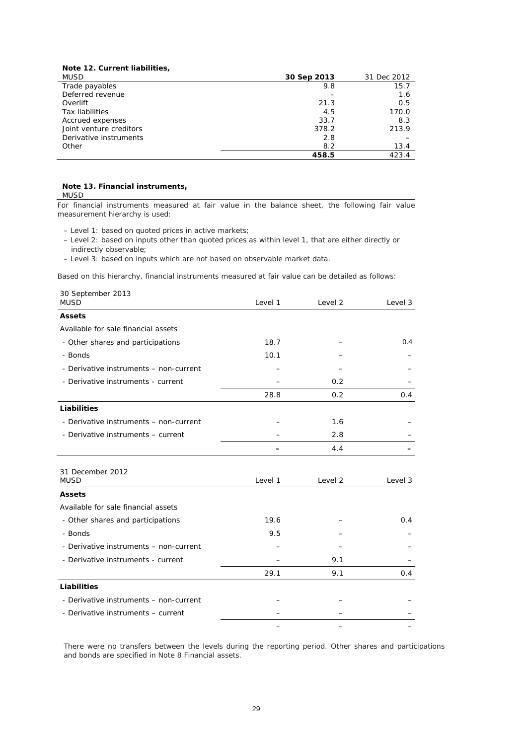**Note 12. Current liabilities,**

| MUSD | **30 Sep 2013** | 31 Dec 2012 |
|---|---|---|
| Trade payables | 9.8 | 15.7 |
| Deferred revenue | – | 1.6 |
| Overlift | 21.3 | 0.5 |
| Tax liabilities | 4.5 | 170.0 |
| Accrued expenses | 33.7 | 8.3 |
| Joint venture creditors | 378.2 | 213.9 |
| Derivative instruments | 2.8 | – |
| Other | 8.2 | 13.4 |
| | **458.5** | 423.4 |

**Note 13. Financial instruments,**
MUSD

For financial instruments measured at fair value in the balance sheet, the following fair value measurement hierarchy is used:

- Level 1: based on quoted prices in active markets;
- Level 2: based on inputs other than quoted prices as within level 1, that are either directly or indirectly observable;
- Level 3: based on inputs which are not based on observable market data.

Based on this hierarchy, financial instruments measured at fair value can be detailed as follows:

| 30 September 2013<br>MUSD | Level 1 | Level 2 | Level 3 |
|---|---|---|---|
| **Assets** | | | |
| Available for sale financial assets | | | |
| - Other shares and participations | 18.7 | – | 0.4 |
| - Bonds | 10.1 | – | – |
| - Derivative instruments – non-current | – | – | – |
| - Derivative instruments - current | – | 0.2 | – |
| | 28.8 | 0.2 | 0.4 |
| **Liabilities** | | | |
| - Derivative instruments – non-current | – | 1.6 | – |
| - Derivative instruments – current | – | 2.8 | – |
| | **–** | 4.4 | **–** |

| 31 December 2012<br>MUSD | Level 1 | Level 2 | Level 3 |
|---|---|---|---|
| **Assets** | | | |
| Available for sale financial assets | | | |
| - Other shares and participations | 19.6 | – | 0.4 |
| - Bonds | 9.5 | – | – |
| - Derivative instruments – non-current | – | – | – |
| - Derivative instruments - current | – | 9.1 | – |
| | 29.1 | 9.1 | 0.4 |
| **Liabilities** | | | |
| - Derivative instruments – non-current | – | – | – |
| - Derivative instruments – current | – | – | – |
| | – | – | – |

There were no transfers between the levels during the reporting period. Other shares and participations and bonds are specified in Note 8 Financial assets.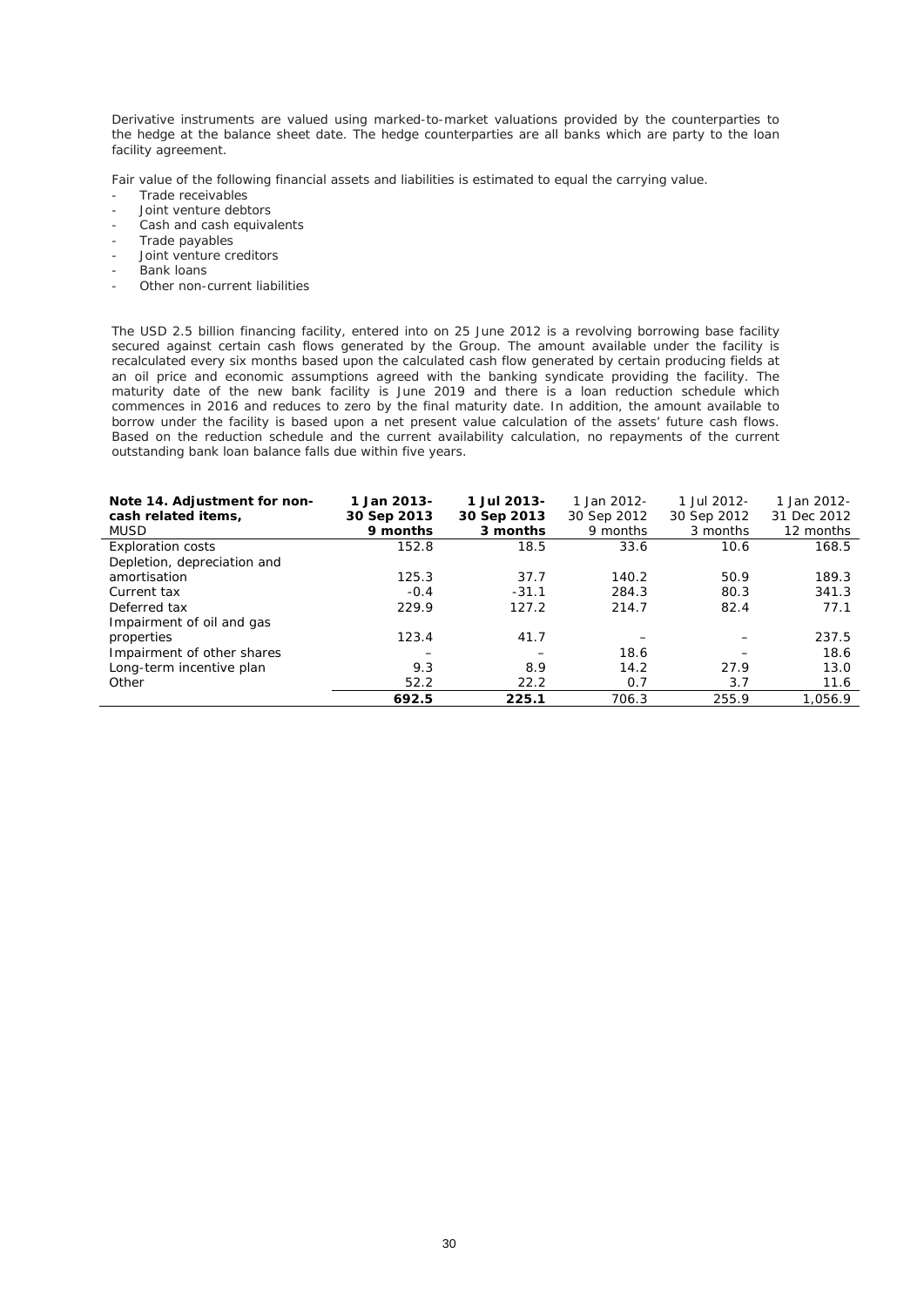Derivative instruments are valued using marked-to-market valuations provided by the counterparties to the hedge at the balance sheet date. The hedge counterparties are all banks which are party to the loan facility agreement.

Fair value of the following financial assets and liabilities is estimated to equal the carrying value.

- Trade receivables
- Joint venture debtors
- Cash and cash equivalents
- Trade payables
- Joint venture creditors
- Bank loans
- Other non-current liabilities

The USD 2.5 billion financing facility, entered into on 25 June 2012 is a revolving borrowing base facility secured against certain cash flows generated by the Group. The amount available under the facility is recalculated every six months based upon the calculated cash flow generated by certain producing fields at an oil price and economic assumptions agreed with the banking syndicate providing the facility. The maturity date of the new bank facility is June 2019 and there is a loan reduction schedule which commences in 2016 and reduces to zero by the final maturity date. In addition, the amount available to borrow under the facility is based upon a net present value calculation of the assets' future cash flows. Based on the reduction schedule and the current availability calculation, no repayments of the current outstanding bank loan balance falls due within five years.

| **Note 14. Adjustment for non-cash related items,** MUSD | **1 Jan 2013-30 Sep 2013 9 months** | **1 Jul 2013-30 Sep 2013 3 months** | 1 Jan 2012-30 Sep 2012 9 months | 1 Jul 2012-30 Sep 2012 3 months | 1 Jan 2012-31 Dec 2012 12 months |
|---|---|---|---|---|---|
| Exploration costs | 152.8 | 18.5 | 33.6 | 10.6 | 168.5 |
| Depletion, depreciation and amortisation | 125.3 | 37.7 | 140.2 | 50.9 | 189.3 |
| Current tax | -0.4 | -31.1 | 284.3 | 80.3 | 341.3 |
| Deferred tax | 229.9 | 127.2 | 214.7 | 82.4 | 77.1 |
| Impairment of oil and gas properties | 123.4 | 41.7 | – | – | 237.5 |
| Impairment of other shares | – | – | 18.6 | – | 18.6 |
| Long-term incentive plan | 9.3 | 8.9 | 14.2 | 27.9 | 13.0 |
| Other | 52.2 | 22.2 | 0.7 | 3.7 | 11.6 |
| | **692.5** | **225.1** | 706.3 | 255.9 | 1,056.9 |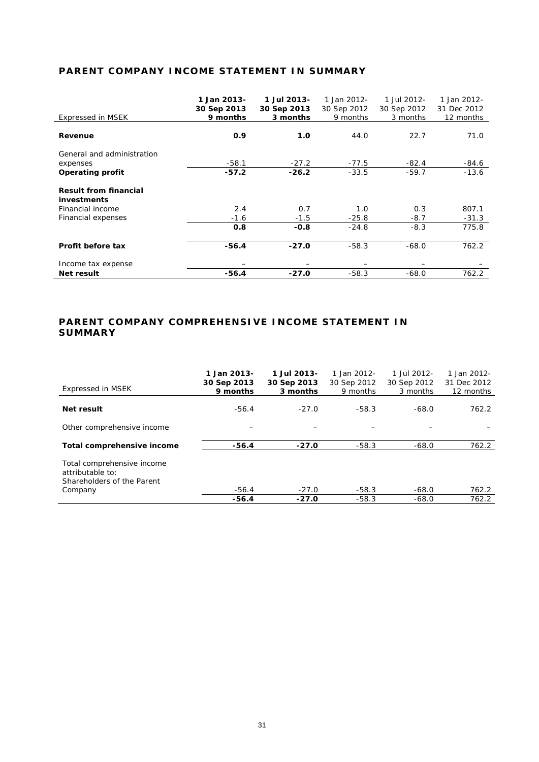## PARENT COMPANY INCOME STATEMENT IN SUMMARY

| Expressed in MSEK | **1 Jan 2013-30 Sep 2013 9 months** | **1 Jul 2013-30 Sep 2013 3 months** | 1 Jan 2012-30 Sep 2012 9 months | 1 Jul 2012-30 Sep 2012 3 months | 1 Jan 2012-31 Dec 2012 12 months |
|---|---|---|---|---|---|
| **Revenue** | **0.9** | **1.0** | 44.0 | 22.7 | 71.0 |
| General and administration expenses | -58.1 | -27.2 | -77.5 | -82.4 | -84.6 |
| **Operating profit** | **-57.2** | **-26.2** | -33.5 | -59.7 | -13.6 |
| **Result from financial investments** | | | | | |
| Financial income | 2.4 | 0.7 | 1.0 | 0.3 | 807.1 |
| Financial expenses | -1.6 | -1.5 | -25.8 | -8.7 | -31.3 |
| | **0.8** | **-0.8** | -24.8 | -8.3 | 775.8 |
| **Profit before tax** | **-56.4** | **-27.0** | -58.3 | -68.0 | 762.2 |
| Income tax expense | – | – | – | – | – |
| **Net result** | **-56.4** | **-27.0** | -58.3 | -68.0 | 762.2 |

## PARENT COMPANY COMPREHENSIVE INCOME STATEMENT IN SUMMARY

| Expressed in MSEK | **1 Jan 2013-30 Sep 2013 9 months** | **1 Jul 2013-30 Sep 2013 3 months** | 1 Jan 2012-30 Sep 2012 9 months | 1 Jul 2012-30 Sep 2012 3 months | 1 Jan 2012-31 Dec 2012 12 months |
|---|---|---|---|---|---|
| **Net result** | -56.4 | -27.0 | -58.3 | -68.0 | 762.2 |
| Other comprehensive income | – | – | – | – | – |
| **Total comprehensive income** | **-56.4** | **-27.0** | -58.3 | -68.0 | 762.2 |
| Total comprehensive income attributable to: | | | | | |
| Shareholders of the Parent Company | -56.4 | -27.0 | -58.3 | -68.0 | 762.2 |
| | **-56.4** | **-27.0** | -58.3 | -68.0 | 762.2 |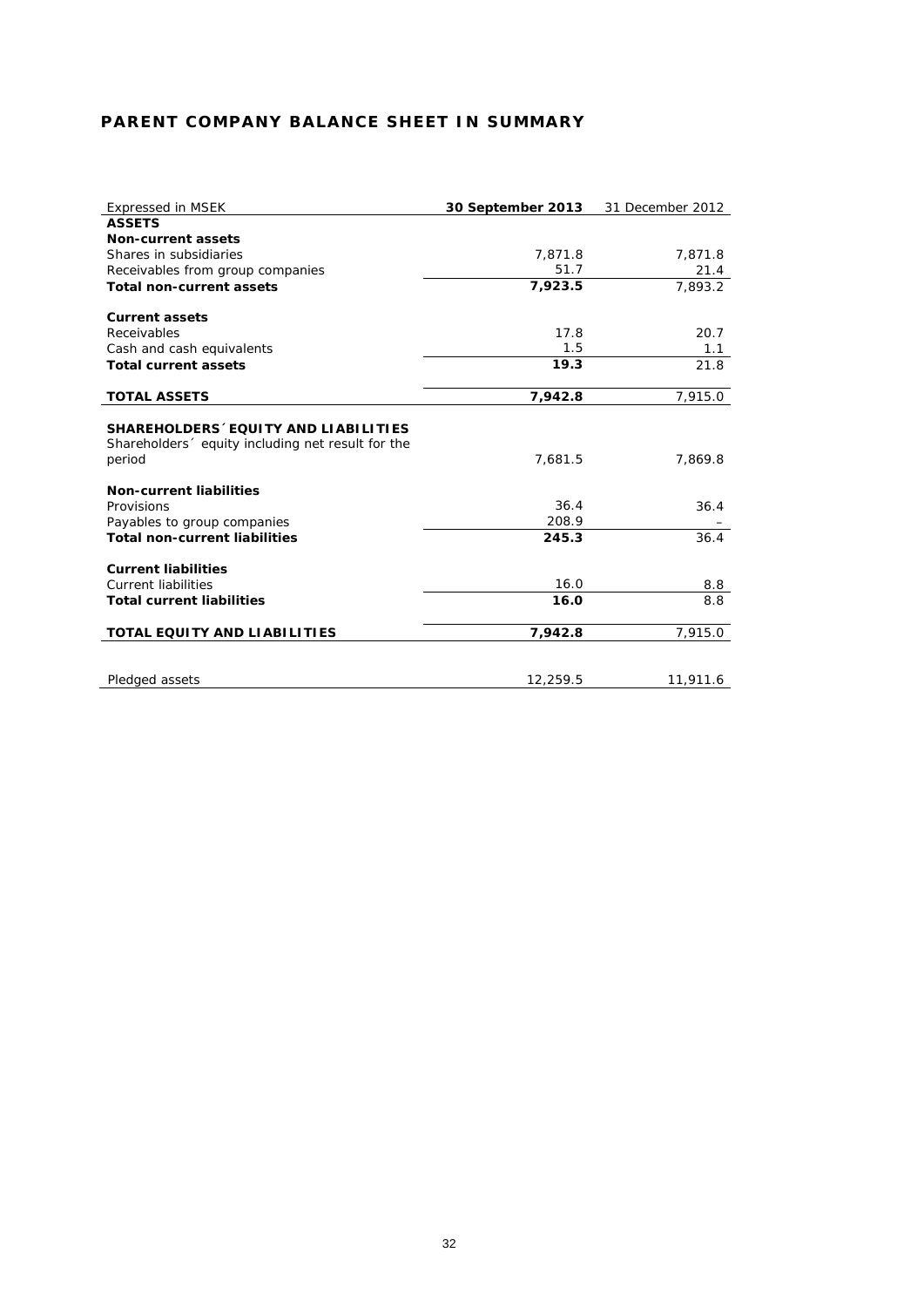## PARENT COMPANY BALANCE SHEET IN SUMMARY

| Expressed in MSEK | **30 September 2013** | 31 December 2012 |
|---|---|---|
| **ASSETS** | | |
| **Non-current assets** | | |
| Shares in subsidiaries | 7,871.8 | 7,871.8 |
| Receivables from group companies | 51.7 | 21.4 |
| **Total non-current assets** | **7,923.5** | 7,893.2 |
| | | |
| **Current assets** | | |
| Receivables | 17.8 | 20.7 |
| Cash and cash equivalents | 1.5 | 1.1 |
| **Total current assets** | **19.3** | 21.8 |
| | | |
| **TOTAL ASSETS** | **7,942.8** | 7,915.0 |
| | | |
| **SHAREHOLDERS´ EQUITY AND LIABILITIES** | | |
| Shareholders´ equity including net result for the period | 7,681.5 | 7,869.8 |
| | | |
| **Non-current liabilities** | | |
| Provisions | 36.4 | 36.4 |
| Payables to group companies | 208.9 | – |
| **Total non-current liabilities** | **245.3** | 36.4 |
| | | |
| **Current liabilities** | | |
| Current liabilities | 16.0 | 8.8 |
| **Total current liabilities** | **16.0** | 8.8 |
| | | |
| **TOTAL EQUITY AND LIABILITIES** | **7,942.8** | 7,915.0 |
| | | |
| Pledged assets | 12,259.5 | 11,911.6 |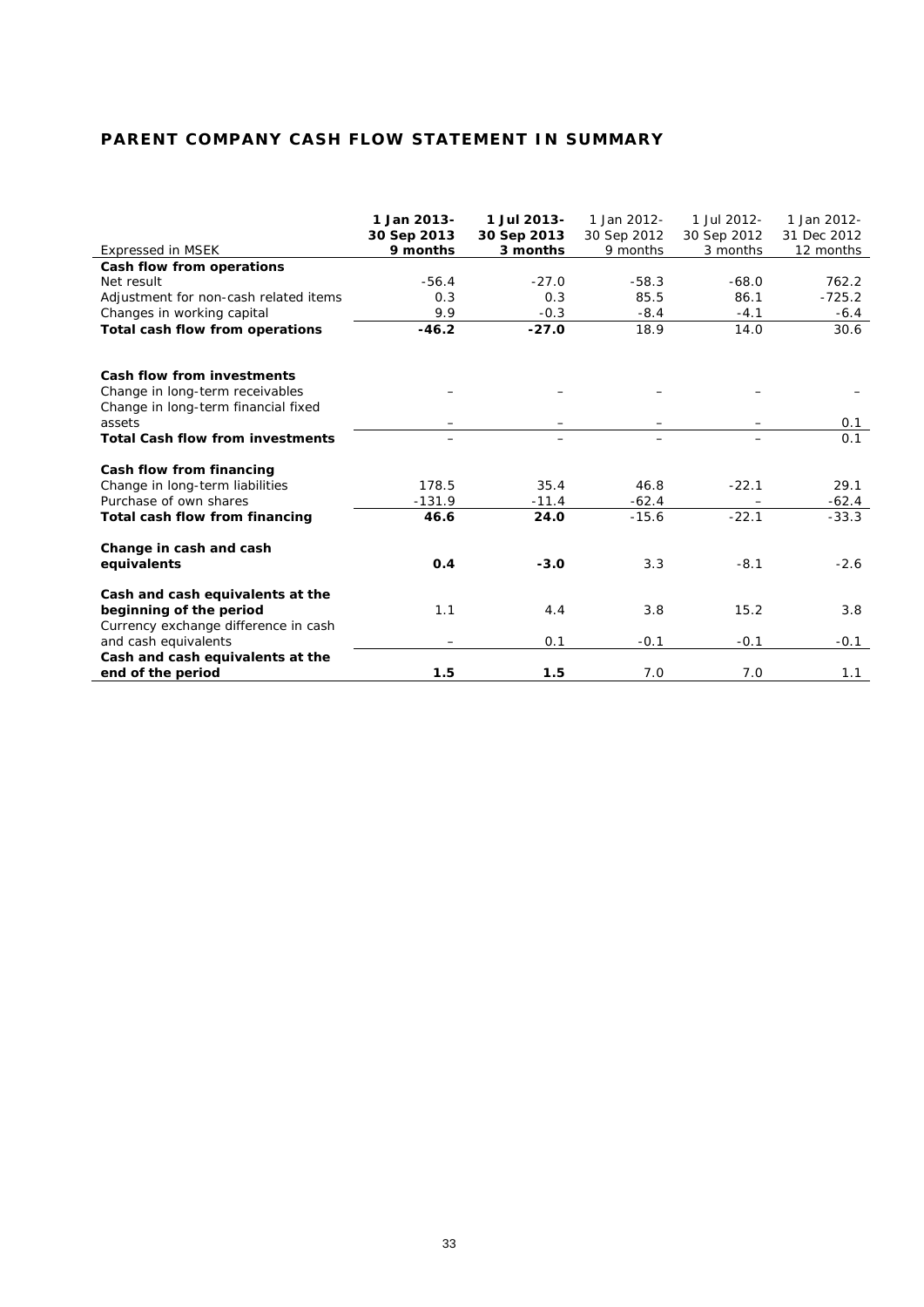## PARENT COMPANY CASH FLOW STATEMENT IN SUMMARY

| Expressed in MSEK | **1 Jan 2013-30 Sep 2013 9 months** | **1 Jul 2013-30 Sep 2013 3 months** | 1 Jan 2012-30 Sep 2012 9 months | 1 Jul 2012-30 Sep 2012 3 months | 1 Jan 2012-31 Dec 2012 12 months |
|---|---|---|---|---|---|
| **Cash flow from operations** | | | | | |
| Net result | -56.4 | -27.0 | -58.3 | -68.0 | 762.2 |
| Adjustment for non-cash related items | 0.3 | 0.3 | 85.5 | 86.1 | -725.2 |
| Changes in working capital | 9.9 | -0.3 | -8.4 | -4.1 | -6.4 |
| **Total cash flow from operations** | **-46.2** | **-27.0** | 18.9 | 14.0 | 30.6 |
| | | | | | |
| **Cash flow from investments** | | | | | |
| Change in long-term receivables | – | – | – | – | – |
| Change in long-term financial fixed assets | – | – | – | – | 0.1 |
| **Total Cash flow from investments** | – | – | – | – | 0.1 |
| | | | | | |
| **Cash flow from financing** | | | | | |
| Change in long-term liabilities | 178.5 | 35.4 | 46.8 | -22.1 | 29.1 |
| Purchase of own shares | -131.9 | -11.4 | -62.4 | – | -62.4 |
| **Total cash flow from financing** | **46.6** | **24.0** | -15.6 | -22.1 | -33.3 |
| | | | | | |
| **Change in cash and cash equivalents** | **0.4** | **-3.0** | 3.3 | -8.1 | -2.6 |
| | | | | | |
| **Cash and cash equivalents at the beginning of the period** | 1.1 | 4.4 | 3.8 | 15.2 | 3.8 |
| Currency exchange difference in cash and cash equivalents | – | 0.1 | -0.1 | -0.1 | -0.1 |
| **Cash and cash equivalents at the end of the period** | **1.5** | **1.5** | 7.0 | 7.0 | 1.1 |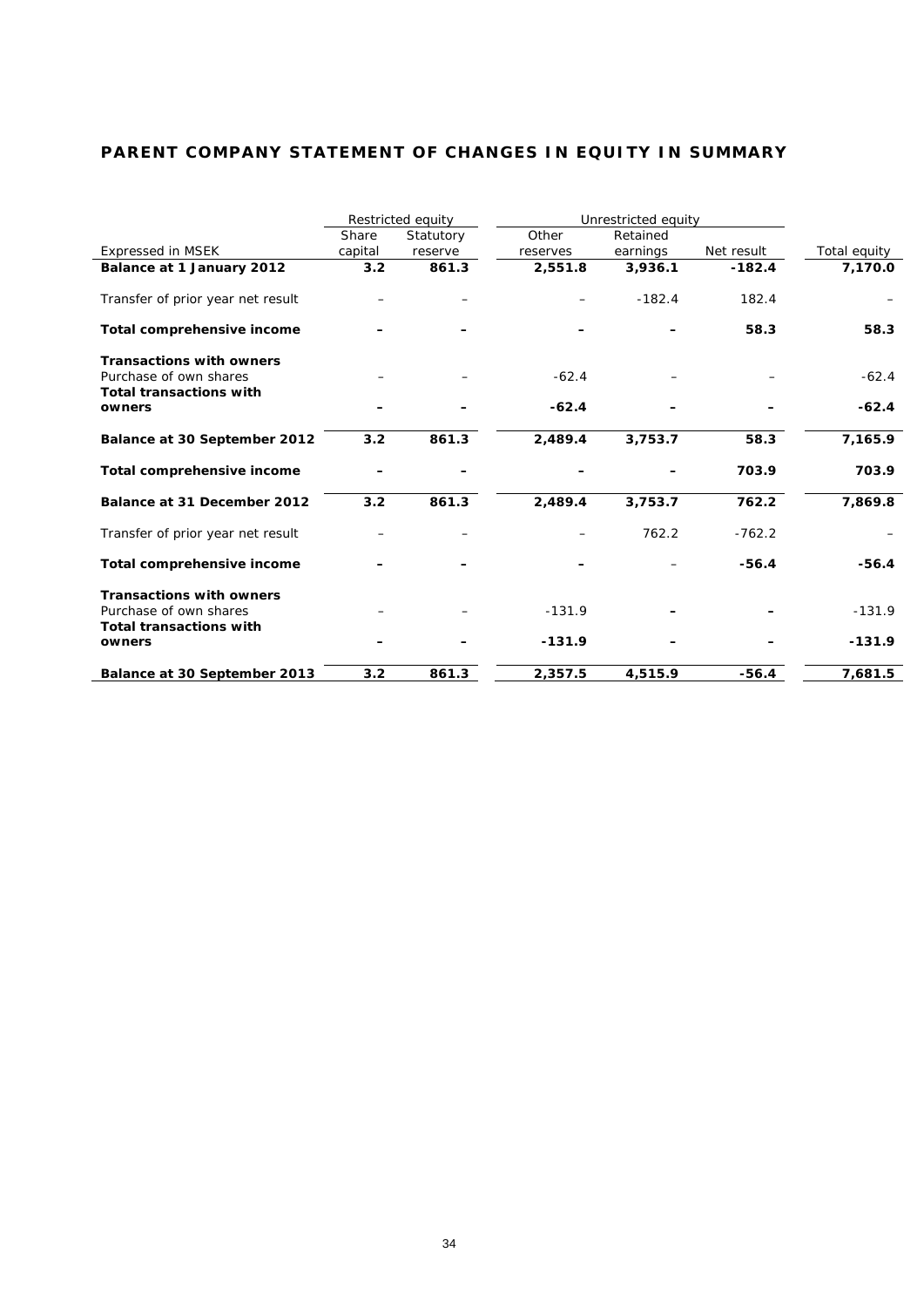## PARENT COMPANY STATEMENT OF CHANGES IN EQUITY IN SUMMARY

| | Restricted equity | | Unrestricted equity | | | |
|---|---|---|---|---|---|---|
| Expressed in MSEK | Share capital | Statutory reserve | Other reserves | Retained earnings | Net result | Total equity |
| **Balance at 1 January 2012** | **3.2** | **861.3** | **2,551.8** | **3,936.1** | **-182.4** | **7,170.0** |
| Transfer of prior year net result | – | – | – | -182.4 | 182.4 | – |
| **Total comprehensive income** | **–** | **–** | **–** | **–** | **58.3** | **58.3** |
| **Transactions with owners** | | | | | | |
| Purchase of own shares | – | – | -62.4 | – | – | -62.4 |
| **Total transactions with owners** | **–** | **–** | **-62.4** | **–** | **–** | **-62.4** |
| **Balance at 30 September 2012** | **3.2** | **861.3** | **2,489.4** | **3,753.7** | **58.3** | **7,165.9** |
| **Total comprehensive income** | **–** | **–** | **–** | **–** | **703.9** | **703.9** |
| **Balance at 31 December 2012** | **3.2** | **861.3** | **2,489.4** | **3,753.7** | **762.2** | **7,869.8** |
| Transfer of prior year net result | – | – | – | 762.2 | -762.2 | – |
| **Total comprehensive income** | **–** | **–** | **–** | – | **-56.4** | **-56.4** |
| **Transactions with owners** | | | | | | |
| Purchase of own shares | – | – | -131.9 | **–** | **–** | -131.9 |
| **Total transactions with owners** | **–** | **–** | **-131.9** | **–** | **–** | **-131.9** |
| **Balance at 30 September 2013** | **3.2** | **861.3** | **2,357.5** | **4,515.9** | **-56.4** | **7,681.5** |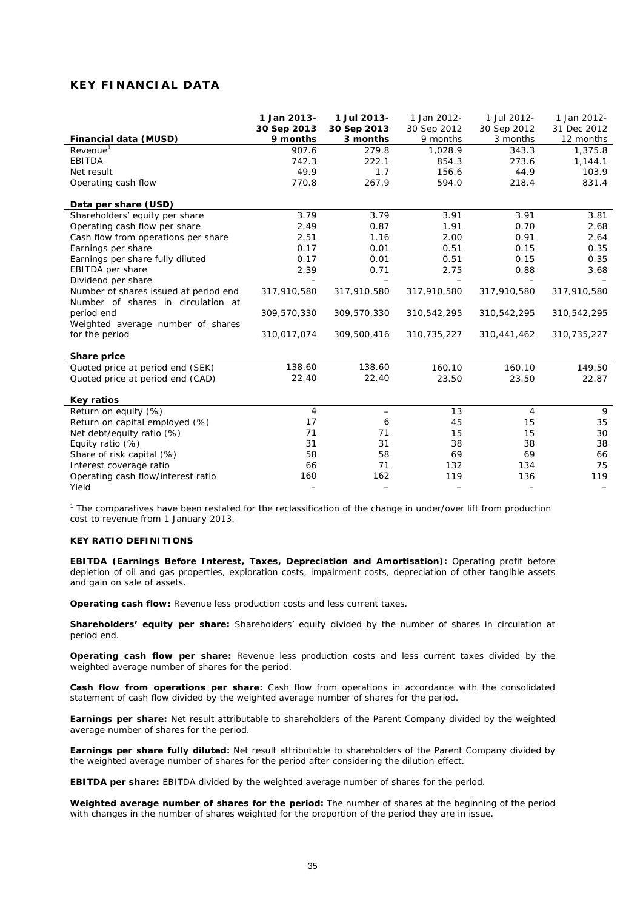## KEY FINANCIAL DATA

| Financial data (MUSD) | 1 Jan 2013- 30 Sep 2013 9 months | 1 Jul 2013- 30 Sep 2013 3 months | 1 Jan 2012- 30 Sep 2012 9 months | 1 Jul 2012- 30 Sep 2012 3 months | 1 Jan 2012- 31 Dec 2012 12 months |
|---|---|---|---|---|---|
| Revenue[1] | 907.6 | 279.8 | 1,028.9 | 343.3 | 1,375.8 |
| EBITDA | 742.3 | 222.1 | 854.3 | 273.6 | 1,144.1 |
| Net result | 49.9 | 1.7 | 156.6 | 44.9 | 103.9 |
| Operating cash flow | 770.8 | 267.9 | 594.0 | 218.4 | 831.4 |
| **Data per share (USD)** | | | | | |
| Shareholders' equity per share | 3.79 | 3.79 | 3.91 | 3.91 | 3.81 |
| Operating cash flow per share | 2.49 | 0.87 | 1.91 | 0.70 | 2.68 |
| Cash flow from operations per share | 2.51 | 1.16 | 2.00 | 0.91 | 2.64 |
| Earnings per share | 0.17 | 0.01 | 0.51 | 0.15 | 0.35 |
| Earnings per share fully diluted | 0.17 | 0.01 | 0.51 | 0.15 | 0.35 |
| EBITDA per share | 2.39 | 0.71 | 2.75 | 0.88 | 3.68 |
| Dividend per share | – | – | – | – | – |
| Number of shares issued at period end | 317,910,580 | 317,910,580 | 317,910,580 | 317,910,580 | 317,910,580 |
| Number of shares in circulation at period end | 309,570,330 | 309,570,330 | 310,542,295 | 310,542,295 | 310,542,295 |
| Weighted average number of shares for the period | 310,017,074 | 309,500,416 | 310,735,227 | 310,441,462 | 310,735,227 |
| **Share price** | | | | | |
| Quoted price at period end (SEK) | 138.60 | 138.60 | 160.10 | 160.10 | 149.50 |
| Quoted price at period end (CAD) | 22.40 | 22.40 | 23.50 | 23.50 | 22.87 |
| **Key ratios** | | | | | |
| Return on equity (%) | 4 | – | 13 | 4 | 9 |
| Return on capital employed (%) | 17 | 6 | 45 | 15 | 35 |
| Net debt/equity ratio (%) | 71 | 71 | 15 | 15 | 30 |
| Equity ratio (%) | 31 | 31 | 38 | 38 | 38 |
| Share of risk capital (%) | 58 | 58 | 69 | 69 | 66 |
| Interest coverage ratio | 66 | 71 | 132 | 134 | 75 |
| Operating cash flow/interest ratio | 160 | 162 | 119 | 136 | 119 |
| Yield | – | – | – | – | – |

[1] The comparatives have been restated for the reclassification of the change in under/over lift from production cost to revenue from 1 January 2013.

### KEY RATIO DEFINITIONS

**EBITDA (Earnings Before Interest, Taxes, Depreciation and Amortisation):** Operating profit before depletion of oil and gas properties, exploration costs, impairment costs, depreciation of other tangible assets and gain on sale of assets.

**Operating cash flow:** Revenue less production costs and less current taxes.

**Shareholders' equity per share:** Shareholders' equity divided by the number of shares in circulation at period end.

**Operating cash flow per share:** Revenue less production costs and less current taxes divided by the weighted average number of shares for the period.

**Cash flow from operations per share:** Cash flow from operations in accordance with the consolidated statement of cash flow divided by the weighted average number of shares for the period.

**Earnings per share:** Net result attributable to shareholders of the Parent Company divided by the weighted average number of shares for the period.

**Earnings per share fully diluted:** Net result attributable to shareholders of the Parent Company divided by the weighted average number of shares for the period after considering the dilution effect.

**EBITDA per share:** EBITDA divided by the weighted average number of shares for the period.

**Weighted average number of shares for the period:** The number of shares at the beginning of the period with changes in the number of shares weighted for the proportion of the period they are in issue.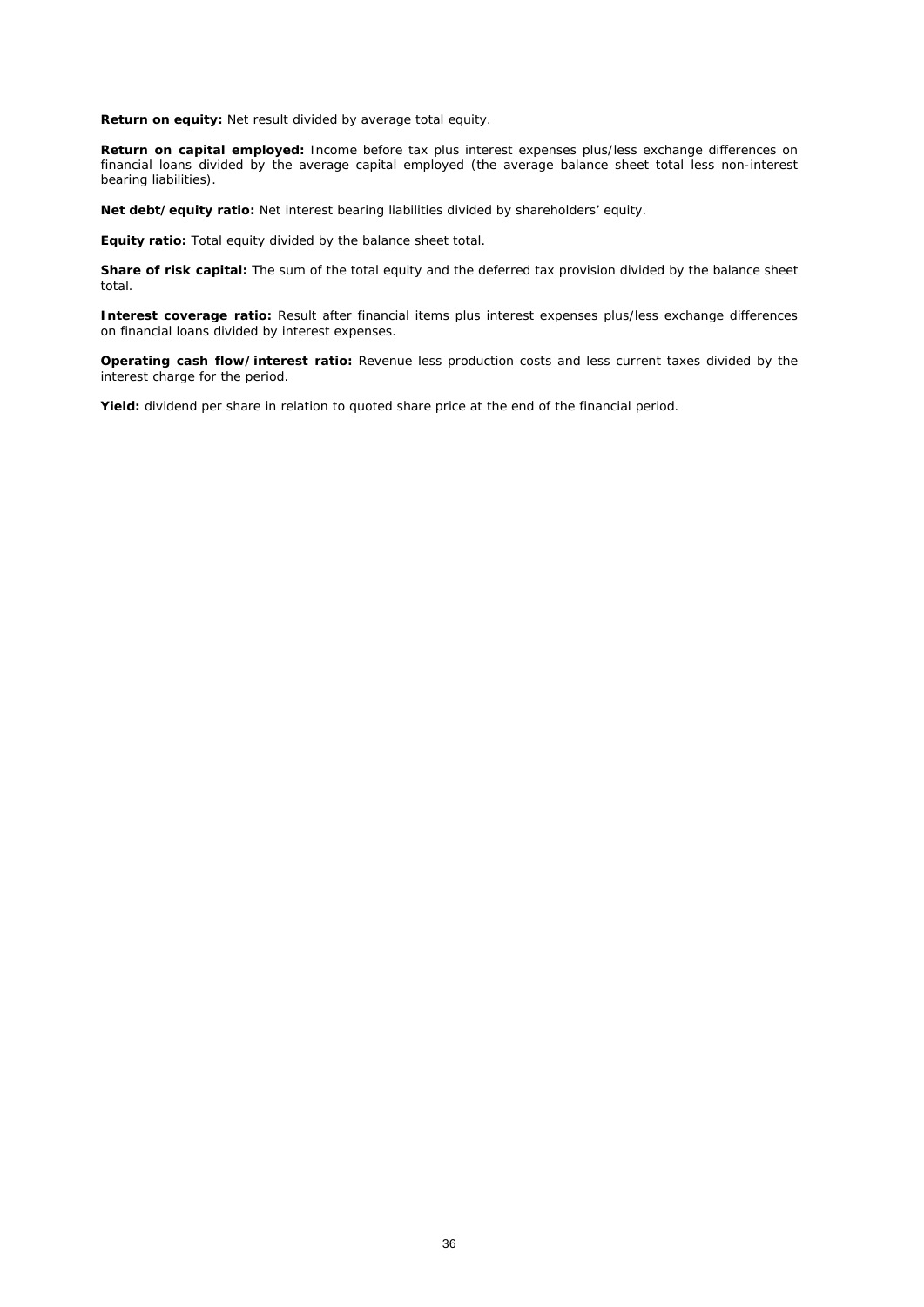**Return on equity:** Net result divided by average total equity.

**Return on capital employed:** Income before tax plus interest expenses plus/less exchange differences on financial loans divided by the average capital employed (the average balance sheet total less non-interest bearing liabilities).

**Net debt/equity ratio:** Net interest bearing liabilities divided by shareholders' equity.

**Equity ratio:** Total equity divided by the balance sheet total.

**Share of risk capital:** The sum of the total equity and the deferred tax provision divided by the balance sheet total.

**Interest coverage ratio:** Result after financial items plus interest expenses plus/less exchange differences on financial loans divided by interest expenses.

**Operating cash flow/interest ratio:** Revenue less production costs and less current taxes divided by the interest charge for the period.

**Yield:** dividend per share in relation to quoted share price at the end of the financial period.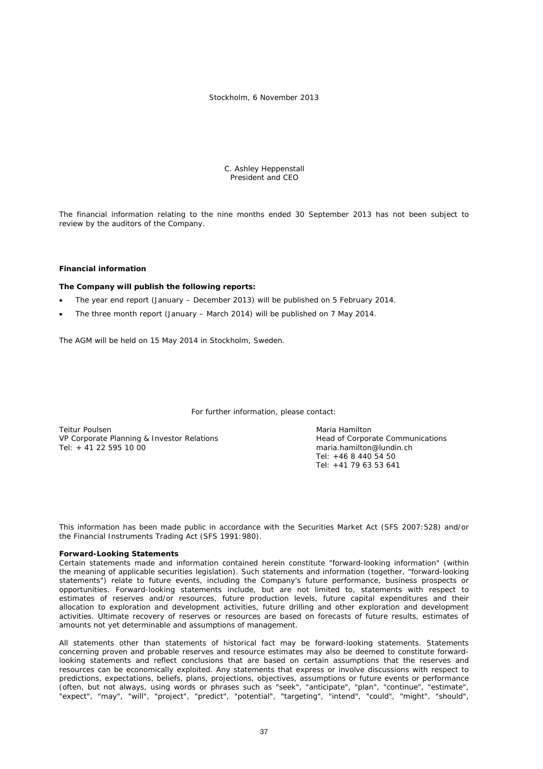Stockholm, 6 November 2013

C. Ashley Heppenstall
President and CEO

The financial information relating to the nine months ended 30 September 2013 has not been subject to review by the auditors of the Company.

**Financial information**

**The Company will publish the following reports:**

- The year end report (January – December 2013) will be published on 5 February 2014.
- The three month report (January – March 2014) will be published on 7 May 2014.

The AGM will be held on 15 May 2014 in Stockholm, Sweden.

For further information, please contact:

Teitur Poulsen
VP Corporate Planning & Investor Relations
Tel: + 41 22 595 10 00

Maria Hamilton
Head of Corporate Communications
maria.hamilton@lundin.ch
Tel: +46 8 440 54 50
Tel: +41 79 63 53 641

This information has been made public in accordance with the Securities Market Act (SFS 2007:528) and/or the Financial Instruments Trading Act (SFS 1991:980).

**Forward-Looking Statements**

Certain statements made and information contained herein constitute "forward-looking information" (within the meaning of applicable securities legislation). Such statements and information (together, "forward-looking statements") relate to future events, including the Company's future performance, business prospects or opportunities. Forward-looking statements include, but are not limited to, statements with respect to estimates of reserves and/or resources, future production levels, future capital expenditures and their allocation to exploration and development activities, future drilling and other exploration and development activities. Ultimate recovery of reserves or resources are based on forecasts of future results, estimates of amounts not yet determinable and assumptions of management.

All statements other than statements of historical fact may be forward-looking statements. Statements concerning proven and probable reserves and resource estimates may also be deemed to constitute forward-looking statements and reflect conclusions that are based on certain assumptions that the reserves and resources can be economically exploited. Any statements that express or involve discussions with respect to predictions, expectations, beliefs, plans, projections, objectives, assumptions or future events or performance (often, but not always, using words or phrases such as "seek", "anticipate", "plan", "continue", "estimate", "expect", "may", "will", "project", "predict", "potential", "targeting", "intend", "could", "might", "should",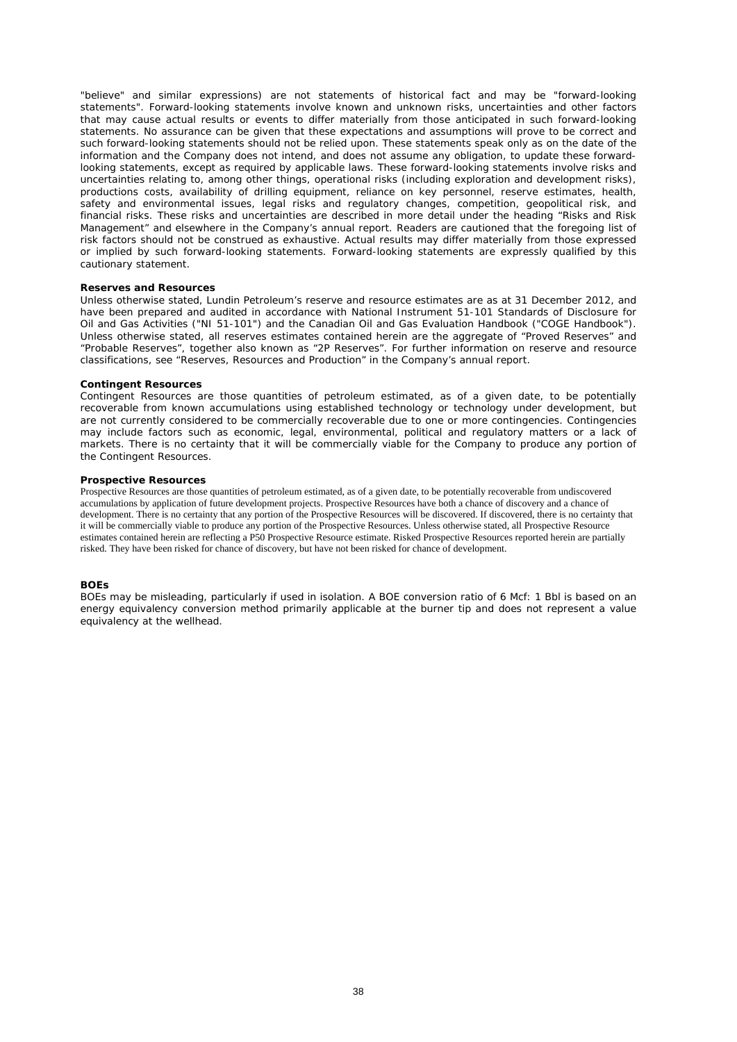"believe" and similar expressions) are not statements of historical fact and may be "forward-looking statements". Forward-looking statements involve known and unknown risks, uncertainties and other factors that may cause actual results or events to differ materially from those anticipated in such forward-looking statements. No assurance can be given that these expectations and assumptions will prove to be correct and such forward-looking statements should not be relied upon. These statements speak only as on the date of the information and the Company does not intend, and does not assume any obligation, to update these forward-looking statements, except as required by applicable laws. These forward-looking statements involve risks and uncertainties relating to, among other things, operational risks (including exploration and development risks), productions costs, availability of drilling equipment, reliance on key personnel, reserve estimates, health, safety and environmental issues, legal risks and regulatory changes, competition, geopolitical risk, and financial risks. These risks and uncertainties are described in more detail under the heading "Risks and Risk Management" and elsewhere in the Company's annual report. Readers are cautioned that the foregoing list of risk factors should not be construed as exhaustive. Actual results may differ materially from those expressed or implied by such forward-looking statements. Forward-looking statements are expressly qualified by this cautionary statement.

**Reserves and Resources**

Unless otherwise stated, Lundin Petroleum's reserve and resource estimates are as at 31 December 2012, and have been prepared and audited in accordance with National Instrument 51-101 Standards of Disclosure for Oil and Gas Activities ("NI 51-101") and the Canadian Oil and Gas Evaluation Handbook ("COGE Handbook"). Unless otherwise stated, all reserves estimates contained herein are the aggregate of "Proved Reserves" and "Probable Reserves", together also known as "2P Reserves". For further information on reserve and resource classifications, see "Reserves, Resources and Production" in the Company's annual report.

**Contingent Resources**

Contingent Resources are those quantities of petroleum estimated, as of a given date, to be potentially recoverable from known accumulations using established technology or technology under development, but are not currently considered to be commercially recoverable due to one or more contingencies. Contingencies may include factors such as economic, legal, environmental, political and regulatory matters or a lack of markets. There is no certainty that it will be commercially viable for the Company to produce any portion of the Contingent Resources.

**Prospective Resources**

Prospective Resources are those quantities of petroleum estimated, as of a given date, to be potentially recoverable from undiscovered accumulations by application of future development projects. Prospective Resources have both a chance of discovery and a chance of development. There is no certainty that any portion of the Prospective Resources will be discovered. If discovered, there is no certainty that it will be commercially viable to produce any portion of the Prospective Resources. Unless otherwise stated, all Prospective Resource estimates contained herein are reflecting a P50 Prospective Resource estimate. Risked Prospective Resources reported herein are partially risked. They have been risked for chance of discovery, but have not been risked for chance of development.

**BOEs**

BOEs may be misleading, particularly if used in isolation. A BOE conversion ratio of 6 Mcf: 1 Bbl is based on an energy equivalency conversion method primarily applicable at the burner tip and does not represent a value equivalency at the wellhead.